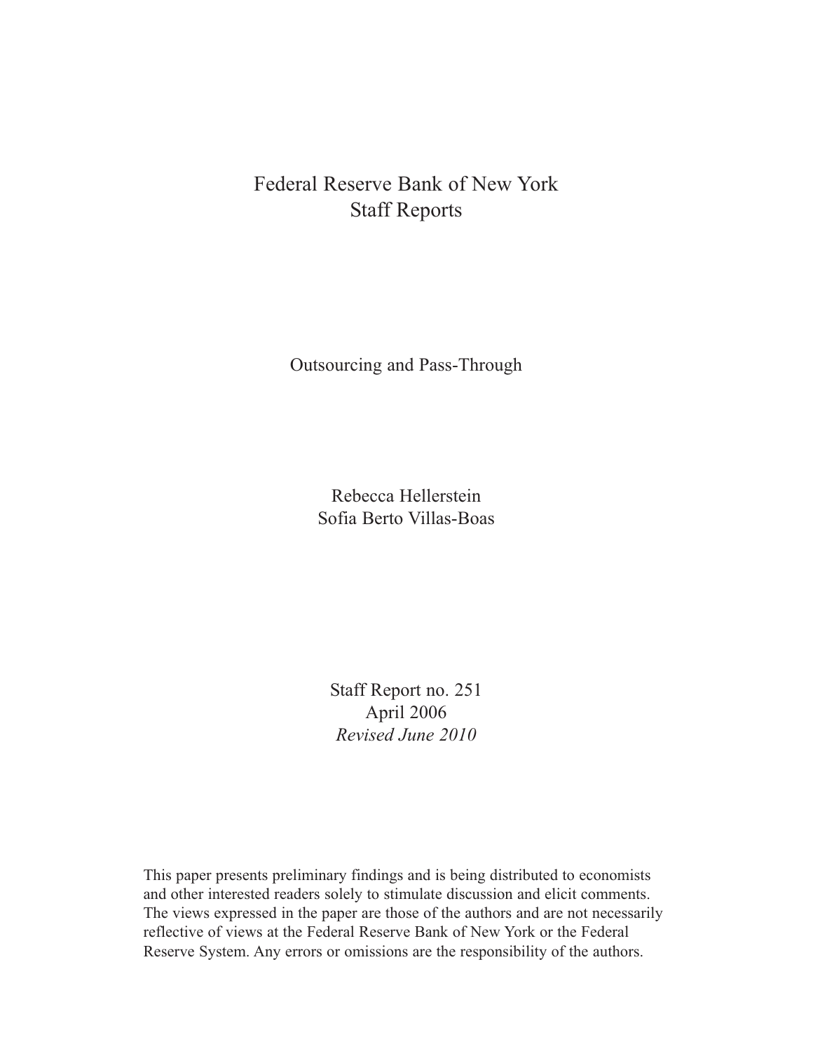# Federal Reserve Bank of New York
# Staff Reports

## Outsourcing and Pass-Through

Rebecca Hellerstein
Sofia Berto Villas-Boas

Staff Report no. 251
April 2006
*Revised June 2010*

This paper presents preliminary findings and is being distributed to economists and other interested readers solely to stimulate discussion and elicit comments. The views expressed in the paper are those of the authors and are not necessarily reflective of views at the Federal Reserve Bank of New York or the Federal Reserve System. Any errors or omissions are the responsibility of the authors.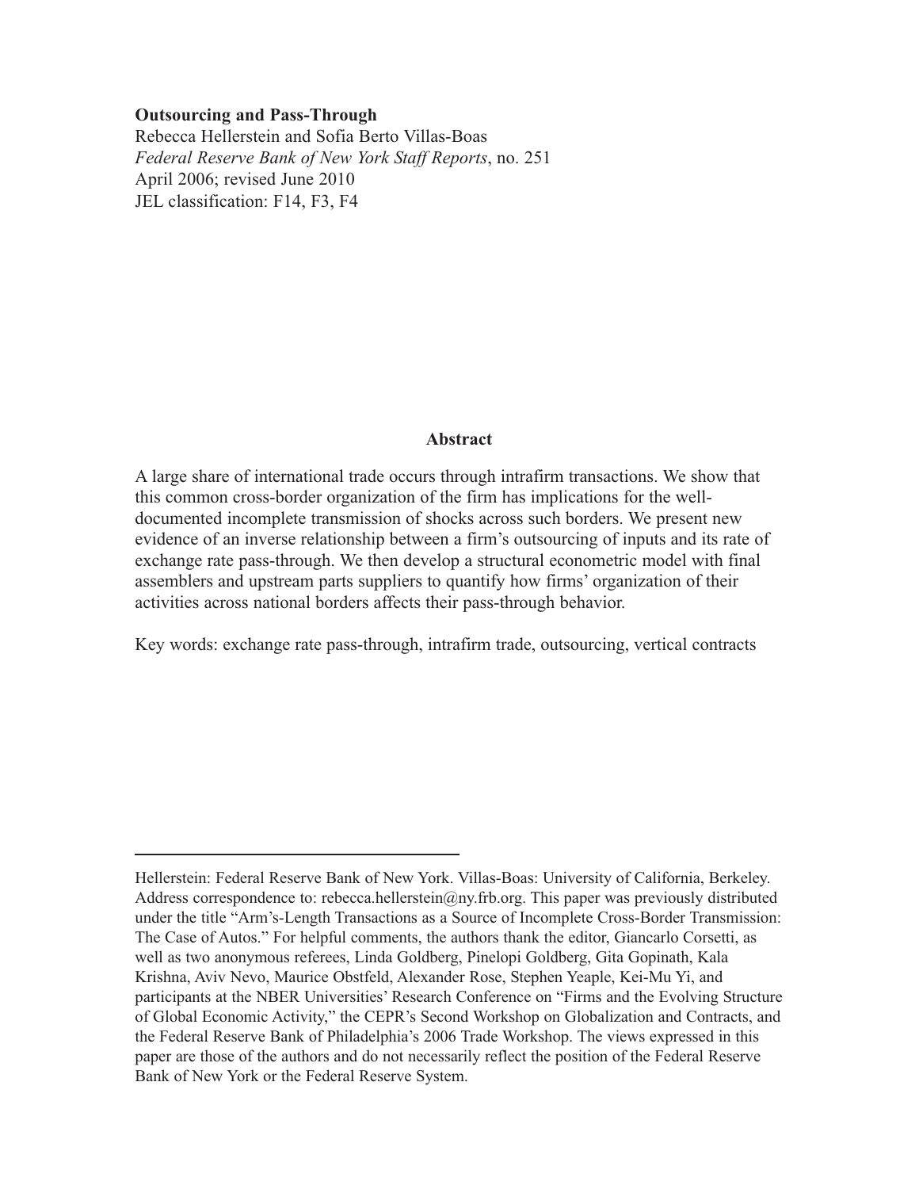**Outsourcing and Pass-Through**

Rebecca Hellerstein and Sofia Berto Villas-Boas

*Federal Reserve Bank of New York Staff Reports*, no. 251

April 2006; revised June 2010

JEL classification: F14, F3, F4

## Abstract

A large share of international trade occurs through intrafirm transactions. We show that this common cross-border organization of the firm has implications for the well-documented incomplete transmission of shocks across such borders. We present new evidence of an inverse relationship between a firm's outsourcing of inputs and its rate of exchange rate pass-through. We then develop a structural econometric model with final assemblers and upstream parts suppliers to quantify how firms' organization of their activities across national borders affects their pass-through behavior.

Key words: exchange rate pass-through, intrafirm trade, outsourcing, vertical contracts

---

Hellerstein: Federal Reserve Bank of New York. Villas-Boas: University of California, Berkeley. Address correspondence to: rebecca.hellerstein@ny.frb.org. This paper was previously distributed under the title "Arm's-Length Transactions as a Source of Incomplete Cross-Border Transmission: The Case of Autos." For helpful comments, the authors thank the editor, Giancarlo Corsetti, as well as two anonymous referees, Linda Goldberg, Pinelopi Goldberg, Gita Gopinath, Kala Krishna, Aviv Nevo, Maurice Obstfeld, Alexander Rose, Stephen Yeaple, Kei-Mu Yi, and participants at the NBER Universities' Research Conference on "Firms and the Evolving Structure of Global Economic Activity," the CEPR's Second Workshop on Globalization and Contracts, and the Federal Reserve Bank of Philadelphia's 2006 Trade Workshop. The views expressed in this paper are those of the authors and do not necessarily reflect the position of the Federal Reserve Bank of New York or the Federal Reserve System.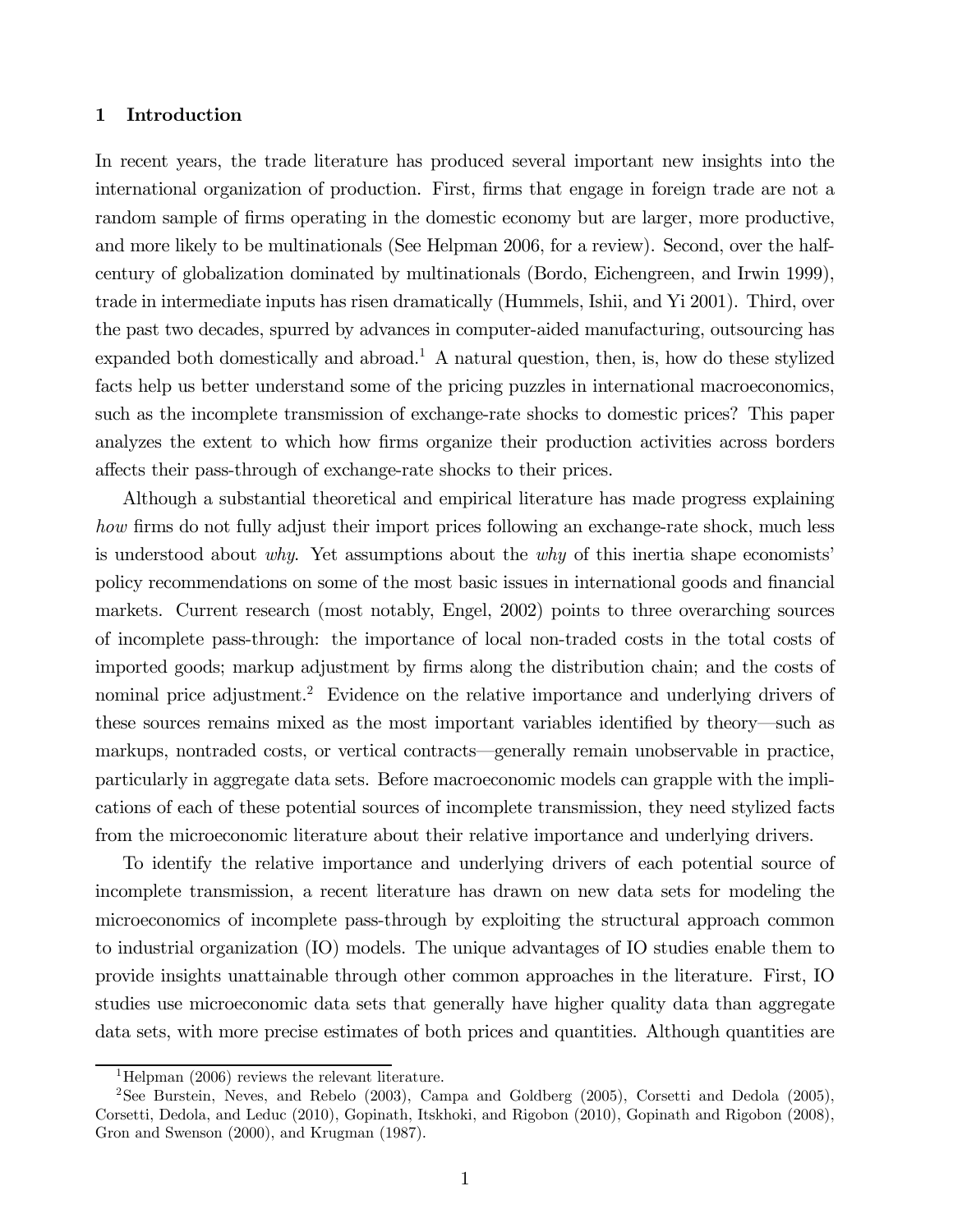## 1 Introduction

In recent years, the trade literature has produced several important new insights into the international organization of production. First, firms that engage in foreign trade are not a random sample of firms operating in the domestic economy but are larger, more productive, and more likely to be multinationals (See Helpman 2006, for a review). Second, over the half-century of globalization dominated by multinationals (Bordo, Eichengreen, and Irwin 1999), trade in intermediate inputs has risen dramatically (Hummels, Ishii, and Yi 2001). Third, over the past two decades, spurred by advances in computer-aided manufacturing, outsourcing has expanded both domestically and abroad.[1] A natural question, then, is, how do these stylized facts help us better understand some of the pricing puzzles in international macroeconomics, such as the incomplete transmission of exchange-rate shocks to domestic prices? This paper analyzes the extent to which how firms organize their production activities across borders affects their pass-through of exchange-rate shocks to their prices.

Although a substantial theoretical and empirical literature has made progress explaining *how* firms do not fully adjust their import prices following an exchange-rate shock, much less is understood about *why*. Yet assumptions about the *why* of this inertia shape economists' policy recommendations on some of the most basic issues in international goods and financial markets. Current research (most notably, Engel, 2002) points to three overarching sources of incomplete pass-through: the importance of local non-traded costs in the total costs of imported goods; markup adjustment by firms along the distribution chain; and the costs of nominal price adjustment.[2] Evidence on the relative importance and underlying drivers of these sources remains mixed as the most important variables identified by theory—such as markups, nontraded costs, or vertical contracts—generally remain unobservable in practice, particularly in aggregate data sets. Before macroeconomic models can grapple with the implications of each of these potential sources of incomplete transmission, they need stylized facts from the microeconomic literature about their relative importance and underlying drivers.

To identify the relative importance and underlying drivers of each potential source of incomplete transmission, a recent literature has drawn on new data sets for modeling the microeconomics of incomplete pass-through by exploiting the structural approach common to industrial organization (IO) models. The unique advantages of IO studies enable them to provide insights unattainable through other common approaches in the literature. First, IO studies use microeconomic data sets that generally have higher quality data than aggregate data sets, with more precise estimates of both prices and quantities. Although quantities are

[1] Helpman (2006) reviews the relevant literature.

[2] See Burstein, Neves, and Rebelo (2003), Campa and Goldberg (2005), Corsetti and Dedola (2005), Corsetti, Dedola, and Leduc (2010), Gopinath, Itskhoki, and Rigobon (2010), Gopinath and Rigobon (2008), Gron and Swenson (2000), and Krugman (1987).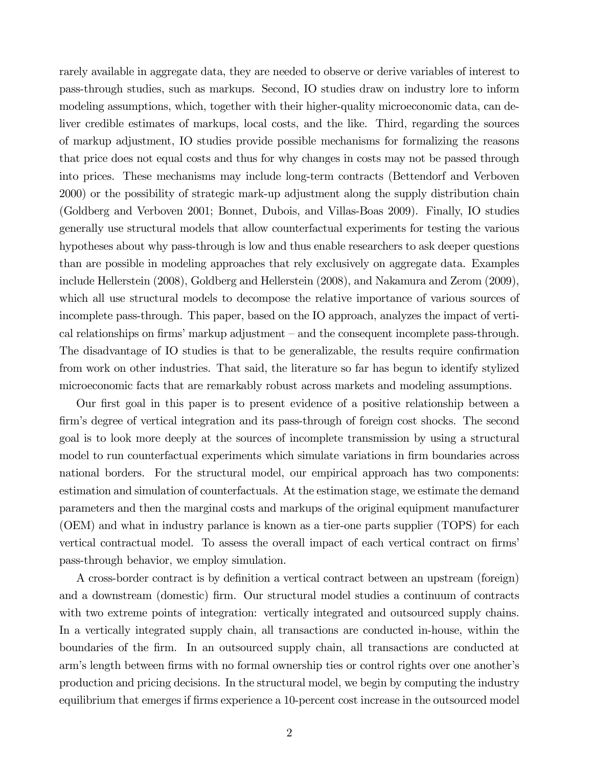rarely available in aggregate data, they are needed to observe or derive variables of interest to pass-through studies, such as markups. Second, IO studies draw on industry lore to inform modeling assumptions, which, together with their higher-quality microeconomic data, can deliver credible estimates of markups, local costs, and the like. Third, regarding the sources of markup adjustment, IO studies provide possible mechanisms for formalizing the reasons that price does not equal costs and thus for why changes in costs may not be passed through into prices. These mechanisms may include long-term contracts (Bettendorf and Verboven 2000) or the possibility of strategic mark-up adjustment along the supply distribution chain (Goldberg and Verboven 2001; Bonnet, Dubois, and Villas-Boas 2009). Finally, IO studies generally use structural models that allow counterfactual experiments for testing the various hypotheses about why pass-through is low and thus enable researchers to ask deeper questions than are possible in modeling approaches that rely exclusively on aggregate data. Examples include Hellerstein (2008), Goldberg and Hellerstein (2008), and Nakamura and Zerom (2009), which all use structural models to decompose the relative importance of various sources of incomplete pass-through. This paper, based on the IO approach, analyzes the impact of vertical relationships on firms' markup adjustment – and the consequent incomplete pass-through. The disadvantage of IO studies is that to be generalizable, the results require confirmation from work on other industries. That said, the literature so far has begun to identify stylized microeconomic facts that are remarkably robust across markets and modeling assumptions.

Our first goal in this paper is to present evidence of a positive relationship between a firm's degree of vertical integration and its pass-through of foreign cost shocks. The second goal is to look more deeply at the sources of incomplete transmission by using a structural model to run counterfactual experiments which simulate variations in firm boundaries across national borders. For the structural model, our empirical approach has two components: estimation and simulation of counterfactuals. At the estimation stage, we estimate the demand parameters and then the marginal costs and markups of the original equipment manufacturer (OEM) and what in industry parlance is known as a tier-one parts supplier (TOPS) for each vertical contractual model. To assess the overall impact of each vertical contract on firms' pass-through behavior, we employ simulation.

A cross-border contract is by definition a vertical contract between an upstream (foreign) and a downstream (domestic) firm. Our structural model studies a continuum of contracts with two extreme points of integration: vertically integrated and outsourced supply chains. In a vertically integrated supply chain, all transactions are conducted in-house, within the boundaries of the firm. In an outsourced supply chain, all transactions are conducted at arm's length between firms with no formal ownership ties or control rights over one another's production and pricing decisions. In the structural model, we begin by computing the industry equilibrium that emerges if firms experience a 10-percent cost increase in the outsourced model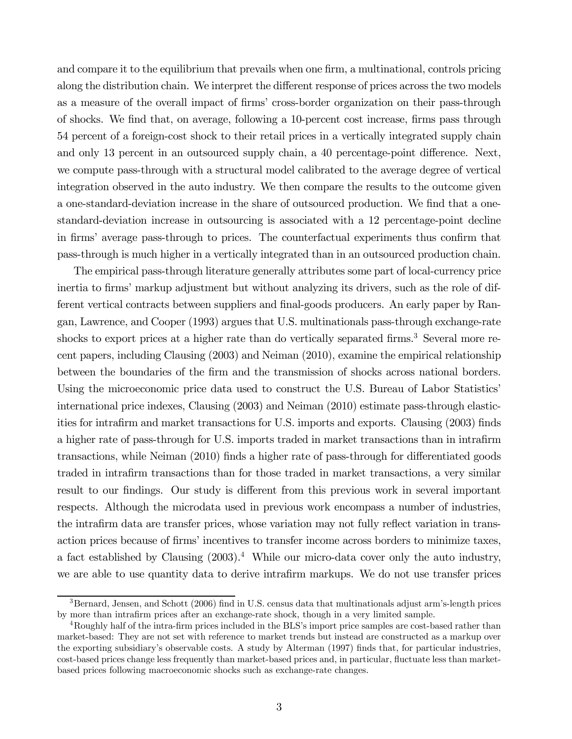and compare it to the equilibrium that prevails when one firm, a multinational, controls pricing along the distribution chain. We interpret the different response of prices across the two models as a measure of the overall impact of firms' cross-border organization on their pass-through of shocks. We find that, on average, following a 10-percent cost increase, firms pass through 54 percent of a foreign-cost shock to their retail prices in a vertically integrated supply chain and only 13 percent in an outsourced supply chain, a 40 percentage-point difference. Next, we compute pass-through with a structural model calibrated to the average degree of vertical integration observed in the auto industry. We then compare the results to the outcome given a one-standard-deviation increase in the share of outsourced production. We find that a one-standard-deviation increase in outsourcing is associated with a 12 percentage-point decline in firms' average pass-through to prices. The counterfactual experiments thus confirm that pass-through is much higher in a vertically integrated than in an outsourced production chain.

The empirical pass-through literature generally attributes some part of local-currency price inertia to firms' markup adjustment but without analyzing its drivers, such as the role of different vertical contracts between suppliers and final-goods producers. An early paper by Rangan, Lawrence, and Cooper (1993) argues that U.S. multinationals pass-through exchange-rate shocks to export prices at a higher rate than do vertically separated firms.[3] Several more recent papers, including Clausing (2003) and Neiman (2010), examine the empirical relationship between the boundaries of the firm and the transmission of shocks across national borders. Using the microeconomic price data used to construct the U.S. Bureau of Labor Statistics' international price indexes, Clausing (2003) and Neiman (2010) estimate pass-through elasticities for intrafirm and market transactions for U.S. imports and exports. Clausing (2003) finds a higher rate of pass-through for U.S. imports traded in market transactions than in intrafirm transactions, while Neiman (2010) finds a higher rate of pass-through for differentiated goods traded in intrafirm transactions than for those traded in market transactions, a very similar result to our findings. Our study is different from this previous work in several important respects. Although the microdata used in previous work encompass a number of industries, the intrafirm data are transfer prices, whose variation may not fully reflect variation in transaction prices because of firms' incentives to transfer income across borders to minimize taxes, a fact established by Clausing (2003).[4] While our micro-data cover only the auto industry, we are able to use quantity data to derive intrafirm markups. We do not use transfer prices

[3] Bernard, Jensen, and Schott (2006) find in U.S. census data that multinationals adjust arm's-length prices by more than intrafirm prices after an exchange-rate shock, though in a very limited sample.

[4] Roughly half of the intra-firm prices included in the BLS's import price samples are cost-based rather than market-based: They are not set with reference to market trends but instead are constructed as a markup over the exporting subsidiary's observable costs. A study by Alterman (1997) finds that, for particular industries, cost-based prices change less frequently than market-based prices and, in particular, fluctuate less than market-based prices following macroeconomic shocks such as exchange-rate changes.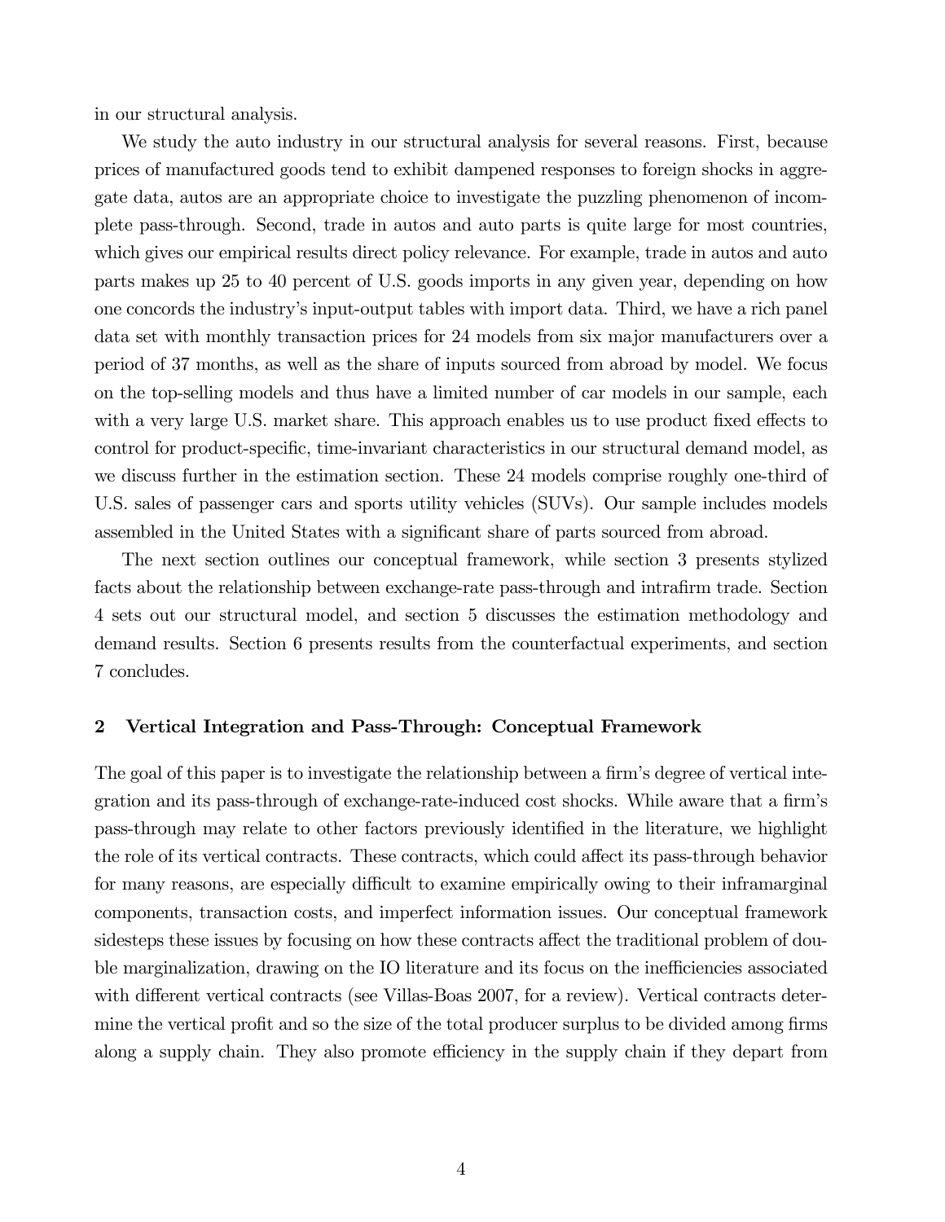in our structural analysis.

We study the auto industry in our structural analysis for several reasons. First, because prices of manufactured goods tend to exhibit dampened responses to foreign shocks in aggregate data, autos are an appropriate choice to investigate the puzzling phenomenon of incomplete pass-through. Second, trade in autos and auto parts is quite large for most countries, which gives our empirical results direct policy relevance. For example, trade in autos and auto parts makes up 25 to 40 percent of U.S. goods imports in any given year, depending on how one concords the industry's input-output tables with import data. Third, we have a rich panel data set with monthly transaction prices for 24 models from six major manufacturers over a period of 37 months, as well as the share of inputs sourced from abroad by model. We focus on the top-selling models and thus have a limited number of car models in our sample, each with a very large U.S. market share. This approach enables us to use product fixed effects to control for product-specific, time-invariant characteristics in our structural demand model, as we discuss further in the estimation section. These 24 models comprise roughly one-third of U.S. sales of passenger cars and sports utility vehicles (SUVs). Our sample includes models assembled in the United States with a significant share of parts sourced from abroad.

The next section outlines our conceptual framework, while section 3 presents stylized facts about the relationship between exchange-rate pass-through and intrafirm trade. Section 4 sets out our structural model, and section 5 discusses the estimation methodology and demand results. Section 6 presents results from the counterfactual experiments, and section 7 concludes.

## 2 Vertical Integration and Pass-Through: Conceptual Framework

The goal of this paper is to investigate the relationship between a firm's degree of vertical integration and its pass-through of exchange-rate-induced cost shocks. While aware that a firm's pass-through may relate to other factors previously identified in the literature, we highlight the role of its vertical contracts. These contracts, which could affect its pass-through behavior for many reasons, are especially difficult to examine empirically owing to their inframarginal components, transaction costs, and imperfect information issues. Our conceptual framework sidesteps these issues by focusing on how these contracts affect the traditional problem of double marginalization, drawing on the IO literature and its focus on the inefficiencies associated with different vertical contracts (see Villas-Boas 2007, for a review). Vertical contracts determine the vertical profit and so the size of the total producer surplus to be divided among firms along a supply chain. They also promote efficiency in the supply chain if they depart from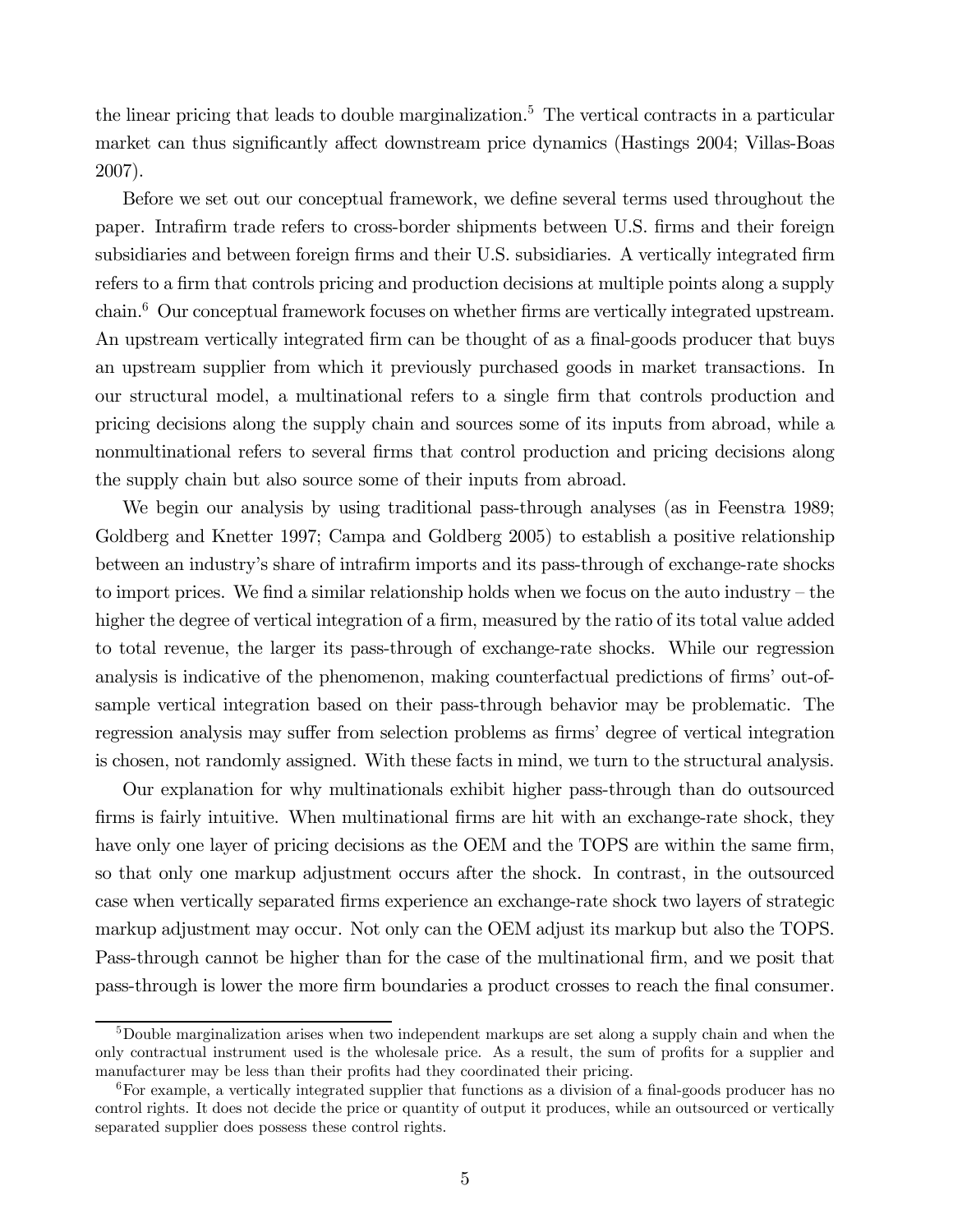the linear pricing that leads to double marginalization.[5] The vertical contracts in a particular market can thus significantly affect downstream price dynamics (Hastings 2004; Villas-Boas 2007).

Before we set out our conceptual framework, we define several terms used throughout the paper. Intrafirm trade refers to cross-border shipments between U.S. firms and their foreign subsidiaries and between foreign firms and their U.S. subsidiaries. A vertically integrated firm refers to a firm that controls pricing and production decisions at multiple points along a supply chain.[6] Our conceptual framework focuses on whether firms are vertically integrated upstream. An upstream vertically integrated firm can be thought of as a final-goods producer that buys an upstream supplier from which it previously purchased goods in market transactions. In our structural model, a multinational refers to a single firm that controls production and pricing decisions along the supply chain and sources some of its inputs from abroad, while a nonmultinational refers to several firms that control production and pricing decisions along the supply chain but also source some of their inputs from abroad.

We begin our analysis by using traditional pass-through analyses (as in Feenstra 1989; Goldberg and Knetter 1997; Campa and Goldberg 2005) to establish a positive relationship between an industry's share of intrafirm imports and its pass-through of exchange-rate shocks to import prices. We find a similar relationship holds when we focus on the auto industry – the higher the degree of vertical integration of a firm, measured by the ratio of its total value added to total revenue, the larger its pass-through of exchange-rate shocks. While our regression analysis is indicative of the phenomenon, making counterfactual predictions of firms' out-of-sample vertical integration based on their pass-through behavior may be problematic. The regression analysis may suffer from selection problems as firms' degree of vertical integration is chosen, not randomly assigned. With these facts in mind, we turn to the structural analysis.

Our explanation for why multinationals exhibit higher pass-through than do outsourced firms is fairly intuitive. When multinational firms are hit with an exchange-rate shock, they have only one layer of pricing decisions as the OEM and the TOPS are within the same firm, so that only one markup adjustment occurs after the shock. In contrast, in the outsourced case when vertically separated firms experience an exchange-rate shock two layers of strategic markup adjustment may occur. Not only can the OEM adjust its markup but also the TOPS. Pass-through cannot be higher than for the case of the multinational firm, and we posit that pass-through is lower the more firm boundaries a product crosses to reach the final consumer.

---

[5] Double marginalization arises when two independent markups are set along a supply chain and when the only contractual instrument used is the wholesale price. As a result, the sum of profits for a supplier and manufacturer may be less than their profits had they coordinated their pricing.

[6] For example, a vertically integrated supplier that functions as a division of a final-goods producer has no control rights. It does not decide the price or quantity of output it produces, while an outsourced or vertically separated supplier does possess these control rights.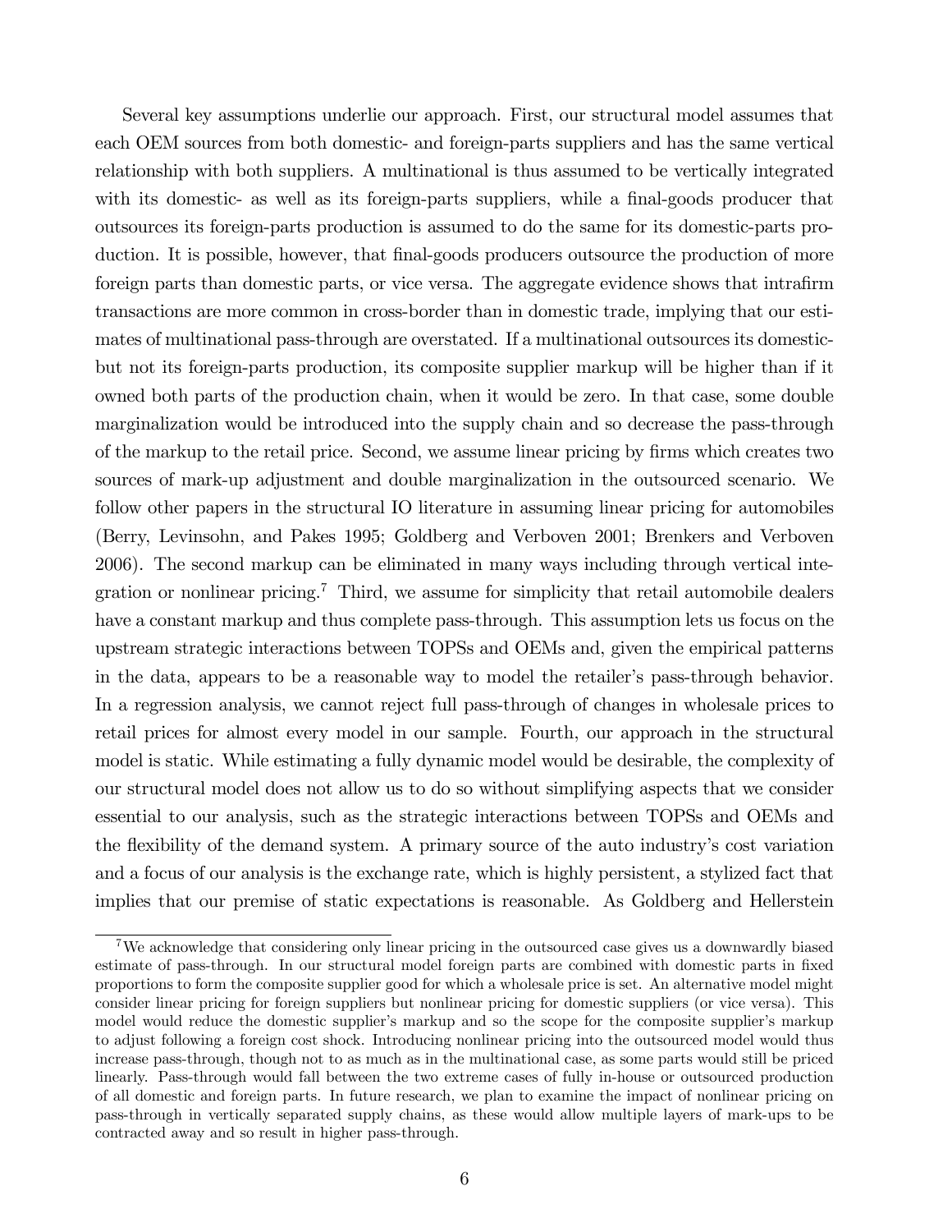Several key assumptions underlie our approach. First, our structural model assumes that each OEM sources from both domestic- and foreign-parts suppliers and has the same vertical relationship with both suppliers. A multinational is thus assumed to be vertically integrated with its domestic- as well as its foreign-parts suppliers, while a final-goods producer that outsources its foreign-parts production is assumed to do the same for its domestic-parts production. It is possible, however, that final-goods producers outsource the production of more foreign parts than domestic parts, or vice versa. The aggregate evidence shows that intrafirm transactions are more common in cross-border than in domestic trade, implying that our estimates of multinational pass-through are overstated. If a multinational outsources its domestic- but not its foreign-parts production, its composite supplier markup will be higher than if it owned both parts of the production chain, when it would be zero. In that case, some double marginalization would be introduced into the supply chain and so decrease the pass-through of the markup to the retail price. Second, we assume linear pricing by firms which creates two sources of mark-up adjustment and double marginalization in the outsourced scenario. We follow other papers in the structural IO literature in assuming linear pricing for automobiles (Berry, Levinsohn, and Pakes 1995; Goldberg and Verboven 2001; Brenkers and Verboven 2006). The second markup can be eliminated in many ways including through vertical integration or nonlinear pricing.[7] Third, we assume for simplicity that retail automobile dealers have a constant markup and thus complete pass-through. This assumption lets us focus on the upstream strategic interactions between TOPSs and OEMs and, given the empirical patterns in the data, appears to be a reasonable way to model the retailer's pass-through behavior. In a regression analysis, we cannot reject full pass-through of changes in wholesale prices to retail prices for almost every model in our sample. Fourth, our approach in the structural model is static. While estimating a fully dynamic model would be desirable, the complexity of our structural model does not allow us to do so without simplifying aspects that we consider essential to our analysis, such as the strategic interactions between TOPSs and OEMs and the flexibility of the demand system. A primary source of the auto industry's cost variation and a focus of our analysis is the exchange rate, which is highly persistent, a stylized fact that implies that our premise of static expectations is reasonable. As Goldberg and Hellerstein

[7] We acknowledge that considering only linear pricing in the outsourced case gives us a downwardly biased estimate of pass-through. In our structural model foreign parts are combined with domestic parts in fixed proportions to form the composite supplier good for which a wholesale price is set. An alternative model might consider linear pricing for foreign suppliers but nonlinear pricing for domestic suppliers (or vice versa). This model would reduce the domestic supplier's markup and so the scope for the composite supplier's markup to adjust following a foreign cost shock. Introducing nonlinear pricing into the outsourced model would thus increase pass-through, though not to as much as in the multinational case, as some parts would still be priced linearly. Pass-through would fall between the two extreme cases of fully in-house or outsourced production of all domestic and foreign parts. In future research, we plan to examine the impact of nonlinear pricing on pass-through in vertically separated supply chains, as these would allow multiple layers of mark-ups to be contracted away and so result in higher pass-through.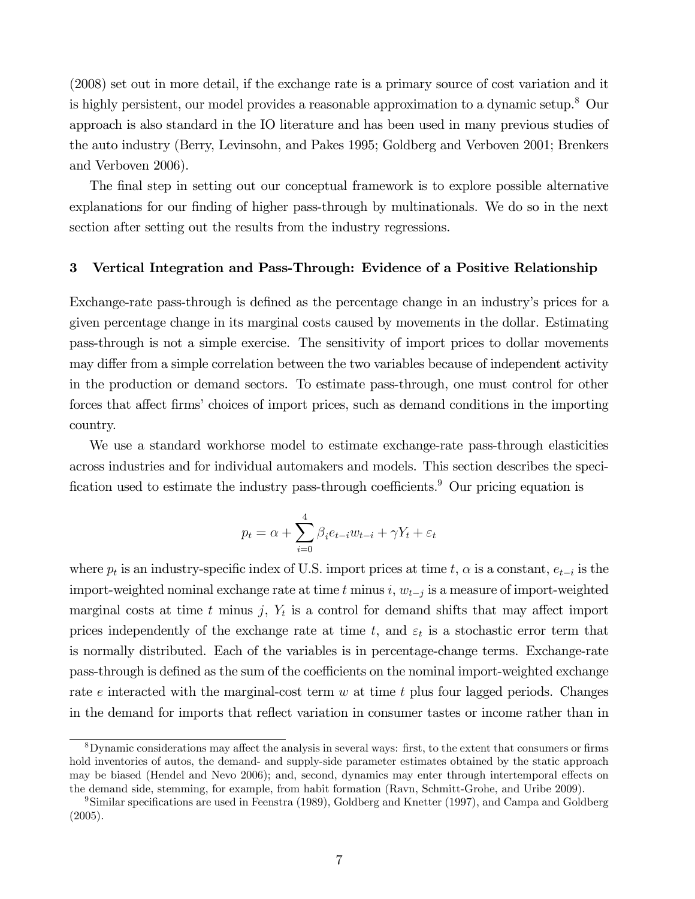(2008) set out in more detail, if the exchange rate is a primary source of cost variation and it is highly persistent, our model provides a reasonable approximation to a dynamic setup.[8] Our approach is also standard in the IO literature and has been used in many previous studies of the auto industry (Berry, Levinsohn, and Pakes 1995; Goldberg and Verboven 2001; Brenkers and Verboven 2006).

The final step in setting out our conceptual framework is to explore possible alternative explanations for our finding of higher pass-through by multinationals. We do so in the next section after setting out the results from the industry regressions.

## 3 Vertical Integration and Pass-Through: Evidence of a Positive Relationship

Exchange-rate pass-through is defined as the percentage change in an industry's prices for a given percentage change in its marginal costs caused by movements in the dollar. Estimating pass-through is not a simple exercise. The sensitivity of import prices to dollar movements may differ from a simple correlation between the two variables because of independent activity in the production or demand sectors. To estimate pass-through, one must control for other forces that affect firms' choices of import prices, such as demand conditions in the importing country.

We use a standard workhorse model to estimate exchange-rate pass-through elasticities across industries and for individual automakers and models. This section describes the specification used to estimate the industry pass-through coefficients.[9] Our pricing equation is

$$p_t = \alpha + \sum_{i=0}^{4} \beta_i e_{t-i} w_{t-i} + \gamma Y_t + \varepsilon_t$$

where $p_t$ is an industry-specific index of U.S. import prices at time $t$, $\alpha$ is a constant, $e_{t-i}$ is the import-weighted nominal exchange rate at time $t$ minus $i$, $w_{t-j}$ is a measure of import-weighted marginal costs at time $t$ minus $j$, $Y_t$ is a control for demand shifts that may affect import prices independently of the exchange rate at time $t$, and $\varepsilon_t$ is a stochastic error term that is normally distributed. Each of the variables is in percentage-change terms. Exchange-rate pass-through is defined as the sum of the coefficients on the nominal import-weighted exchange rate $e$ interacted with the marginal-cost term $w$ at time $t$ plus four lagged periods. Changes in the demand for imports that reflect variation in consumer tastes or income rather than in

[8] Dynamic considerations may affect the analysis in several ways: first, to the extent that consumers or firms hold inventories of autos, the demand- and supply-side parameter estimates obtained by the static approach may be biased (Hendel and Nevo 2006); and, second, dynamics may enter through intertemporal effects on the demand side, stemming, for example, from habit formation (Ravn, Schmitt-Grohe, and Uribe 2009).

[9] Similar specifications are used in Feenstra (1989), Goldberg and Knetter (1997), and Campa and Goldberg (2005).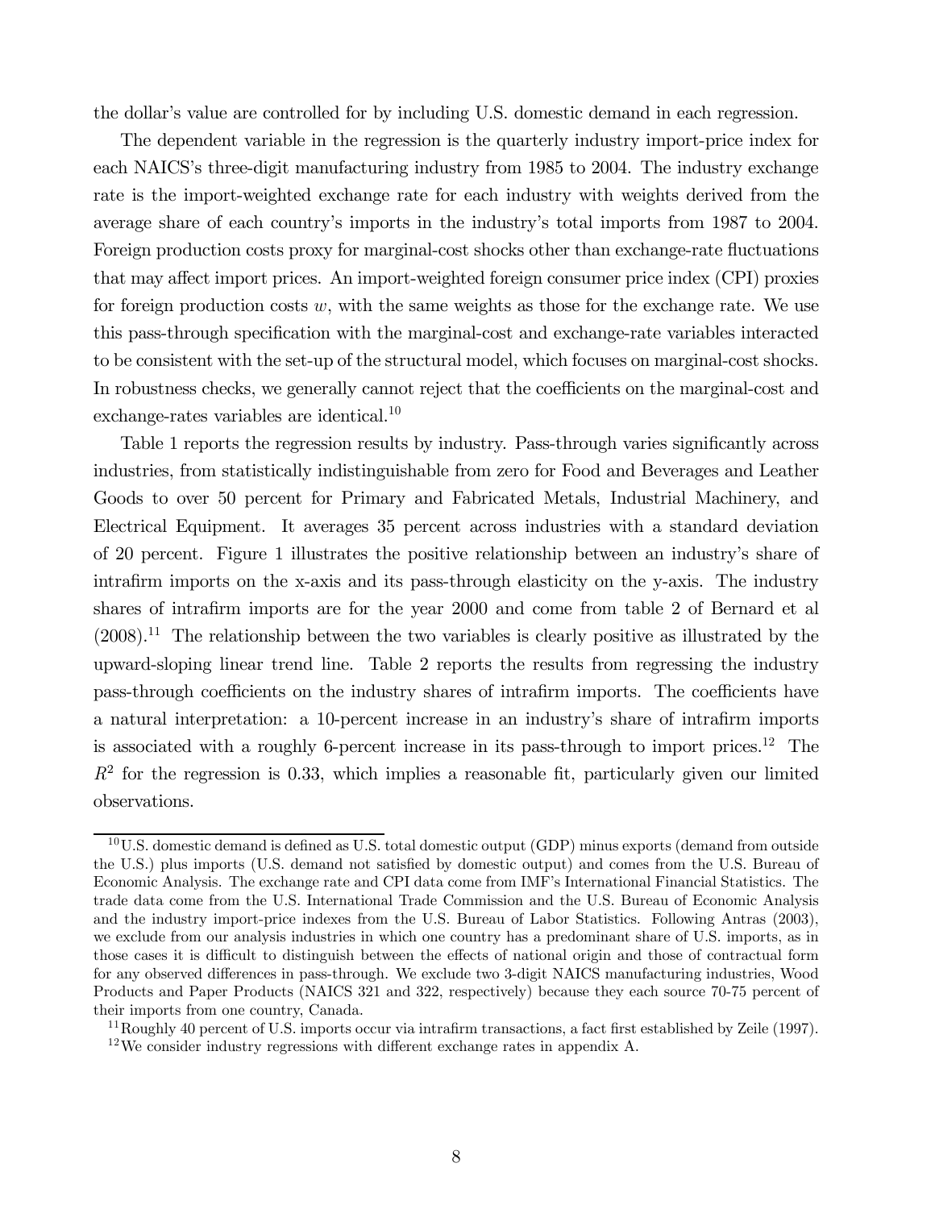the dollar's value are controlled for by including U.S. domestic demand in each regression.

The dependent variable in the regression is the quarterly industry import-price index for each NAICS's three-digit manufacturing industry from 1985 to 2004. The industry exchange rate is the import-weighted exchange rate for each industry with weights derived from the average share of each country's imports in the industry's total imports from 1987 to 2004. Foreign production costs proxy for marginal-cost shocks other than exchange-rate fluctuations that may affect import prices. An import-weighted foreign consumer price index (CPI) proxies for foreign production costs $w$, with the same weights as those for the exchange rate. We use this pass-through specification with the marginal-cost and exchange-rate variables interacted to be consistent with the set-up of the structural model, which focuses on marginal-cost shocks. In robustness checks, we generally cannot reject that the coefficients on the marginal-cost and exchange-rates variables are identical.[10]

Table 1 reports the regression results by industry. Pass-through varies significantly across industries, from statistically indistinguishable from zero for Food and Beverages and Leather Goods to over 50 percent for Primary and Fabricated Metals, Industrial Machinery, and Electrical Equipment. It averages 35 percent across industries with a standard deviation of 20 percent. Figure 1 illustrates the positive relationship between an industry's share of intrafirm imports on the x-axis and its pass-through elasticity on the y-axis. The industry shares of intrafirm imports are for the year 2000 and come from table 2 of Bernard et al (2008).[11] The relationship between the two variables is clearly positive as illustrated by the upward-sloping linear trend line. Table 2 reports the results from regressing the industry pass-through coefficients on the industry shares of intrafirm imports. The coefficients have a natural interpretation: a 10-percent increase in an industry's share of intrafirm imports is associated with a roughly 6-percent increase in its pass-through to import prices.[12] The $R^2$ for the regression is 0.33, which implies a reasonable fit, particularly given our limited observations.

[10] U.S. domestic demand is defined as U.S. total domestic output (GDP) minus exports (demand from outside the U.S.) plus imports (U.S. demand not satisfied by domestic output) and comes from the U.S. Bureau of Economic Analysis. The exchange rate and CPI data come from IMF's International Financial Statistics. The trade data come from the U.S. International Trade Commission and the U.S. Bureau of Economic Analysis and the industry import-price indexes from the U.S. Bureau of Labor Statistics. Following Antras (2003), we exclude from our analysis industries in which one country has a predominant share of U.S. imports, as in those cases it is difficult to distinguish between the effects of national origin and those of contractual form for any observed differences in pass-through. We exclude two 3-digit NAICS manufacturing industries, Wood Products and Paper Products (NAICS 321 and 322, respectively) because they each source 70-75 percent of their imports from one country, Canada.

[11] Roughly 40 percent of U.S. imports occur via intrafirm transactions, a fact first established by Zeile (1997).

[12] We consider industry regressions with different exchange rates in appendix A.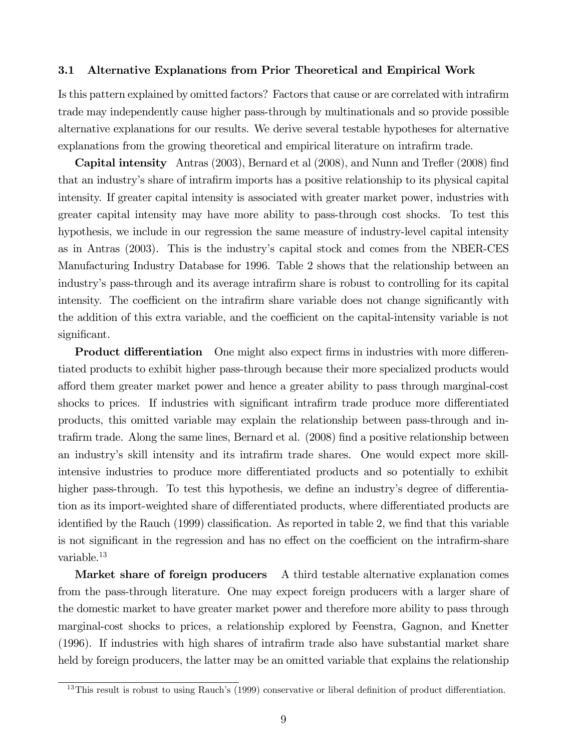### 3.1 Alternative Explanations from Prior Theoretical and Empirical Work

Is this pattern explained by omitted factors? Factors that cause or are correlated with intrafirm trade may independently cause higher pass-through by multinationals and so provide possible alternative explanations for our results. We derive several testable hypotheses for alternative explanations from the growing theoretical and empirical literature on intrafirm trade.

**Capital intensity** Antras (2003), Bernard et al (2008), and Nunn and Trefler (2008) find that an industry's share of intrafirm imports has a positive relationship to its physical capital intensity. If greater capital intensity is associated with greater market power, industries with greater capital intensity may have more ability to pass-through cost shocks. To test this hypothesis, we include in our regression the same measure of industry-level capital intensity as in Antras (2003). This is the industry's capital stock and comes from the NBER-CES Manufacturing Industry Database for 1996. Table 2 shows that the relationship between an industry's pass-through and its average intrafirm share is robust to controlling for its capital intensity. The coefficient on the intrafirm share variable does not change significantly with the addition of this extra variable, and the coefficient on the capital-intensity variable is not significant.

**Product differentiation** One might also expect firms in industries with more differentiated products to exhibit higher pass-through because their more specialized products would afford them greater market power and hence a greater ability to pass through marginal-cost shocks to prices. If industries with significant intrafirm trade produce more differentiated products, this omitted variable may explain the relationship between pass-through and intrafirm trade. Along the same lines, Bernard et al. (2008) find a positive relationship between an industry's skill intensity and its intrafirm trade shares. One would expect more skill-intensive industries to produce more differentiated products and so potentially to exhibit higher pass-through. To test this hypothesis, we define an industry's degree of differentiation as its import-weighted share of differentiated products, where differentiated products are identified by the Rauch (1999) classification. As reported in table 2, we find that this variable is not significant in the regression and has no effect on the coefficient on the intrafirm-share variable.[13]

**Market share of foreign producers** A third testable alternative explanation comes from the pass-through literature. One may expect foreign producers with a larger share of the domestic market to have greater market power and therefore more ability to pass through marginal-cost shocks to prices, a relationship explored by Feenstra, Gagnon, and Knetter (1996). If industries with high shares of intrafirm trade also have substantial market share held by foreign producers, the latter may be an omitted variable that explains the relationship

[13] This result is robust to using Rauch's (1999) conservative or liberal definition of product differentiation.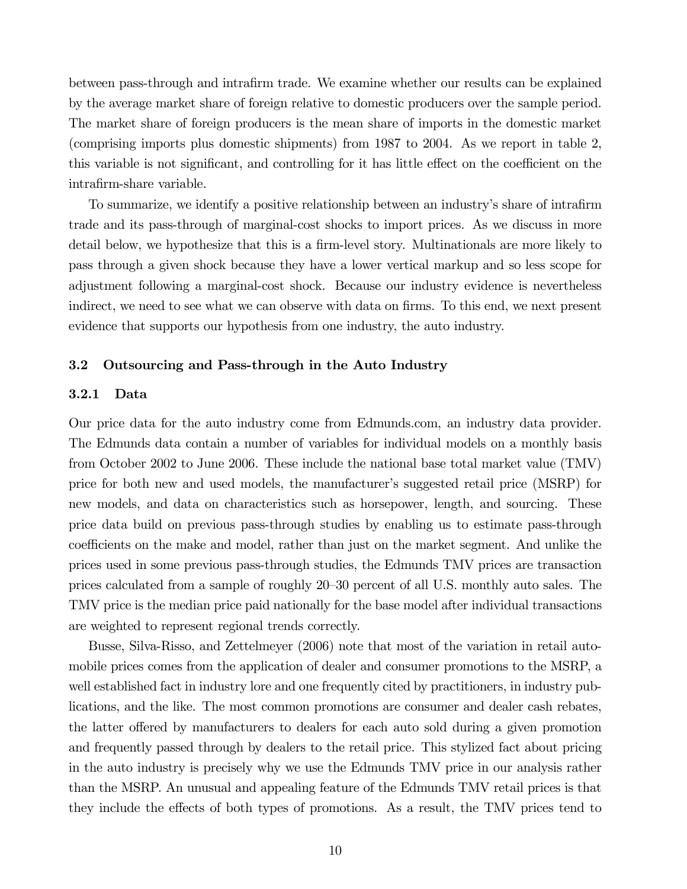between pass-through and intrafirm trade. We examine whether our results can be explained by the average market share of foreign relative to domestic producers over the sample period. The market share of foreign producers is the mean share of imports in the domestic market (comprising imports plus domestic shipments) from 1987 to 2004. As we report in table 2, this variable is not significant, and controlling for it has little effect on the coefficient on the intrafirm-share variable.

To summarize, we identify a positive relationship between an industry's share of intrafirm trade and its pass-through of marginal-cost shocks to import prices. As we discuss in more detail below, we hypothesize that this is a firm-level story. Multinationals are more likely to pass through a given shock because they have a lower vertical markup and so less scope for adjustment following a marginal-cost shock. Because our industry evidence is nevertheless indirect, we need to see what we can observe with data on firms. To this end, we next present evidence that supports our hypothesis from one industry, the auto industry.

### 3.2 Outsourcing and Pass-through in the Auto Industry

#### 3.2.1 Data

Our price data for the auto industry come from Edmunds.com, an industry data provider. The Edmunds data contain a number of variables for individual models on a monthly basis from October 2002 to June 2006. These include the national base total market value (TMV) price for both new and used models, the manufacturer's suggested retail price (MSRP) for new models, and data on characteristics such as horsepower, length, and sourcing. These price data build on previous pass-through studies by enabling us to estimate pass-through coefficients on the make and model, rather than just on the market segment. And unlike the prices used in some previous pass-through studies, the Edmunds TMV prices are transaction prices calculated from a sample of roughly 20–30 percent of all U.S. monthly auto sales. The TMV price is the median price paid nationally for the base model after individual transactions are weighted to represent regional trends correctly.

Busse, Silva-Risso, and Zettelmeyer (2006) note that most of the variation in retail automobile prices comes from the application of dealer and consumer promotions to the MSRP, a well established fact in industry lore and one frequently cited by practitioners, in industry publications, and the like. The most common promotions are consumer and dealer cash rebates, the latter offered by manufacturers to dealers for each auto sold during a given promotion and frequently passed through by dealers to the retail price. This stylized fact about pricing in the auto industry is precisely why we use the Edmunds TMV price in our analysis rather than the MSRP. An unusual and appealing feature of the Edmunds TMV retail prices is that they include the effects of both types of promotions. As a result, the TMV prices tend to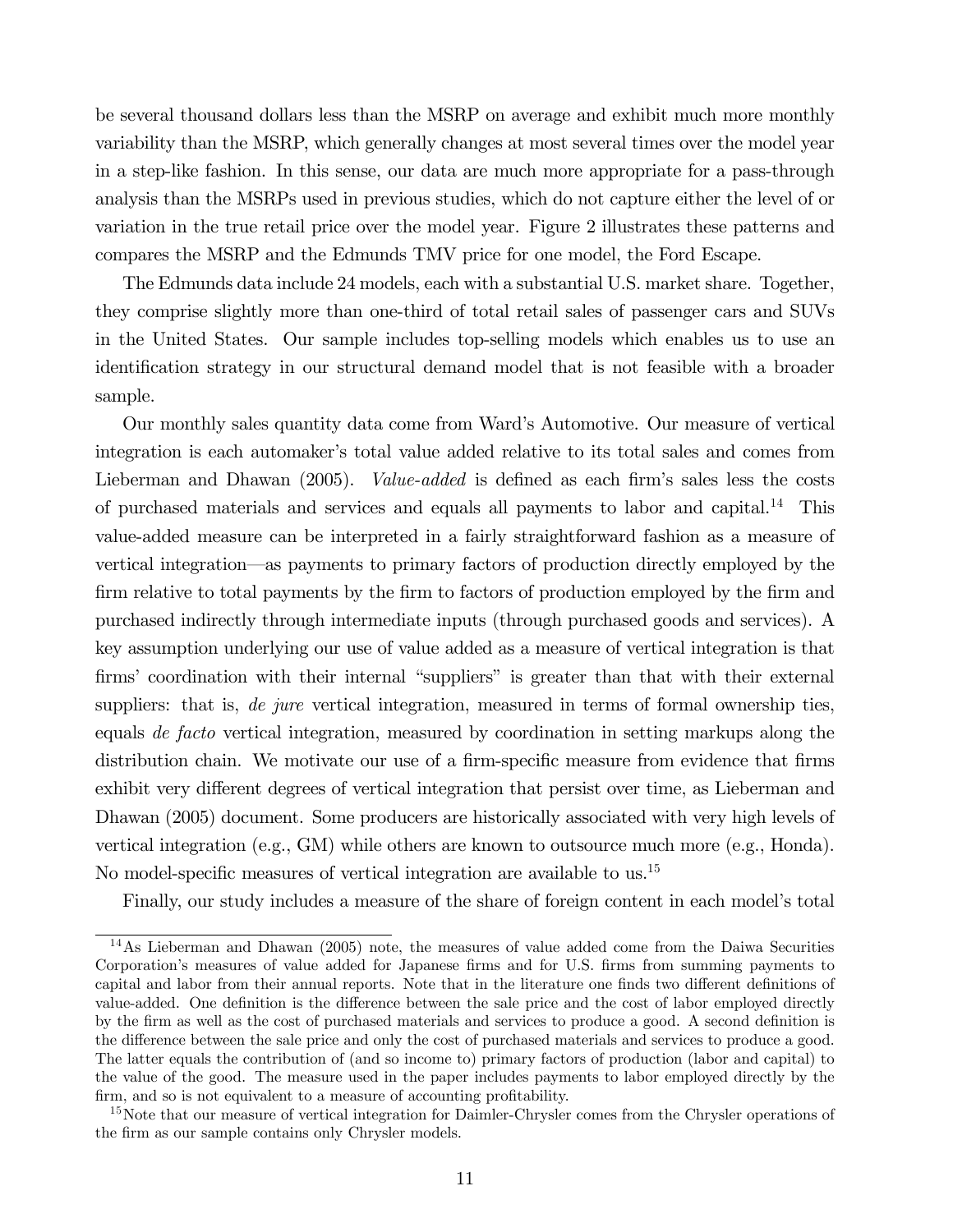be several thousand dollars less than the MSRP on average and exhibit much more monthly variability than the MSRP, which generally changes at most several times over the model year in a step-like fashion. In this sense, our data are much more appropriate for a pass-through analysis than the MSRPs used in previous studies, which do not capture either the level of or variation in the true retail price over the model year. Figure 2 illustrates these patterns and compares the MSRP and the Edmunds TMV price for one model, the Ford Escape.

The Edmunds data include 24 models, each with a substantial U.S. market share. Together, they comprise slightly more than one-third of total retail sales of passenger cars and SUVs in the United States. Our sample includes top-selling models which enables us to use an identification strategy in our structural demand model that is not feasible with a broader sample.

Our monthly sales quantity data come from Ward's Automotive. Our measure of vertical integration is each automaker's total value added relative to its total sales and comes from Lieberman and Dhawan (2005). *Value-added* is defined as each firm's sales less the costs of purchased materials and services and equals all payments to labor and capital.[14] This value-added measure can be interpreted in a fairly straightforward fashion as a measure of vertical integration—as payments to primary factors of production directly employed by the firm relative to total payments by the firm to factors of production employed by the firm and purchased indirectly through intermediate inputs (through purchased goods and services). A key assumption underlying our use of value added as a measure of vertical integration is that firms' coordination with their internal "suppliers" is greater than that with their external suppliers: that is, *de jure* vertical integration, measured in terms of formal ownership ties, equals *de facto* vertical integration, measured by coordination in setting markups along the distribution chain. We motivate our use of a firm-specific measure from evidence that firms exhibit very different degrees of vertical integration that persist over time, as Lieberman and Dhawan (2005) document. Some producers are historically associated with very high levels of vertical integration (e.g., GM) while others are known to outsource much more (e.g., Honda). No model-specific measures of vertical integration are available to us.[15]

Finally, our study includes a measure of the share of foreign content in each model's total

---

[14] As Lieberman and Dhawan (2005) note, the measures of value added come from the Daiwa Securities Corporation's measures of value added for Japanese firms and for U.S. firms from summing payments to capital and labor from their annual reports. Note that in the literature one finds two different definitions of value-added. One definition is the difference between the sale price and the cost of labor employed directly by the firm as well as the cost of purchased materials and services to produce a good. A second definition is the difference between the sale price and only the cost of purchased materials and services to produce a good. The latter equals the contribution of (and so income to) primary factors of production (labor and capital) to the value of the good. The measure used in the paper includes payments to labor employed directly by the firm, and so is not equivalent to a measure of accounting profitability.

[15] Note that our measure of vertical integration for Daimler-Chrysler comes from the Chrysler operations of the firm as our sample contains only Chrysler models.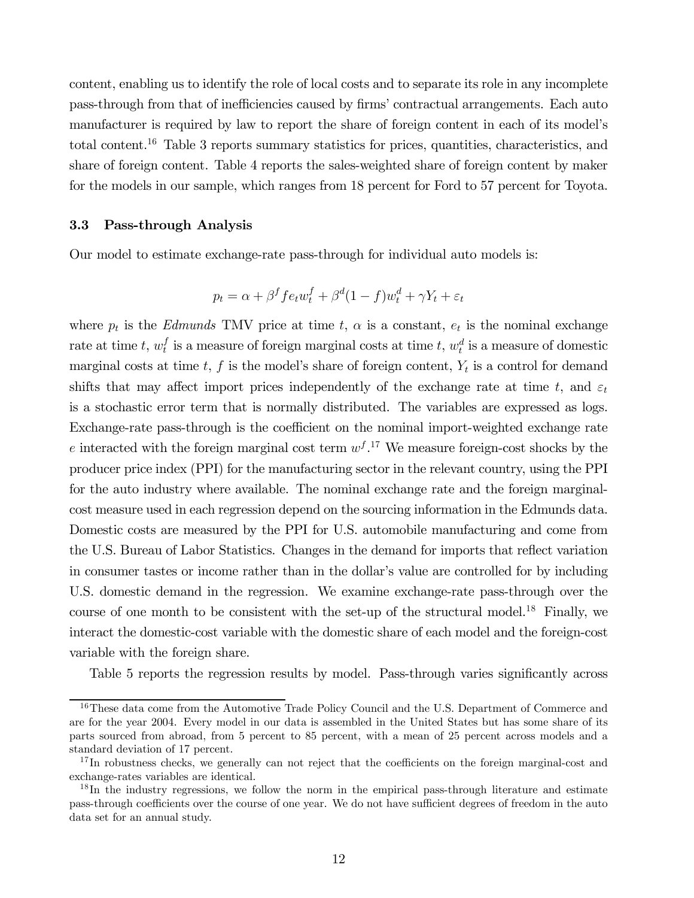content, enabling us to identify the role of local costs and to separate its role in any incomplete pass-through from that of inefficiencies caused by firms' contractual arrangements. Each auto manufacturer is required by law to report the share of foreign content in each of its model's total content.[16] Table 3 reports summary statistics for prices, quantities, characteristics, and share of foreign content. Table 4 reports the sales-weighted share of foreign content by maker for the models in our sample, which ranges from 18 percent for Ford to 57 percent for Toyota.

### 3.3 Pass-through Analysis

Our model to estimate exchange-rate pass-through for individual auto models is:

$$p_t = \alpha + \beta^f f e_t w_t^f + \beta^d (1 - f) w_t^d + \gamma Y_t + \varepsilon_t$$

where $p_t$ is the *Edmunds* TMV price at time $t$, $\alpha$ is a constant, $e_t$ is the nominal exchange rate at time $t$, $w_t^f$ is a measure of foreign marginal costs at time $t$, $w_t^d$ is a measure of domestic marginal costs at time $t$, $f$ is the model's share of foreign content, $Y_t$ is a control for demand shifts that may affect import prices independently of the exchange rate at time $t$, and $\varepsilon_t$ is a stochastic error term that is normally distributed. The variables are expressed as logs. Exchange-rate pass-through is the coefficient on the nominal import-weighted exchange rate $e$ interacted with the foreign marginal cost term $w^f$.[17] We measure foreign-cost shocks by the producer price index (PPI) for the manufacturing sector in the relevant country, using the PPI for the auto industry where available. The nominal exchange rate and the foreign marginal-cost measure used in each regression depend on the sourcing information in the Edmunds data. Domestic costs are measured by the PPI for U.S. automobile manufacturing and come from the U.S. Bureau of Labor Statistics. Changes in the demand for imports that reflect variation in consumer tastes or income rather than in the dollar's value are controlled for by including U.S. domestic demand in the regression. We examine exchange-rate pass-through over the course of one month to be consistent with the set-up of the structural model.[18] Finally, we interact the domestic-cost variable with the domestic share of each model and the foreign-cost variable with the foreign share.

Table 5 reports the regression results by model. Pass-through varies significantly across

[16] These data come from the Automotive Trade Policy Council and the U.S. Department of Commerce and are for the year 2004. Every model in our data is assembled in the United States but has some share of its parts sourced from abroad, from 5 percent to 85 percent, with a mean of 25 percent across models and a standard deviation of 17 percent.

[17] In robustness checks, we generally can not reject that the coefficients on the foreign marginal-cost and exchange-rates variables are identical.

[18] In the industry regressions, we follow the norm in the empirical pass-through literature and estimate pass-through coefficients over the course of one year. We do not have sufficient degrees of freedom in the auto data set for an annual study.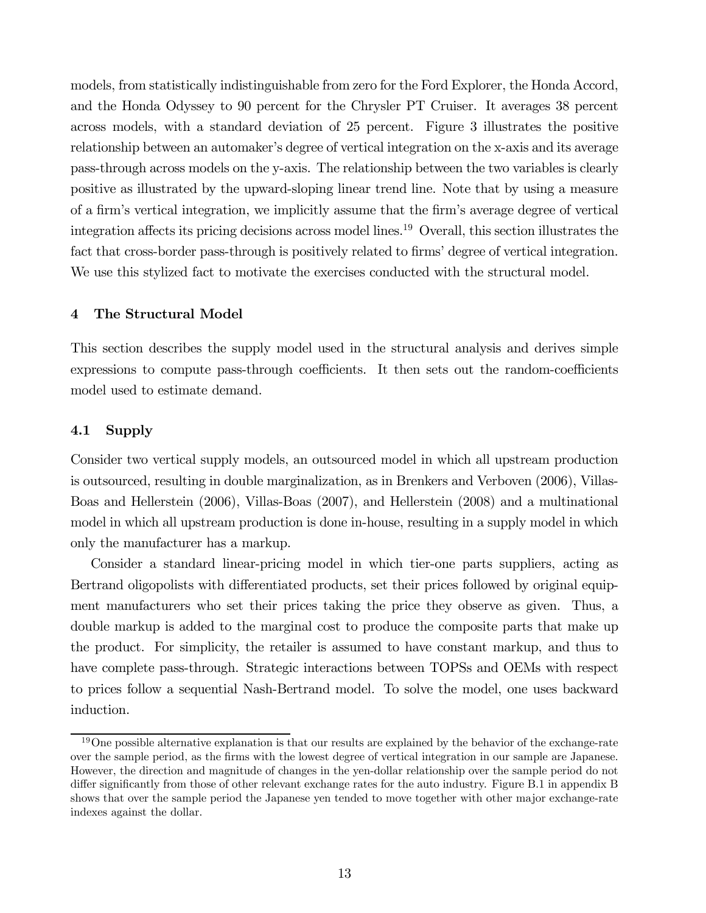models, from statistically indistinguishable from zero for the Ford Explorer, the Honda Accord, and the Honda Odyssey to 90 percent for the Chrysler PT Cruiser. It averages 38 percent across models, with a standard deviation of 25 percent. Figure 3 illustrates the positive relationship between an automaker's degree of vertical integration on the x-axis and its average pass-through across models on the y-axis. The relationship between the two variables is clearly positive as illustrated by the upward-sloping linear trend line. Note that by using a measure of a firm's vertical integration, we implicitly assume that the firm's average degree of vertical integration affects its pricing decisions across model lines.[19] Overall, this section illustrates the fact that cross-border pass-through is positively related to firms' degree of vertical integration. We use this stylized fact to motivate the exercises conducted with the structural model.

## 4 The Structural Model

This section describes the supply model used in the structural analysis and derives simple expressions to compute pass-through coefficients. It then sets out the random-coefficients model used to estimate demand.

### 4.1 Supply

Consider two vertical supply models, an outsourced model in which all upstream production is outsourced, resulting in double marginalization, as in Brenkers and Verboven (2006), Villas-Boas and Hellerstein (2006), Villas-Boas (2007), and Hellerstein (2008) and a multinational model in which all upstream production is done in-house, resulting in a supply model in which only the manufacturer has a markup.

Consider a standard linear-pricing model in which tier-one parts suppliers, acting as Bertrand oligopolists with differentiated products, set their prices followed by original equipment manufacturers who set their prices taking the price they observe as given. Thus, a double markup is added to the marginal cost to produce the composite parts that make up the product. For simplicity, the retailer is assumed to have constant markup, and thus to have complete pass-through. Strategic interactions between TOPSs and OEMs with respect to prices follow a sequential Nash-Bertrand model. To solve the model, one uses backward induction.

[19] One possible alternative explanation is that our results are explained by the behavior of the exchange-rate over the sample period, as the firms with the lowest degree of vertical integration in our sample are Japanese. However, the direction and magnitude of changes in the yen-dollar relationship over the sample period do not differ significantly from those of other relevant exchange rates for the auto industry. Figure B.1 in appendix B shows that over the sample period the Japanese yen tended to move together with other major exchange-rate indexes against the dollar.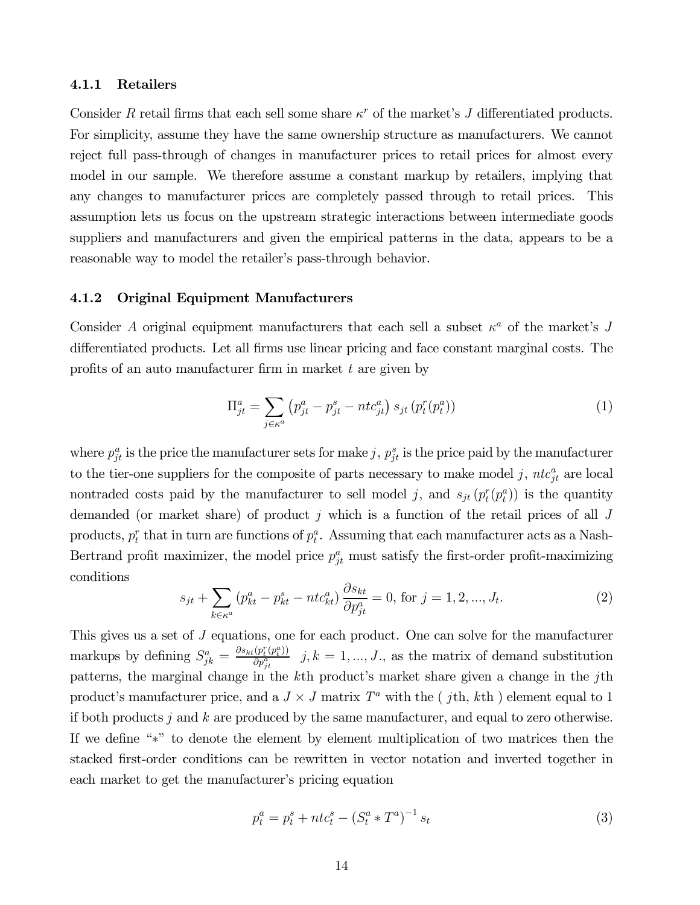#### 4.1.1 Retailers

Consider $R$ retail firms that each sell some share $\kappa^r$ of the market's $J$ differentiated products. For simplicity, assume they have the same ownership structure as manufacturers. We cannot reject full pass-through of changes in manufacturer prices to retail prices for almost every model in our sample. We therefore assume a constant markup by retailers, implying that any changes to manufacturer prices are completely passed through to retail prices. This assumption lets us focus on the upstream strategic interactions between intermediate goods suppliers and manufacturers and given the empirical patterns in the data, appears to be a reasonable way to model the retailer's pass-through behavior.

#### 4.1.2 Original Equipment Manufacturers

Consider $A$ original equipment manufacturers that each sell a subset $\kappa^a$ of the market's $J$ differentiated products. Let all firms use linear pricing and face constant marginal costs. The profits of an auto manufacturer firm in market $t$ are given by

$$\Pi_{jt}^a = \sum_{j \in \kappa^a} \left( p_{jt}^a - p_{jt}^s - ntc_{jt}^a \right) s_{jt} \left( p_t^r(p_t^a) \right) \tag{1}$$

where $p_{jt}^a$ is the price the manufacturer sets for make $j$, $p_{jt}^s$ is the price paid by the manufacturer to the tier-one suppliers for the composite of parts necessary to make model $j$, $ntc_{jt}^a$ are local nontraded costs paid by the manufacturer to sell model $j$, and $s_{jt}\left(p_t^r(p_t^a)\right)$ is the quantity demanded (or market share) of product $j$ which is a function of the retail prices of all $J$ products, $p_t^r$ that in turn are functions of $p_t^a$. Assuming that each manufacturer acts as a Nash-Bertrand profit maximizer, the model price $p_{jt}^a$ must satisfy the first-order profit-maximizing conditions

$$s_{jt} + \sum_{k \in \kappa^a} \left( p_{kt}^a - p_{kt}^s - ntc_{kt}^a \right) \frac{\partial s_{kt}}{\partial p_{jt}^a} = 0, \text{ for } j = 1, 2, ..., J_t. \tag{2}$$

This gives us a set of $J$ equations, one for each product. One can solve for the manufacturer markups by defining $S_{jk}^a = \frac{\partial s_{kt}(p_t^r(p_t^a))}{\partial p_{jt}^a} \quad j,k = 1,...,J.$, as the matrix of demand substitution patterns, the marginal change in the $k$th product's market share given a change in the $j$th product's manufacturer price, and a $J \times J$ matrix $T^a$ with the ( $j$th, $k$th ) element equal to 1 if both products $j$ and $k$ are produced by the same manufacturer, and equal to zero otherwise. If we define "$*$" to denote the element by element multiplication of two matrices then the stacked first-order conditions can be rewritten in vector notation and inverted together in each market to get the manufacturer's pricing equation

$$p_t^a = p_t^s + ntc_t^s - \left( S_t^a * T^a \right)^{-1} s_t \tag{3}$$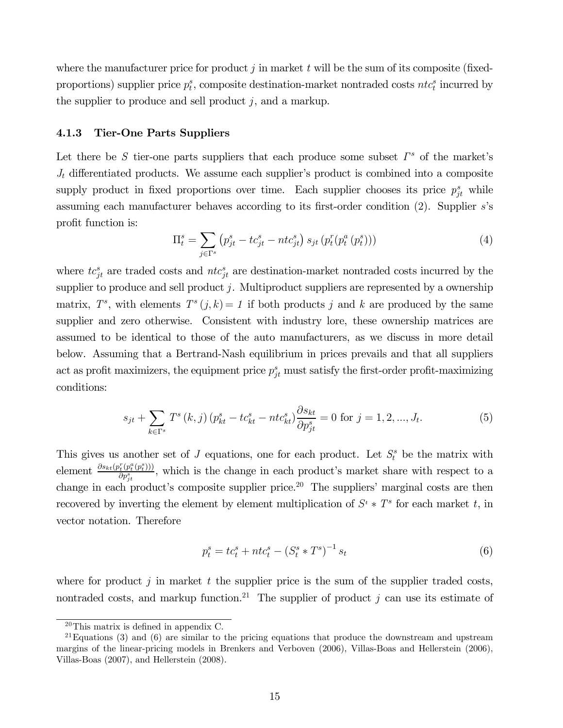where the manufacturer price for product $j$ in market $t$ will be the sum of its composite (fixed-proportions) supplier price $p_t^s$, composite destination-market nontraded costs $ntc_t^s$ incurred by the supplier to produce and sell product $j$, and a markup.

### 4.1.3 Tier-One Parts Suppliers

Let there be $S$ tier-one parts suppliers that each produce some subset $\Gamma^s$ of the market's $J_t$ differentiated products. We assume each supplier's product is combined into a composite supply product in fixed proportions over time. Each supplier chooses its price $p_{jt}^s$ while assuming each manufacturer behaves according to its first-order condition (2). Supplier $s$'s profit function is:

$$\Pi_t^s = \sum_{j \in \Gamma^s} \left( p_{jt}^s - tc_{jt}^s - ntc_{jt}^s \right) s_{jt} \left( p_t^r (p_t^a (p_t^s)) \right) \tag{4}$$

where $tc_{jt}^s$ are traded costs and $ntc_{jt}^s$ are destination-market nontraded costs incurred by the supplier to produce and sell product $j$. Multiproduct suppliers are represented by a ownership matrix, $T^s$, with elements $T^s(j,k) = 1$ if both products $j$ and $k$ are produced by the same supplier and zero otherwise. Consistent with industry lore, these ownership matrices are assumed to be identical to those of the auto manufacturers, as we discuss in more detail below. Assuming that a Bertrand-Nash equilibrium in prices prevails and that all suppliers act as profit maximizers, the equipment price $p_{jt}^s$ must satisfy the first-order profit-maximizing conditions:

$$s_{jt} + \sum_{k \in \Gamma^s} T^s(k,j) \left( p_{kt}^s - tc_{kt}^s - ntc_{kt}^s \right) \frac{\partial s_{kt}}{\partial p_{jt}^s} = 0 \text{ for } j = 1, 2, ..., J_t. \tag{5}$$

This gives us another set of $J$ equations, one for each product. Let $S_t^s$ be the matrix with element $\frac{\partial s_{kt}(p_t^r(p_t^a(p_t^s)))}{\partial p_{jt}^s}$, which is the change in each product's market share with respect to a change in each product's composite supplier price.[20] The suppliers' marginal costs are then recovered by inverting the element by element multiplication of $S^t * T^s$ for each market $t$, in vector notation. Therefore

$$p_t^s = tc_t^s + ntc_t^s - \left( S_t^s * T^s \right)^{-1} s_t \tag{6}$$

where for product $j$ in market $t$ the supplier price is the sum of the supplier traded costs, nontraded costs, and markup function.[21] The supplier of product $j$ can use its estimate of

[20] This matrix is defined in appendix C.

[21] Equations (3) and (6) are similar to the pricing equations that produce the downstream and upstream margins of the linear-pricing models in Brenkers and Verboven (2006), Villas-Boas and Hellerstein (2006), Villas-Boas (2007), and Hellerstein (2008).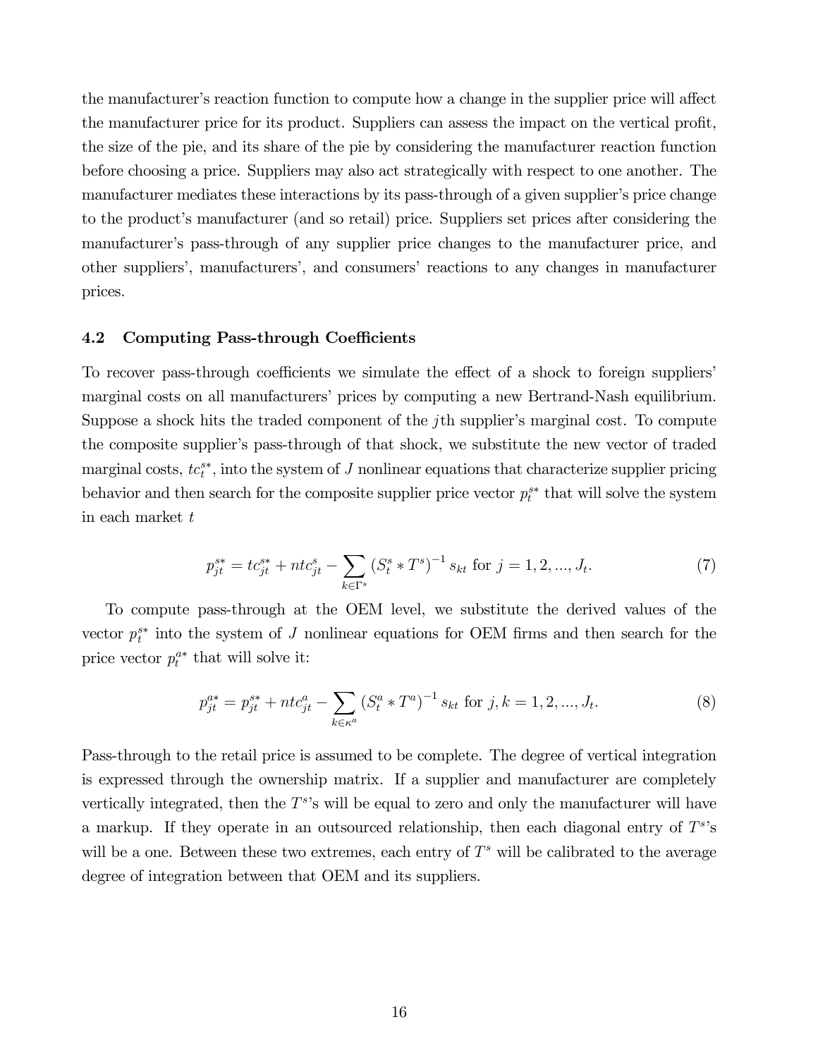the manufacturer's reaction function to compute how a change in the supplier price will affect the manufacturer price for its product. Suppliers can assess the impact on the vertical profit, the size of the pie, and its share of the pie by considering the manufacturer reaction function before choosing a price. Suppliers may also act strategically with respect to one another. The manufacturer mediates these interactions by its pass-through of a given supplier's price change to the product's manufacturer (and so retail) price. Suppliers set prices after considering the manufacturer's pass-through of any supplier price changes to the manufacturer price, and other suppliers', manufacturers', and consumers' reactions to any changes in manufacturer prices.

### 4.2 Computing Pass-through Coefficients

To recover pass-through coefficients we simulate the effect of a shock to foreign suppliers' marginal costs on all manufacturers' prices by computing a new Bertrand-Nash equilibrium. Suppose a shock hits the traded component of the $j$th supplier's marginal cost. To compute the composite supplier's pass-through of that shock, we substitute the new vector of traded marginal costs, $tc_t^{s*}$, into the system of $J$ nonlinear equations that characterize supplier pricing behavior and then search for the composite supplier price vector $p_t^{s*}$ that will solve the system in each market $t$

$$p_{jt}^{s*} = tc_{jt}^{s*} + ntc_{jt}^{s} - \sum_{k \in \Gamma^s} \left(S_t^s * T^s\right)^{-1} s_{kt} \text{ for } j = 1, 2, ..., J_t. \tag{7}$$

To compute pass-through at the OEM level, we substitute the derived values of the vector $p_t^{s*}$ into the system of $J$ nonlinear equations for OEM firms and then search for the price vector $p_t^{a*}$ that will solve it:

$$p_{jt}^{a*} = p_{jt}^{s*} + ntc_{jt}^{a} - \sum_{k \in \kappa^a} \left(S_t^a * T^a\right)^{-1} s_{kt} \text{ for } j, k = 1, 2, ..., J_t. \tag{8}$$

Pass-through to the retail price is assumed to be complete. The degree of vertical integration is expressed through the ownership matrix. If a supplier and manufacturer are completely vertically integrated, then the $T^s$'s will be equal to zero and only the manufacturer will have a markup. If they operate in an outsourced relationship, then each diagonal entry of $T^s$'s will be a one. Between these two extremes, each entry of $T^s$ will be calibrated to the average degree of integration between that OEM and its suppliers.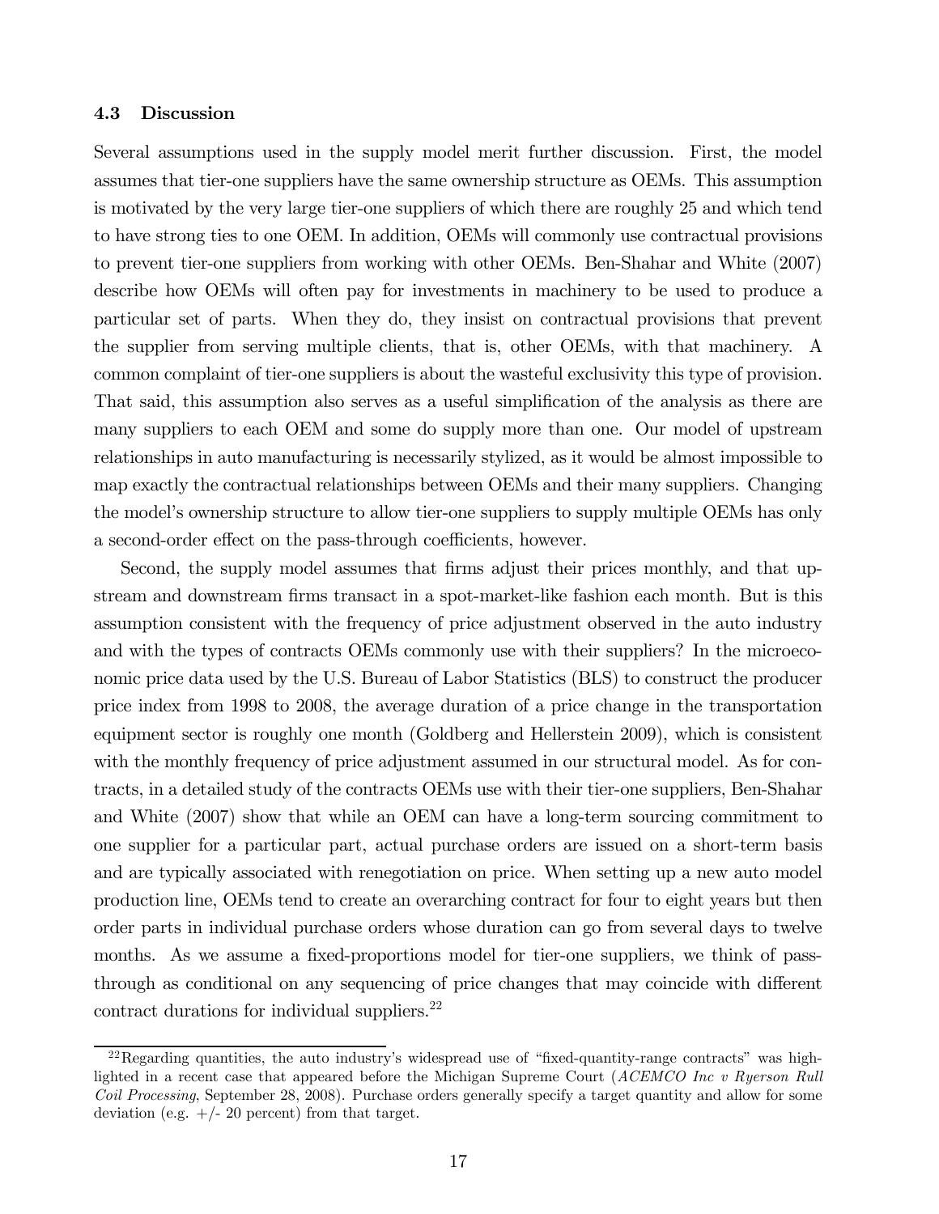### 4.3 Discussion

Several assumptions used in the supply model merit further discussion. First, the model assumes that tier-one suppliers have the same ownership structure as OEMs. This assumption is motivated by the very large tier-one suppliers of which there are roughly 25 and which tend to have strong ties to one OEM. In addition, OEMs will commonly use contractual provisions to prevent tier-one suppliers from working with other OEMs. Ben-Shahar and White (2007) describe how OEMs will often pay for investments in machinery to be used to produce a particular set of parts. When they do, they insist on contractual provisions that prevent the supplier from serving multiple clients, that is, other OEMs, with that machinery. A common complaint of tier-one suppliers is about the wasteful exclusivity this type of provision. That said, this assumption also serves as a useful simplification of the analysis as there are many suppliers to each OEM and some do supply more than one. Our model of upstream relationships in auto manufacturing is necessarily stylized, as it would be almost impossible to map exactly the contractual relationships between OEMs and their many suppliers. Changing the model's ownership structure to allow tier-one suppliers to supply multiple OEMs has only a second-order effect on the pass-through coefficients, however.

Second, the supply model assumes that firms adjust their prices monthly, and that upstream and downstream firms transact in a spot-market-like fashion each month. But is this assumption consistent with the frequency of price adjustment observed in the auto industry and with the types of contracts OEMs commonly use with their suppliers? In the microeconomic price data used by the U.S. Bureau of Labor Statistics (BLS) to construct the producer price index from 1998 to 2008, the average duration of a price change in the transportation equipment sector is roughly one month (Goldberg and Hellerstein 2009), which is consistent with the monthly frequency of price adjustment assumed in our structural model. As for contracts, in a detailed study of the contracts OEMs use with their tier-one suppliers, Ben-Shahar and White (2007) show that while an OEM can have a long-term sourcing commitment to one supplier for a particular part, actual purchase orders are issued on a short-term basis and are typically associated with renegotiation on price. When setting up a new auto model production line, OEMs tend to create an overarching contract for four to eight years but then order parts in individual purchase orders whose duration can go from several days to twelve months. As we assume a fixed-proportions model for tier-one suppliers, we think of pass-through as conditional on any sequencing of price changes that may coincide with different contract durations for individual suppliers.[22]

[22] Regarding quantities, the auto industry's widespread use of "fixed-quantity-range contracts" was highlighted in a recent case that appeared before the Michigan Supreme Court (*ACEMCO Inc v Ryerson Rull Coil Processing*, September 28, 2008). Purchase orders generally specify a target quantity and allow for some deviation (e.g. +/- 20 percent) from that target.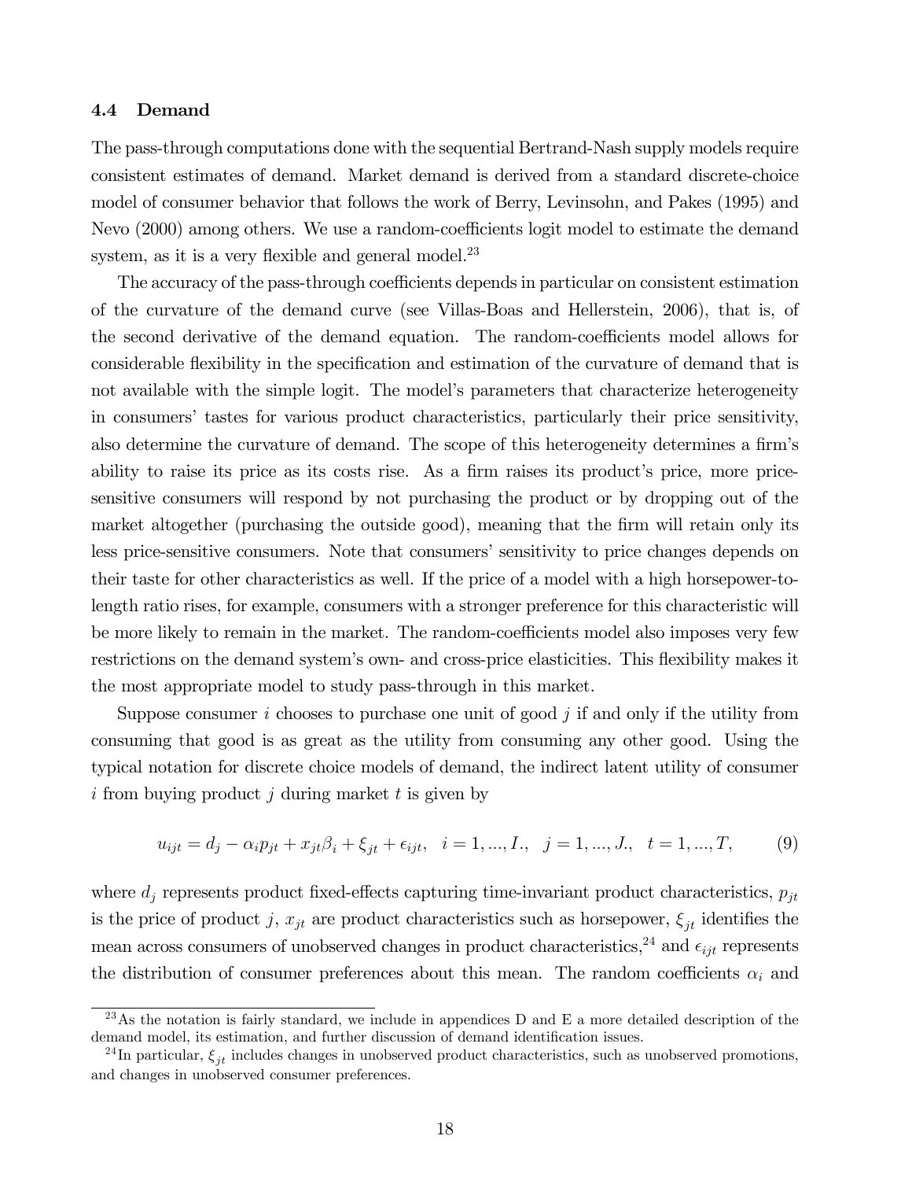### 4.4 Demand

The pass-through computations done with the sequential Bertrand-Nash supply models require consistent estimates of demand. Market demand is derived from a standard discrete-choice model of consumer behavior that follows the work of Berry, Levinsohn, and Pakes (1995) and Nevo (2000) among others. We use a random-coefficients logit model to estimate the demand system, as it is a very flexible and general model.[23]

The accuracy of the pass-through coefficients depends in particular on consistent estimation of the curvature of the demand curve (see Villas-Boas and Hellerstein, 2006), that is, of the second derivative of the demand equation. The random-coefficients model allows for considerable flexibility in the specification and estimation of the curvature of demand that is not available with the simple logit. The model's parameters that characterize heterogeneity in consumers' tastes for various product characteristics, particularly their price sensitivity, also determine the curvature of demand. The scope of this heterogeneity determines a firm's ability to raise its price as its costs rise. As a firm raises its product's price, more price-sensitive consumers will respond by not purchasing the product or by dropping out of the market altogether (purchasing the outside good), meaning that the firm will retain only its less price-sensitive consumers. Note that consumers' sensitivity to price changes depends on their taste for other characteristics as well. If the price of a model with a high horsepower-to-length ratio rises, for example, consumers with a stronger preference for this characteristic will be more likely to remain in the market. The random-coefficients model also imposes very few restrictions on the demand system's own- and cross-price elasticities. This flexibility makes it the most appropriate model to study pass-through in this market.

Suppose consumer $i$ chooses to purchase one unit of good $j$ if and only if the utility from consuming that good is as great as the utility from consuming any other good. Using the typical notation for discrete choice models of demand, the indirect latent utility of consumer $i$ from buying product $j$ during market $t$ is given by

$$u_{ijt} = d_j - \alpha_i p_{jt} + x_{jt}\beta_i + \xi_{jt} + \epsilon_{ijt}, \quad i = 1, ..., I., \quad j = 1, ..., J., \quad t = 1, ..., T, \tag{9}$$

where $d_j$ represents product fixed-effects capturing time-invariant product characteristics, $p_{jt}$ is the price of product $j$, $x_{jt}$ are product characteristics such as horsepower, $\xi_{jt}$ identifies the mean across consumers of unobserved changes in product characteristics,[24] and $\epsilon_{ijt}$ represents the distribution of consumer preferences about this mean. The random coefficients $\alpha_i$ and

[23] As the notation is fairly standard, we include in appendices D and E a more detailed description of the demand model, its estimation, and further discussion of demand identification issues.

[24] In particular, $\xi_{jt}$ includes changes in unobserved product characteristics, such as unobserved promotions, and changes in unobserved consumer preferences.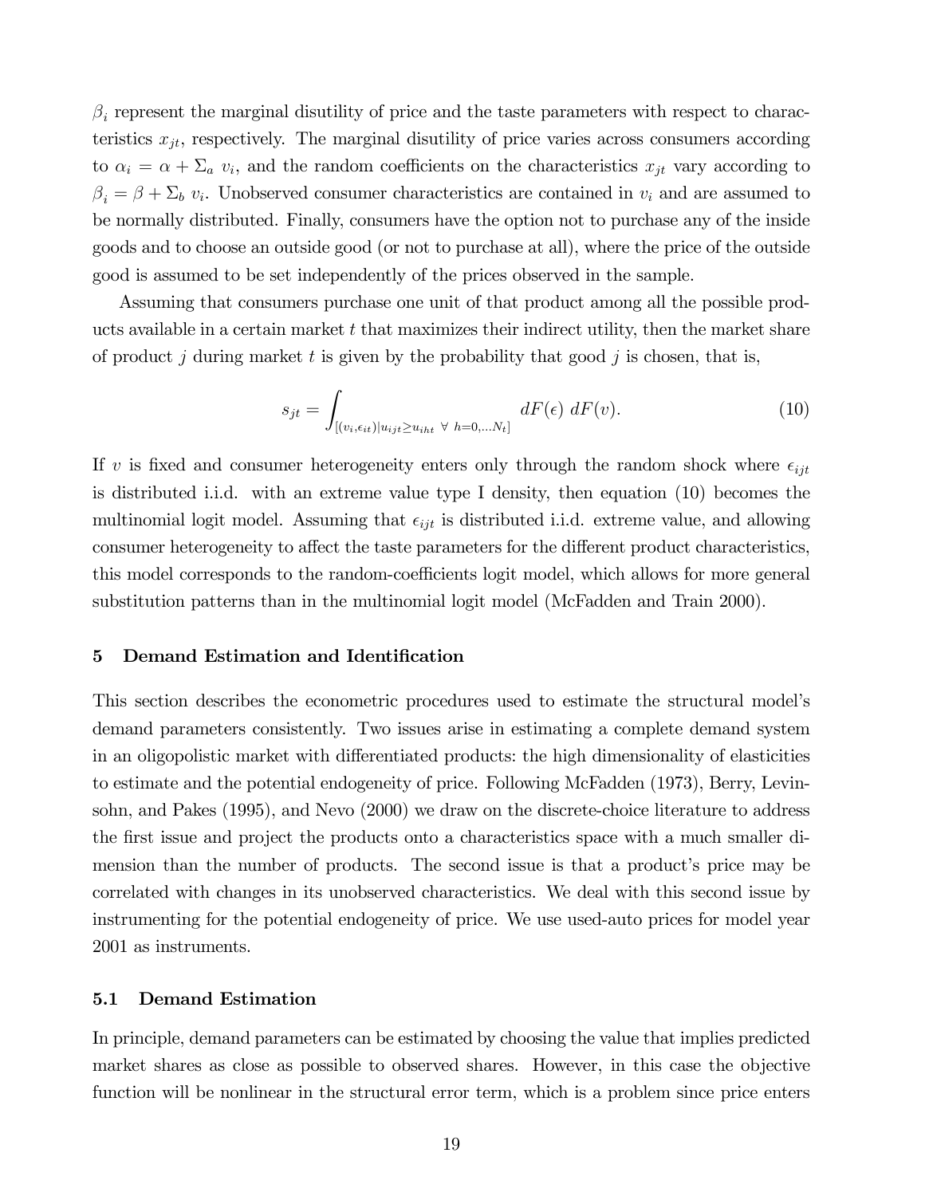$\beta_i$ represent the marginal disutility of price and the taste parameters with respect to characteristics $x_{jt}$, respectively. The marginal disutility of price varies across consumers according to $\alpha_i = \alpha + \Sigma_a \; v_i$, and the random coefficients on the characteristics $x_{jt}$ vary according to $\beta_i = \beta + \Sigma_b \; v_i$. Unobserved consumer characteristics are contained in $v_i$ and are assumed to be normally distributed. Finally, consumers have the option not to purchase any of the inside goods and to choose an outside good (or not to purchase at all), where the price of the outside good is assumed to be set independently of the prices observed in the sample.

Assuming that consumers purchase one unit of that product among all the possible products available in a certain market $t$ that maximizes their indirect utility, then the market share of product $j$ during market $t$ is given by the probability that good $j$ is chosen, that is,

$$s_{jt} = \int_{[(v_i, \epsilon_{it}) | u_{ijt} \geq u_{iht} \; \forall \; h=0,\ldots N_t]} dF(\epsilon) \; dF(v). \tag{10}$$

If $v$ is fixed and consumer heterogeneity enters only through the random shock where $\epsilon_{ijt}$ is distributed i.i.d. with an extreme value type I density, then equation (10) becomes the multinomial logit model. Assuming that $\epsilon_{ijt}$ is distributed i.i.d. extreme value, and allowing consumer heterogeneity to affect the taste parameters for the different product characteristics, this model corresponds to the random-coefficients logit model, which allows for more general substitution patterns than in the multinomial logit model (McFadden and Train 2000).

## 5 Demand Estimation and Identification

This section describes the econometric procedures used to estimate the structural model's demand parameters consistently. Two issues arise in estimating a complete demand system in an oligopolistic market with differentiated products: the high dimensionality of elasticities to estimate and the potential endogeneity of price. Following McFadden (1973), Berry, Levinsohn, and Pakes (1995), and Nevo (2000) we draw on the discrete-choice literature to address the first issue and project the products onto a characteristics space with a much smaller dimension than the number of products. The second issue is that a product's price may be correlated with changes in its unobserved characteristics. We deal with this second issue by instrumenting for the potential endogeneity of price. We use used-auto prices for model year 2001 as instruments.

### 5.1 Demand Estimation

In principle, demand parameters can be estimated by choosing the value that implies predicted market shares as close as possible to observed shares. However, in this case the objective function will be nonlinear in the structural error term, which is a problem since price enters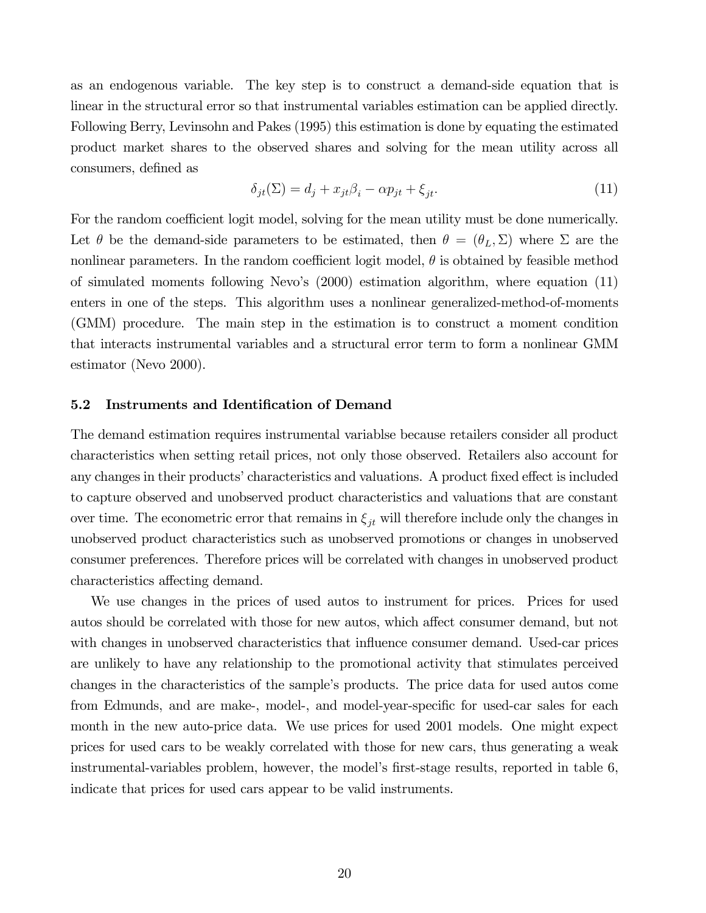as an endogenous variable. The key step is to construct a demand-side equation that is linear in the structural error so that instrumental variables estimation can be applied directly. Following Berry, Levinsohn and Pakes (1995) this estimation is done by equating the estimated product market shares to the observed shares and solving for the mean utility across all consumers, defined as

$$\delta_{jt}(\Sigma) = d_j + x_{jt}\beta_i - \alpha p_{jt} + \xi_{jt}. \tag{11}$$

For the random coefficient logit model, solving for the mean utility must be done numerically. Let $\theta$ be the demand-side parameters to be estimated, then $\theta = (\theta_L, \Sigma)$ where $\Sigma$ are the nonlinear parameters. In the random coefficient logit model, $\theta$ is obtained by feasible method of simulated moments following Nevo's (2000) estimation algorithm, where equation (11) enters in one of the steps. This algorithm uses a nonlinear generalized-method-of-moments (GMM) procedure. The main step in the estimation is to construct a moment condition that interacts instrumental variables and a structural error term to form a nonlinear GMM estimator (Nevo 2000).

### 5.2 Instruments and Identification of Demand

The demand estimation requires instrumental variablse because retailers consider all product characteristics when setting retail prices, not only those observed. Retailers also account for any changes in their products' characteristics and valuations. A product fixed effect is included to capture observed and unobserved product characteristics and valuations that are constant over time. The econometric error that remains in $\xi_{jt}$ will therefore include only the changes in unobserved product characteristics such as unobserved promotions or changes in unobserved consumer preferences. Therefore prices will be correlated with changes in unobserved product characteristics affecting demand.

We use changes in the prices of used autos to instrument for prices. Prices for used autos should be correlated with those for new autos, which affect consumer demand, but not with changes in unobserved characteristics that influence consumer demand. Used-car prices are unlikely to have any relationship to the promotional activity that stimulates perceived changes in the characteristics of the sample's products. The price data for used autos come from Edmunds, and are make-, model-, and model-year-specific for used-car sales for each month in the new auto-price data. We use prices for used 2001 models. One might expect prices for used cars to be weakly correlated with those for new cars, thus generating a weak instrumental-variables problem, however, the model's first-stage results, reported in table 6, indicate that prices for used cars appear to be valid instruments.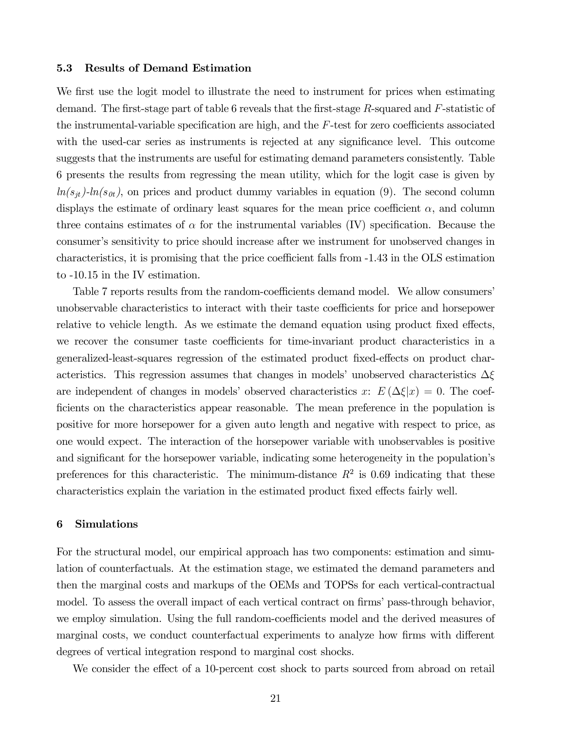### 5.3 Results of Demand Estimation

We first use the logit model to illustrate the need to instrument for prices when estimating demand. The first-stage part of table 6 reveals that the first-stage $R$-squared and $F$-statistic of the instrumental-variable specification are high, and the $F$-test for zero coefficients associated with the used-car series as instruments is rejected at any significance level. This outcome suggests that the instruments are useful for estimating demand parameters consistently. Table 6 presents the results from regressing the mean utility, which for the logit case is given by $ln(s_{jt})$-$ln(s_{0t})$, on prices and product dummy variables in equation (9). The second column displays the estimate of ordinary least squares for the mean price coefficient $\alpha$, and column three contains estimates of $\alpha$ for the instrumental variables (IV) specification. Because the consumer's sensitivity to price should increase after we instrument for unobserved changes in characteristics, it is promising that the price coefficient falls from -1.43 in the OLS estimation to -10.15 in the IV estimation.

Table 7 reports results from the random-coefficients demand model. We allow consumers' unobservable characteristics to interact with their taste coefficients for price and horsepower relative to vehicle length. As we estimate the demand equation using product fixed effects, we recover the consumer taste coefficients for time-invariant product characteristics in a generalized-least-squares regression of the estimated product fixed-effects on product characteristics. This regression assumes that changes in models' unobserved characteristics $\Delta\xi$ are independent of changes in models' observed characteristics $x$: $E(\Delta\xi|x) = 0$. The coefficients on the characteristics appear reasonable. The mean preference in the population is positive for more horsepower for a given auto length and negative with respect to price, as one would expect. The interaction of the horsepower variable with unobservables is positive and significant for the horsepower variable, indicating some heterogeneity in the population's preferences for this characteristic. The minimum-distance $R^2$ is 0.69 indicating that these characteristics explain the variation in the estimated product fixed effects fairly well.

## 6 Simulations

For the structural model, our empirical approach has two components: estimation and simulation of counterfactuals. At the estimation stage, we estimated the demand parameters and then the marginal costs and markups of the OEMs and TOPSs for each vertical-contractual model. To assess the overall impact of each vertical contract on firms' pass-through behavior, we employ simulation. Using the full random-coefficients model and the derived measures of marginal costs, we conduct counterfactual experiments to analyze how firms with different degrees of vertical integration respond to marginal cost shocks.

We consider the effect of a 10-percent cost shock to parts sourced from abroad on retail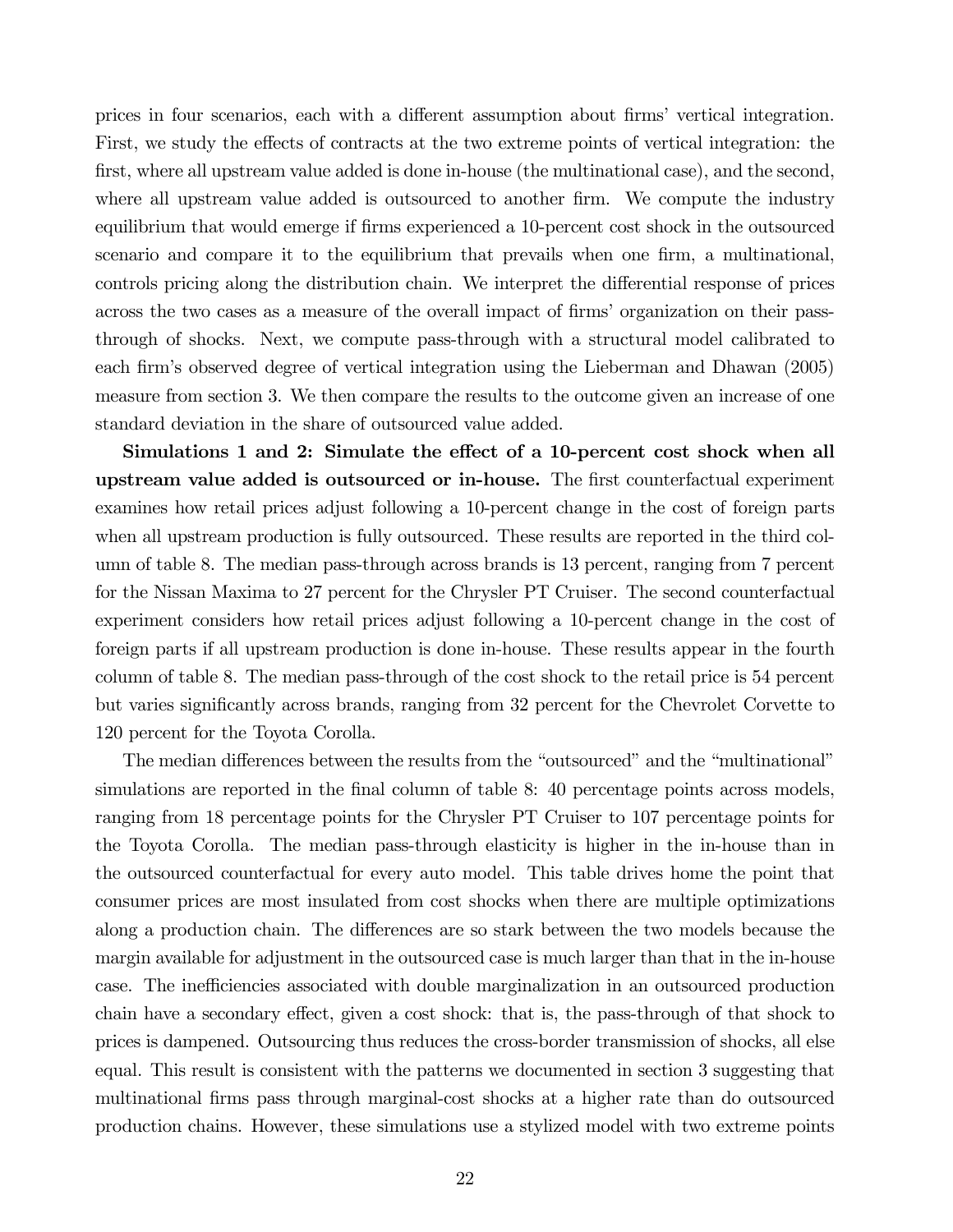prices in four scenarios, each with a different assumption about firms' vertical integration. First, we study the effects of contracts at the two extreme points of vertical integration: the first, where all upstream value added is done in-house (the multinational case), and the second, where all upstream value added is outsourced to another firm. We compute the industry equilibrium that would emerge if firms experienced a 10-percent cost shock in the outsourced scenario and compare it to the equilibrium that prevails when one firm, a multinational, controls pricing along the distribution chain. We interpret the differential response of prices across the two cases as a measure of the overall impact of firms' organization on their pass-through of shocks. Next, we compute pass-through with a structural model calibrated to each firm's observed degree of vertical integration using the Lieberman and Dhawan (2005) measure from section 3. We then compare the results to the outcome given an increase of one standard deviation in the share of outsourced value added.

**Simulations 1 and 2: Simulate the effect of a 10-percent cost shock when all upstream value added is outsourced or in-house.** The first counterfactual experiment examines how retail prices adjust following a 10-percent change in the cost of foreign parts when all upstream production is fully outsourced. These results are reported in the third column of table 8. The median pass-through across brands is 13 percent, ranging from 7 percent for the Nissan Maxima to 27 percent for the Chrysler PT Cruiser. The second counterfactual experiment considers how retail prices adjust following a 10-percent change in the cost of foreign parts if all upstream production is done in-house. These results appear in the fourth column of table 8. The median pass-through of the cost shock to the retail price is 54 percent but varies significantly across brands, ranging from 32 percent for the Chevrolet Corvette to 120 percent for the Toyota Corolla.

The median differences between the results from the "outsourced" and the "multinational" simulations are reported in the final column of table 8: 40 percentage points across models, ranging from 18 percentage points for the Chrysler PT Cruiser to 107 percentage points for the Toyota Corolla. The median pass-through elasticity is higher in the in-house than in the outsourced counterfactual for every auto model. This table drives home the point that consumer prices are most insulated from cost shocks when there are multiple optimizations along a production chain. The differences are so stark between the two models because the margin available for adjustment in the outsourced case is much larger than that in the in-house case. The inefficiencies associated with double marginalization in an outsourced production chain have a secondary effect, given a cost shock: that is, the pass-through of that shock to prices is dampened. Outsourcing thus reduces the cross-border transmission of shocks, all else equal. This result is consistent with the patterns we documented in section 3 suggesting that multinational firms pass through marginal-cost shocks at a higher rate than do outsourced production chains. However, these simulations use a stylized model with two extreme points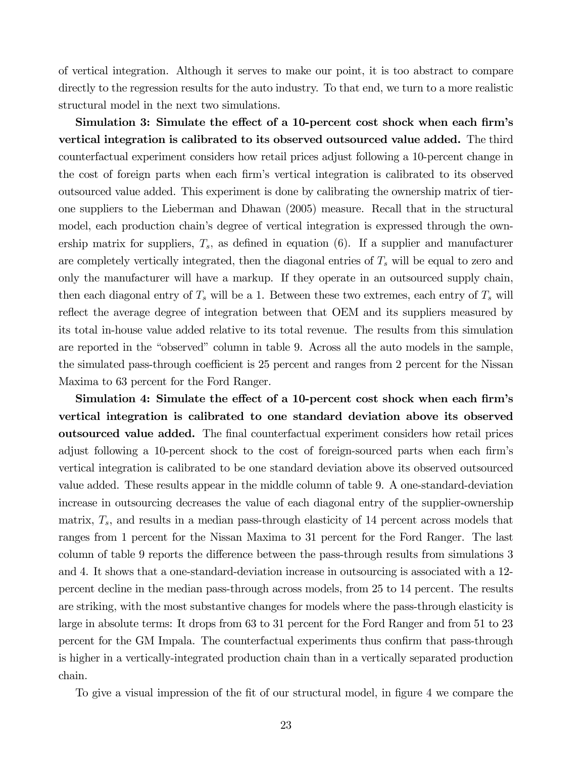of vertical integration. Although it serves to make our point, it is too abstract to compare directly to the regression results for the auto industry. To that end, we turn to a more realistic structural model in the next two simulations.

**Simulation 3: Simulate the effect of a 10-percent cost shock when each firm's vertical integration is calibrated to its observed outsourced value added.** The third counterfactual experiment considers how retail prices adjust following a 10-percent change in the cost of foreign parts when each firm's vertical integration is calibrated to its observed outsourced value added. This experiment is done by calibrating the ownership matrix of tier-one suppliers to the Lieberman and Dhawan (2005) measure. Recall that in the structural model, each production chain's degree of vertical integration is expressed through the ownership matrix for suppliers, $T_s$, as defined in equation (6). If a supplier and manufacturer are completely vertically integrated, then the diagonal entries of $T_s$ will be equal to zero and only the manufacturer will have a markup. If they operate in an outsourced supply chain, then each diagonal entry of $T_s$ will be a 1. Between these two extremes, each entry of $T_s$ will reflect the average degree of integration between that OEM and its suppliers measured by its total in-house value added relative to its total revenue. The results from this simulation are reported in the "observed" column in table 9. Across all the auto models in the sample, the simulated pass-through coefficient is 25 percent and ranges from 2 percent for the Nissan Maxima to 63 percent for the Ford Ranger.

**Simulation 4: Simulate the effect of a 10-percent cost shock when each firm's vertical integration is calibrated to one standard deviation above its observed outsourced value added.** The final counterfactual experiment considers how retail prices adjust following a 10-percent shock to the cost of foreign-sourced parts when each firm's vertical integration is calibrated to be one standard deviation above its observed outsourced value added. These results appear in the middle column of table 9. A one-standard-deviation increase in outsourcing decreases the value of each diagonal entry of the supplier-ownership matrix, $T_s$, and results in a median pass-through elasticity of 14 percent across models that ranges from 1 percent for the Nissan Maxima to 31 percent for the Ford Ranger. The last column of table 9 reports the difference between the pass-through results from simulations 3 and 4. It shows that a one-standard-deviation increase in outsourcing is associated with a 12-percent decline in the median pass-through across models, from 25 to 14 percent. The results are striking, with the most substantive changes for models where the pass-through elasticity is large in absolute terms: It drops from 63 to 31 percent for the Ford Ranger and from 51 to 23 percent for the GM Impala. The counterfactual experiments thus confirm that pass-through is higher in a vertically-integrated production chain than in a vertically separated production chain.

To give a visual impression of the fit of our structural model, in figure 4 we compare the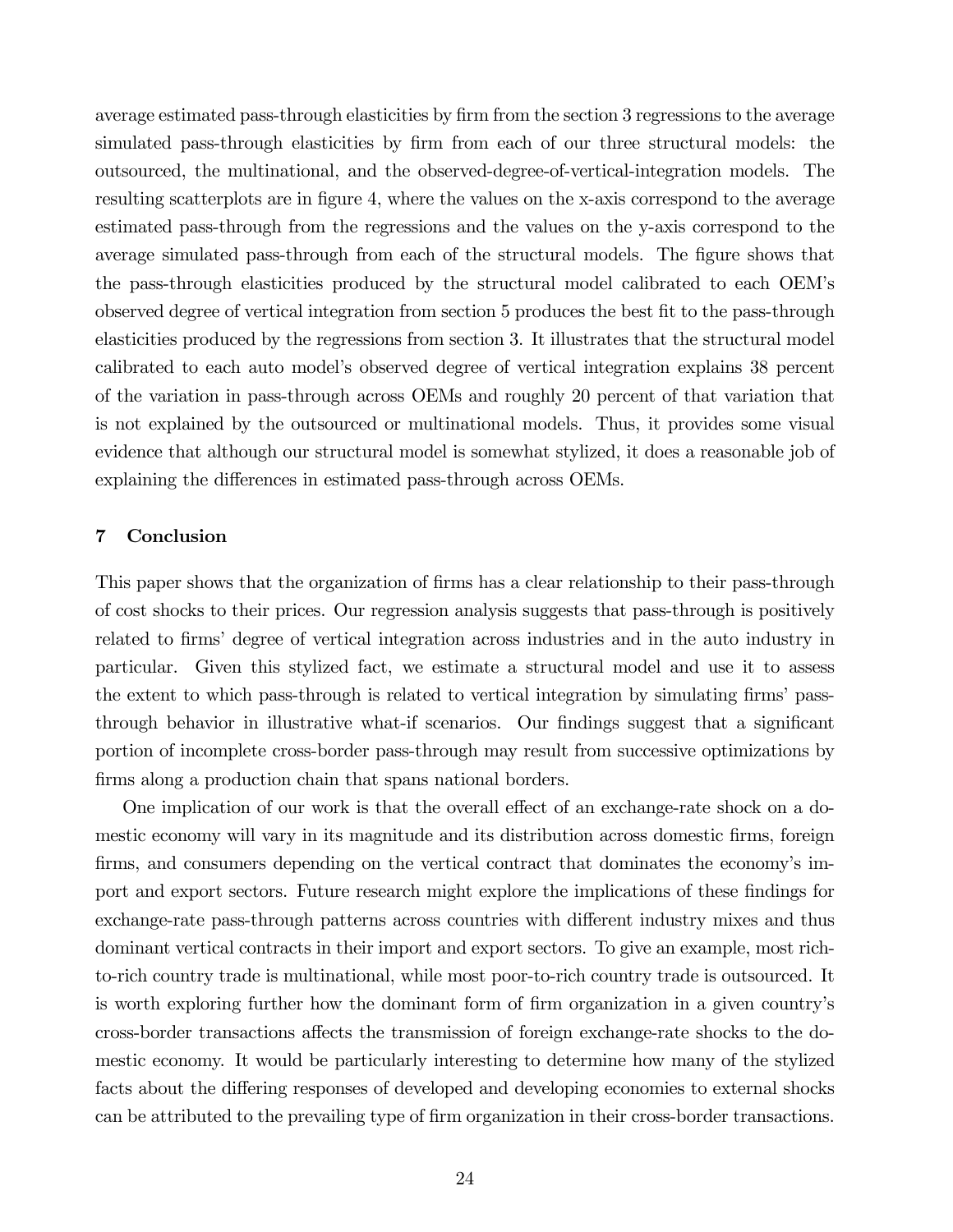average estimated pass-through elasticities by firm from the section 3 regressions to the average simulated pass-through elasticities by firm from each of our three structural models: the outsourced, the multinational, and the observed-degree-of-vertical-integration models. The resulting scatterplots are in figure 4, where the values on the x-axis correspond to the average estimated pass-through from the regressions and the values on the y-axis correspond to the average simulated pass-through from each of the structural models. The figure shows that the pass-through elasticities produced by the structural model calibrated to each OEM's observed degree of vertical integration from section 5 produces the best fit to the pass-through elasticities produced by the regressions from section 3. It illustrates that the structural model calibrated to each auto model's observed degree of vertical integration explains 38 percent of the variation in pass-through across OEMs and roughly 20 percent of that variation that is not explained by the outsourced or multinational models. Thus, it provides some visual evidence that although our structural model is somewhat stylized, it does a reasonable job of explaining the differences in estimated pass-through across OEMs.

## 7 Conclusion

This paper shows that the organization of firms has a clear relationship to their pass-through of cost shocks to their prices. Our regression analysis suggests that pass-through is positively related to firms' degree of vertical integration across industries and in the auto industry in particular. Given this stylized fact, we estimate a structural model and use it to assess the extent to which pass-through is related to vertical integration by simulating firms' pass-through behavior in illustrative what-if scenarios. Our findings suggest that a significant portion of incomplete cross-border pass-through may result from successive optimizations by firms along a production chain that spans national borders.

One implication of our work is that the overall effect of an exchange-rate shock on a domestic economy will vary in its magnitude and its distribution across domestic firms, foreign firms, and consumers depending on the vertical contract that dominates the economy's import and export sectors. Future research might explore the implications of these findings for exchange-rate pass-through patterns across countries with different industry mixes and thus dominant vertical contracts in their import and export sectors. To give an example, most rich-to-rich country trade is multinational, while most poor-to-rich country trade is outsourced. It is worth exploring further how the dominant form of firm organization in a given country's cross-border transactions affects the transmission of foreign exchange-rate shocks to the domestic economy. It would be particularly interesting to determine how many of the stylized facts about the differing responses of developed and developing economies to external shocks can be attributed to the prevailing type of firm organization in their cross-border transactions.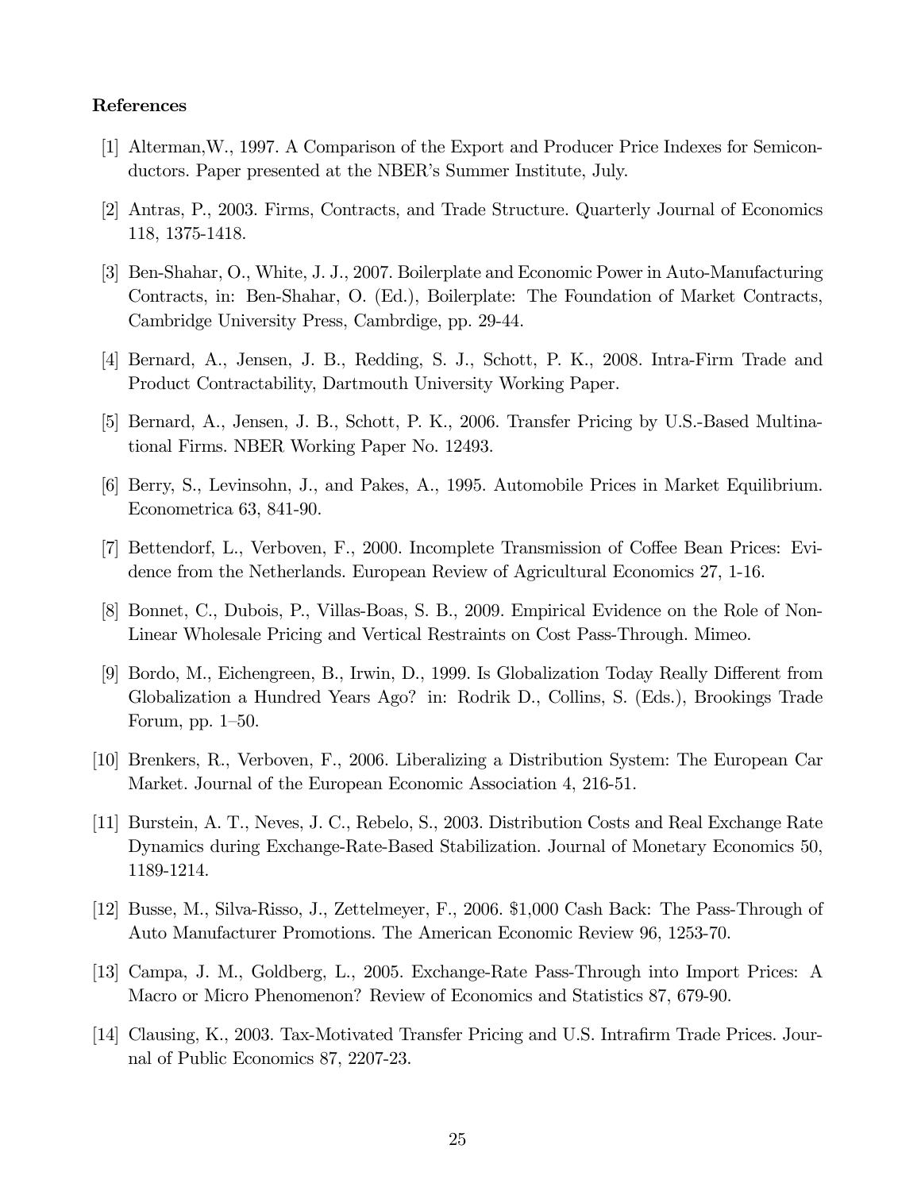**References**

[1] Alterman,W., 1997. A Comparison of the Export and Producer Price Indexes for Semiconductors. Paper presented at the NBER's Summer Institute, July.

[2] Antras, P., 2003. Firms, Contracts, and Trade Structure. Quarterly Journal of Economics 118, 1375-1418.

[3] Ben-Shahar, O., White, J. J., 2007. Boilerplate and Economic Power in Auto-Manufacturing Contracts, in: Ben-Shahar, O. (Ed.), Boilerplate: The Foundation of Market Contracts, Cambridge University Press, Cambrdige, pp. 29-44.

[4] Bernard, A., Jensen, J. B., Redding, S. J., Schott, P. K., 2008. Intra-Firm Trade and Product Contractability, Dartmouth University Working Paper.

[5] Bernard, A., Jensen, J. B., Schott, P. K., 2006. Transfer Pricing by U.S.-Based Multinational Firms. NBER Working Paper No. 12493.

[6] Berry, S., Levinsohn, J., and Pakes, A., 1995. Automobile Prices in Market Equilibrium. Econometrica 63, 841-90.

[7] Bettendorf, L., Verboven, F., 2000. Incomplete Transmission of Coffee Bean Prices: Evidence from the Netherlands. European Review of Agricultural Economics 27, 1-16.

[8] Bonnet, C., Dubois, P., Villas-Boas, S. B., 2009. Empirical Evidence on the Role of Non-Linear Wholesale Pricing and Vertical Restraints on Cost Pass-Through. Mimeo.

[9] Bordo, M., Eichengreen, B., Irwin, D., 1999. Is Globalization Today Really Different from Globalization a Hundred Years Ago? in: Rodrik D., Collins, S. (Eds.), Brookings Trade Forum, pp. 1–50.

[10] Brenkers, R., Verboven, F., 2006. Liberalizing a Distribution System: The European Car Market. Journal of the European Economic Association 4, 216-51.

[11] Burstein, A. T., Neves, J. C., Rebelo, S., 2003. Distribution Costs and Real Exchange Rate Dynamics during Exchange-Rate-Based Stabilization. Journal of Monetary Economics 50, 1189-1214.

[12] Busse, M., Silva-Risso, J., Zettelmeyer, F., 2006. $1,000 Cash Back: The Pass-Through of Auto Manufacturer Promotions. The American Economic Review 96, 1253-70.

[13] Campa, J. M., Goldberg, L., 2005. Exchange-Rate Pass-Through into Import Prices: A Macro or Micro Phenomenon? Review of Economics and Statistics 87, 679-90.

[14] Clausing, K., 2003. Tax-Motivated Transfer Pricing and U.S. Intrafirm Trade Prices. Journal of Public Economics 87, 2207-23.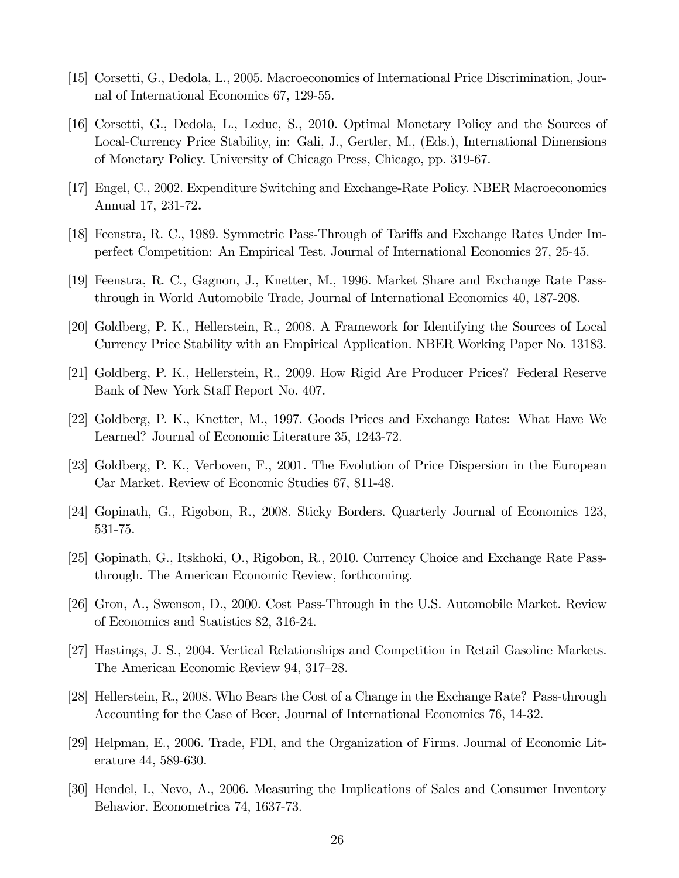[15] Corsetti, G., Dedola, L., 2005. Macroeconomics of International Price Discrimination, Journal of International Economics 67, 129-55.

[16] Corsetti, G., Dedola, L., Leduc, S., 2010. Optimal Monetary Policy and the Sources of Local-Currency Price Stability, in: Gali, J., Gertler, M., (Eds.), International Dimensions of Monetary Policy. University of Chicago Press, Chicago, pp. 319-67.

[17] Engel, C., 2002. Expenditure Switching and Exchange-Rate Policy. NBER Macroeconomics Annual 17, 231-72**.**

[18] Feenstra, R. C., 1989. Symmetric Pass-Through of Tariffs and Exchange Rates Under Imperfect Competition: An Empirical Test. Journal of International Economics 27, 25-45.

[19] Feenstra, R. C., Gagnon, J., Knetter, M., 1996. Market Share and Exchange Rate Pass-through in World Automobile Trade, Journal of International Economics 40, 187-208.

[20] Goldberg, P. K., Hellerstein, R., 2008. A Framework for Identifying the Sources of Local Currency Price Stability with an Empirical Application. NBER Working Paper No. 13183.

[21] Goldberg, P. K., Hellerstein, R., 2009. How Rigid Are Producer Prices? Federal Reserve Bank of New York Staff Report No. 407.

[22] Goldberg, P. K., Knetter, M., 1997. Goods Prices and Exchange Rates: What Have We Learned? Journal of Economic Literature 35, 1243-72.

[23] Goldberg, P. K., Verboven, F., 2001. The Evolution of Price Dispersion in the European Car Market. Review of Economic Studies 67, 811-48.

[24] Gopinath, G., Rigobon, R., 2008. Sticky Borders. Quarterly Journal of Economics 123, 531-75.

[25] Gopinath, G., Itskhoki, O., Rigobon, R., 2010. Currency Choice and Exchange Rate Pass-through. The American Economic Review, forthcoming.

[26] Gron, A., Swenson, D., 2000. Cost Pass-Through in the U.S. Automobile Market. Review of Economics and Statistics 82, 316-24.

[27] Hastings, J. S., 2004. Vertical Relationships and Competition in Retail Gasoline Markets. The American Economic Review 94, 317–28.

[28] Hellerstein, R., 2008. Who Bears the Cost of a Change in the Exchange Rate? Pass-through Accounting for the Case of Beer, Journal of International Economics 76, 14-32.

[29] Helpman, E., 2006. Trade, FDI, and the Organization of Firms. Journal of Economic Literature 44, 589-630.

[30] Hendel, I., Nevo, A., 2006. Measuring the Implications of Sales and Consumer Inventory Behavior. Econometrica 74, 1637-73.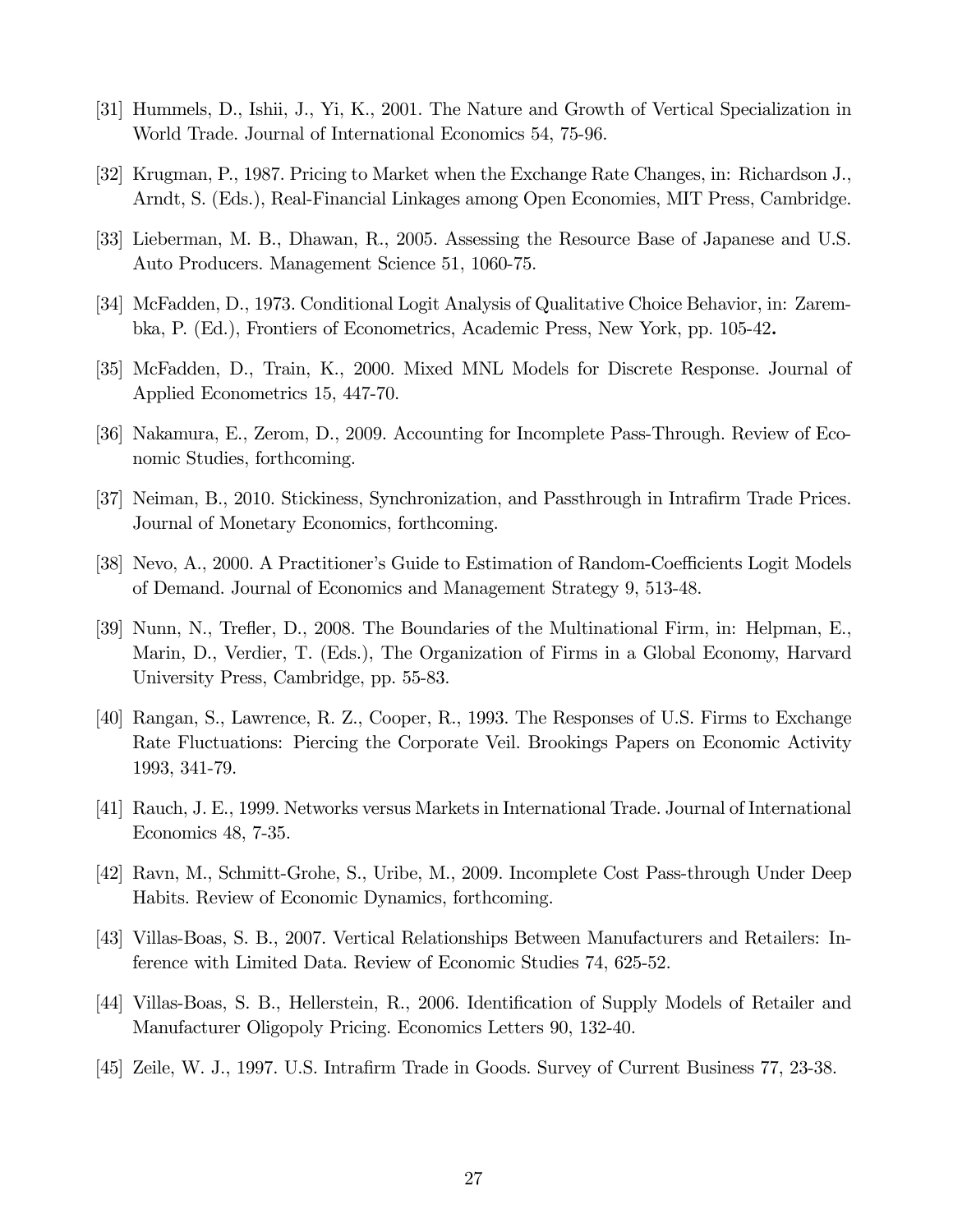[31] Hummels, D., Ishii, J., Yi, K., 2001. The Nature and Growth of Vertical Specialization in World Trade. Journal of International Economics 54, 75-96.

[32] Krugman, P., 1987. Pricing to Market when the Exchange Rate Changes, in: Richardson J., Arndt, S. (Eds.), Real-Financial Linkages among Open Economies, MIT Press, Cambridge.

[33] Lieberman, M. B., Dhawan, R., 2005. Assessing the Resource Base of Japanese and U.S. Auto Producers. Management Science 51, 1060-75.

[34] McFadden, D., 1973. Conditional Logit Analysis of Qualitative Choice Behavior, in: Zarembka, P. (Ed.), Frontiers of Econometrics, Academic Press, New York, pp. 105-42**.**

[35] McFadden, D., Train, K., 2000. Mixed MNL Models for Discrete Response. Journal of Applied Econometrics 15, 447-70.

[36] Nakamura, E., Zerom, D., 2009. Accounting for Incomplete Pass-Through. Review of Economic Studies, forthcoming.

[37] Neiman, B., 2010. Stickiness, Synchronization, and Passthrough in Intrafirm Trade Prices. Journal of Monetary Economics, forthcoming.

[38] Nevo, A., 2000. A Practitioner's Guide to Estimation of Random-Coefficients Logit Models of Demand. Journal of Economics and Management Strategy 9, 513-48.

[39] Nunn, N., Trefler, D., 2008. The Boundaries of the Multinational Firm, in: Helpman, E., Marin, D., Verdier, T. (Eds.), The Organization of Firms in a Global Economy, Harvard University Press, Cambridge, pp. 55-83.

[40] Rangan, S., Lawrence, R. Z., Cooper, R., 1993. The Responses of U.S. Firms to Exchange Rate Fluctuations: Piercing the Corporate Veil. Brookings Papers on Economic Activity 1993, 341-79.

[41] Rauch, J. E., 1999. Networks versus Markets in International Trade. Journal of International Economics 48, 7-35.

[42] Ravn, M., Schmitt-Grohe, S., Uribe, M., 2009. Incomplete Cost Pass-through Under Deep Habits. Review of Economic Dynamics, forthcoming.

[43] Villas-Boas, S. B., 2007. Vertical Relationships Between Manufacturers and Retailers: Inference with Limited Data. Review of Economic Studies 74, 625-52.

[44] Villas-Boas, S. B., Hellerstein, R., 2006. Identification of Supply Models of Retailer and Manufacturer Oligopoly Pricing. Economics Letters 90, 132-40.

[45] Zeile, W. J., 1997. U.S. Intrafirm Trade in Goods. Survey of Current Business 77, 23-38.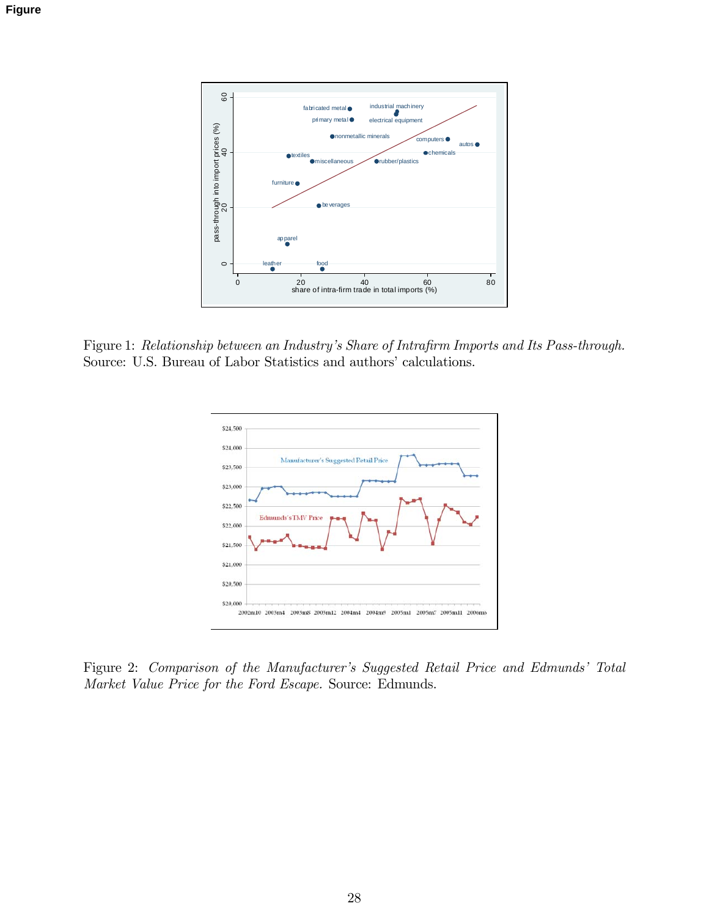Figure

Figure 1: *Relationship between an Industry's Share of Intrafirm Imports and Its Pass-through.* Source: U.S. Bureau of Labor Statistics and authors' calculations.

Figure 2: *Comparison of the Manufacturer's Suggested Retail Price and Edmunds' Total Market Value Price for the Ford Escape.* Source: Edmunds.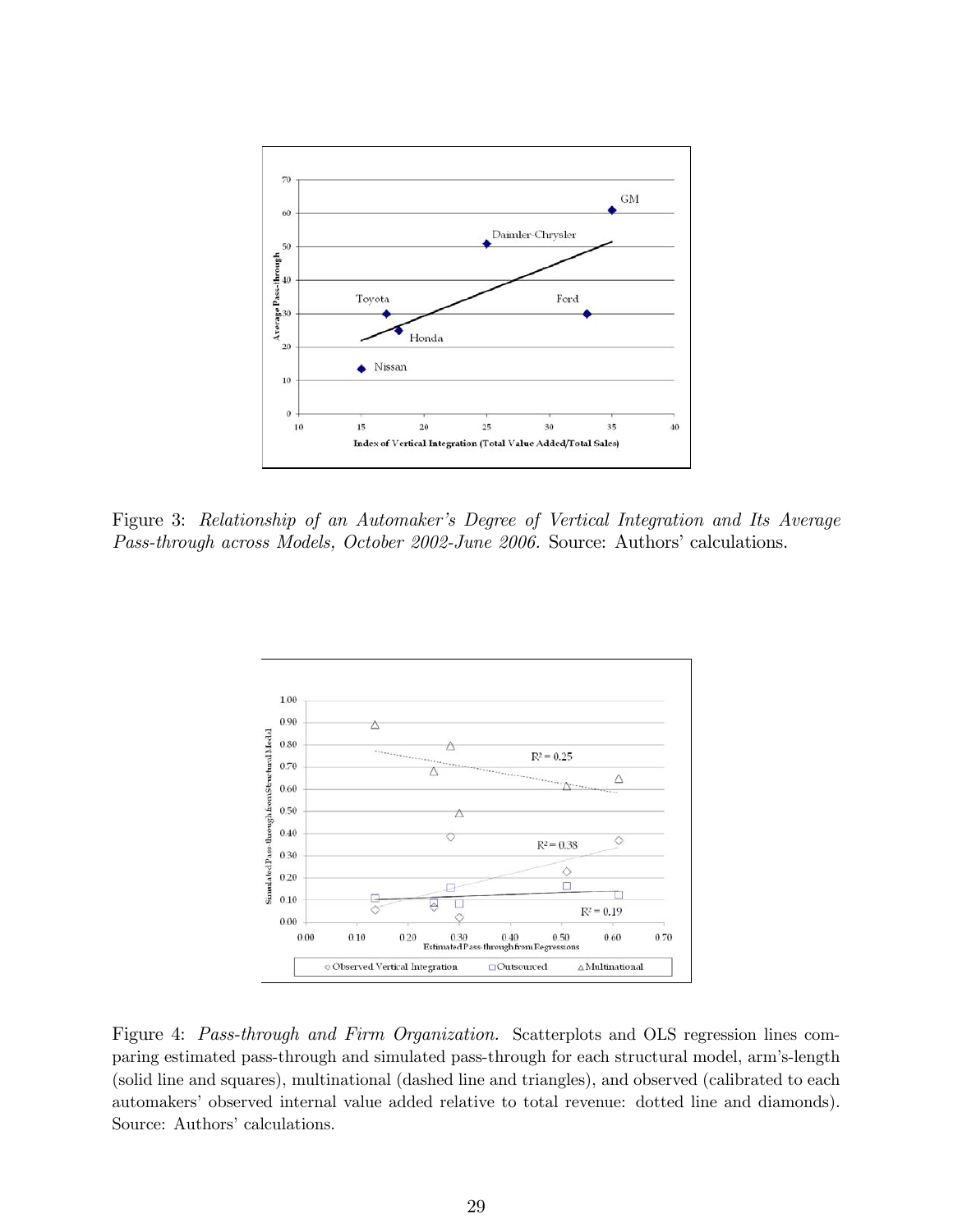Figure 3: *Relationship of an Automaker's Degree of Vertical Integration and Its Average Pass-through across Models, October 2002-June 2006.* Source: Authors' calculations.

Figure 4: *Pass-through and Firm Organization.* Scatterplots and OLS regression lines comparing estimated pass-through and simulated pass-through for each structural model, arm's-length (solid line and squares), multinational (dashed line and triangles), and observed (calibrated to each automakers' observed internal value added relative to total revenue: dotted line and diamonds). Source: Authors' calculations.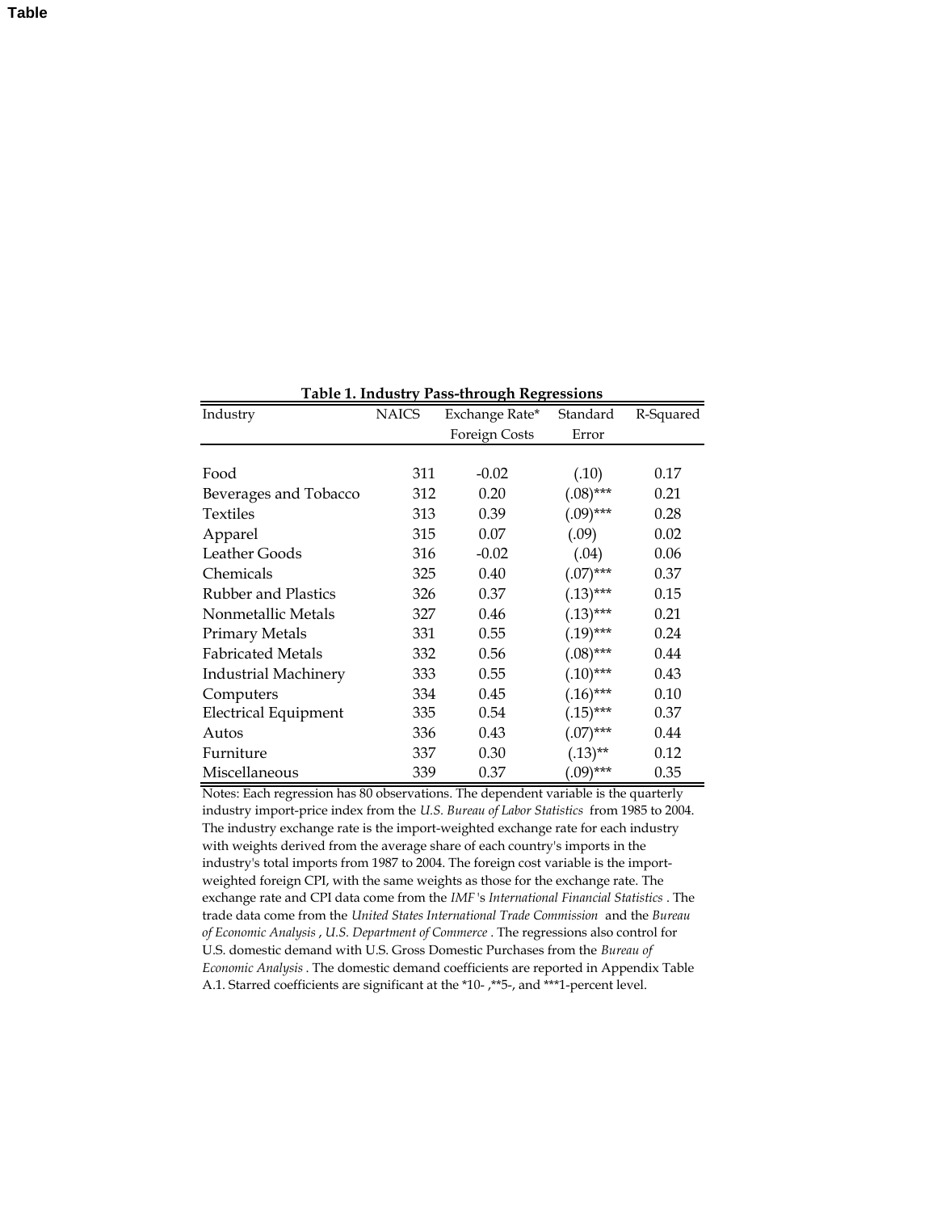Table

**Table 1. Industry Pass-through Regressions**

| Industry | NAICS | Exchange Rate* Foreign Costs | Standard Error | R-Squared |
|---|---|---|---|---|
| Food | 311 | -0.02 | (.10) | 0.17 |
| Beverages and Tobacco | 312 | 0.20 | (.08)*** | 0.21 |
| Textiles | 313 | 0.39 | (.09)*** | 0.28 |
| Apparel | 315 | 0.07 | (.09) | 0.02 |
| Leather Goods | 316 | -0.02 | (.04) | 0.06 |
| Chemicals | 325 | 0.40 | (.07)*** | 0.37 |
| Rubber and Plastics | 326 | 0.37 | (.13)*** | 0.15 |
| Nonmetallic Metals | 327 | 0.46 | (.13)*** | 0.21 |
| Primary Metals | 331 | 0.55 | (.19)*** | 0.24 |
| Fabricated Metals | 332 | 0.56 | (.08)*** | 0.44 |
| Industrial Machinery | 333 | 0.55 | (.10)*** | 0.43 |
| Computers | 334 | 0.45 | (.16)*** | 0.10 |
| Electrical Equipment | 335 | 0.54 | (.15)*** | 0.37 |
| Autos | 336 | 0.43 | (.07)*** | 0.44 |
| Furniture | 337 | 0.30 | (.13)** | 0.12 |
| Miscellaneous | 339 | 0.37 | (.09)*** | 0.35 |

Notes: Each regression has 80 observations. The dependent variable is the quarterly industry import-price index from the *U.S. Bureau of Labor Statistics* from 1985 to 2004. The industry exchange rate is the import-weighted exchange rate for each industry with weights derived from the average share of each country's imports in the industry's total imports from 1987 to 2004. The foreign cost variable is the import-weighted foreign CPI, with the same weights as those for the exchange rate. The exchange rate and CPI data come from the *IMF*'s *International Financial Statistics*. The trade data come from the *United States International Trade Commission* and the *Bureau of Economic Analysis*, *U.S. Department of Commerce*. The regressions also control for U.S. domestic demand with U.S. Gross Domestic Purchases from the *Bureau of Economic Analysis*. The domestic demand coefficients are reported in Appendix Table A.1. Starred coefficients are significant at the *10- ,**5-, and ***1-percent level.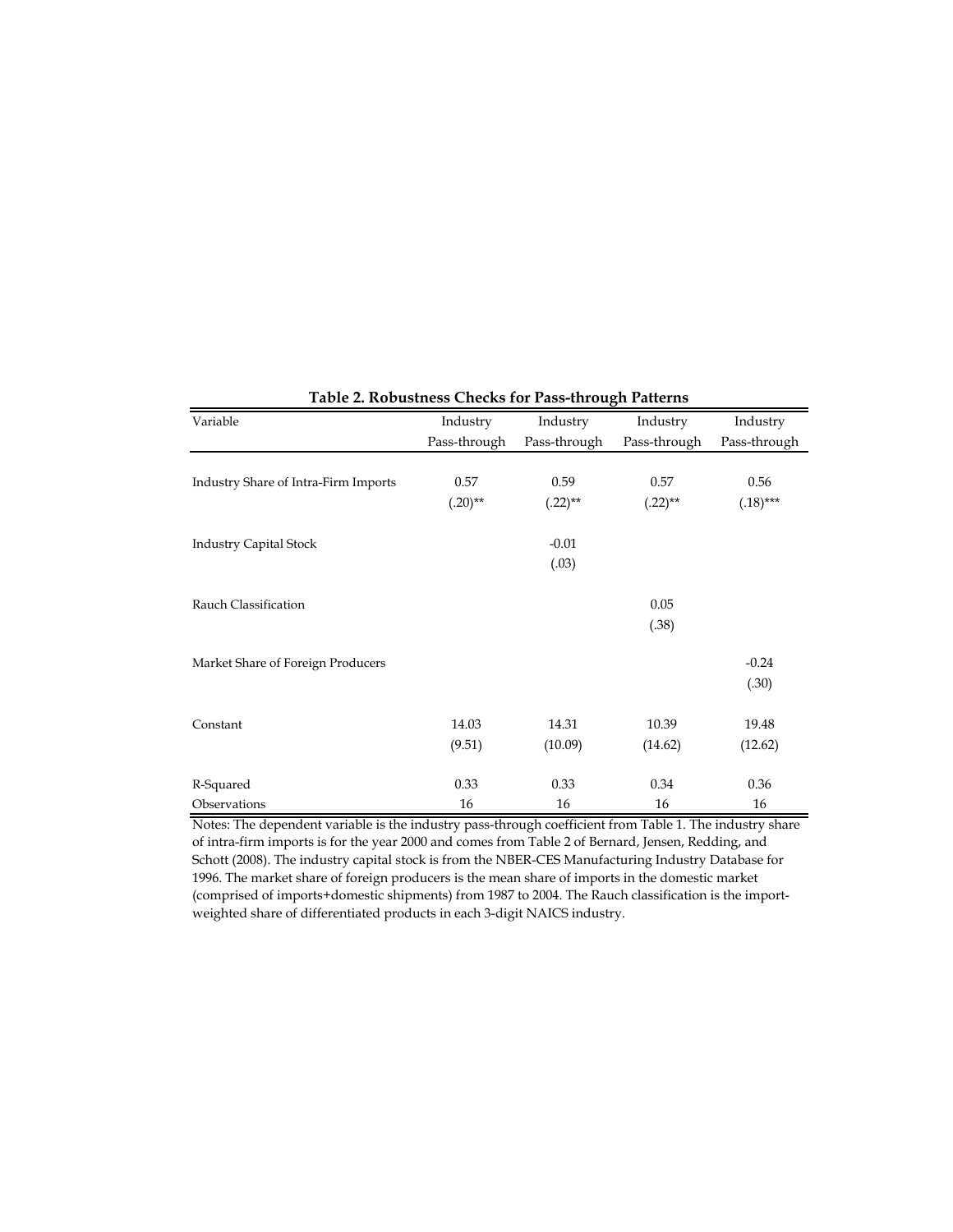**Table 2. Robustness Checks for Pass-through Patterns**

| Variable | Industry Pass-through | Industry Pass-through | Industry Pass-through | Industry Pass-through |
|---|---|---|---|---|
| Industry Share of Intra-Firm Imports | 0.57 | 0.59 | 0.57 | 0.56 |
| | (.20)** | (.22)** | (.22)** | (.18)*** |
| Industry Capital Stock | | -0.01 | | |
| | | (.03) | | |
| Rauch Classification | | | 0.05 | |
| | | | (.38) | |
| Market Share of Foreign Producers | | | | -0.24 |
| | | | | (.30) |
| Constant | 14.03 | 14.31 | 10.39 | 19.48 |
| | (9.51) | (10.09) | (14.62) | (12.62) |
| R-Squared | 0.33 | 0.33 | 0.34 | 0.36 |
| Observations | 16 | 16 | 16 | 16 |

Notes: The dependent variable is the industry pass-through coefficient from Table 1. The industry share of intra-firm imports is for the year 2000 and comes from Table 2 of Bernard, Jensen, Redding, and Schott (2008). The industry capital stock is from the NBER-CES Manufacturing Industry Database for 1996. The market share of foreign producers is the mean share of imports in the domestic market (comprised of imports+domestic shipments) from 1987 to 2004. The Rauch classification is the import-weighted share of differentiated products in each 3-digit NAICS industry.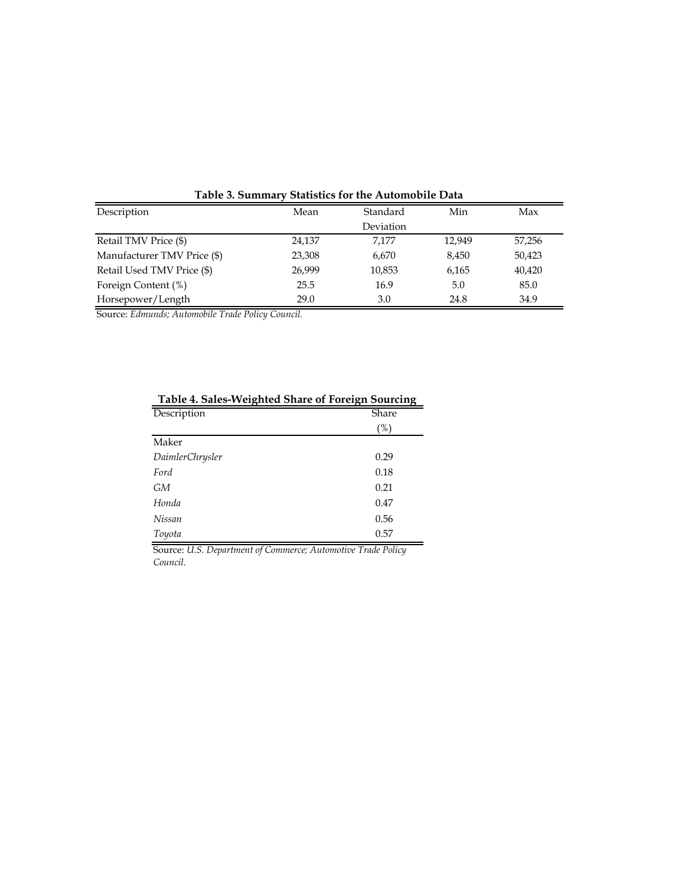**Table 3. Summary Statistics for the Automobile Data**

| Description | Mean | Standard Deviation | Min | Max |
|---|---|---|---|---|
| Retail TMV Price ($) | 24,137 | 7,177 | 12,949 | 57,256 |
| Manufacturer TMV Price ($) | 23,308 | 6,670 | 8,450 | 50,423 |
| Retail Used TMV Price ($) | 26,999 | 10,853 | 6,165 | 40,420 |
| Foreign Content (%) | 25.5 | 16.9 | 5.0 | 85.0 |
| Horsepower/Length | 29.0 | 3.0 | 24.8 | 34.9 |

Source: *Edmunds; Automobile Trade Policy Council.*

**Table 4. Sales-Weighted Share of Foreign Sourcing**

| Description | Share (%) |
|---|---|
| Maker | |
| *DaimlerChrysler* | 0.29 |
| *Ford* | 0.18 |
| *GM* | 0.21 |
| *Honda* | 0.47 |
| *Nissan* | 0.56 |
| *Toyota* | 0.57 |

Source: *U.S. Department of Commerce; Automotive Trade Policy Council.*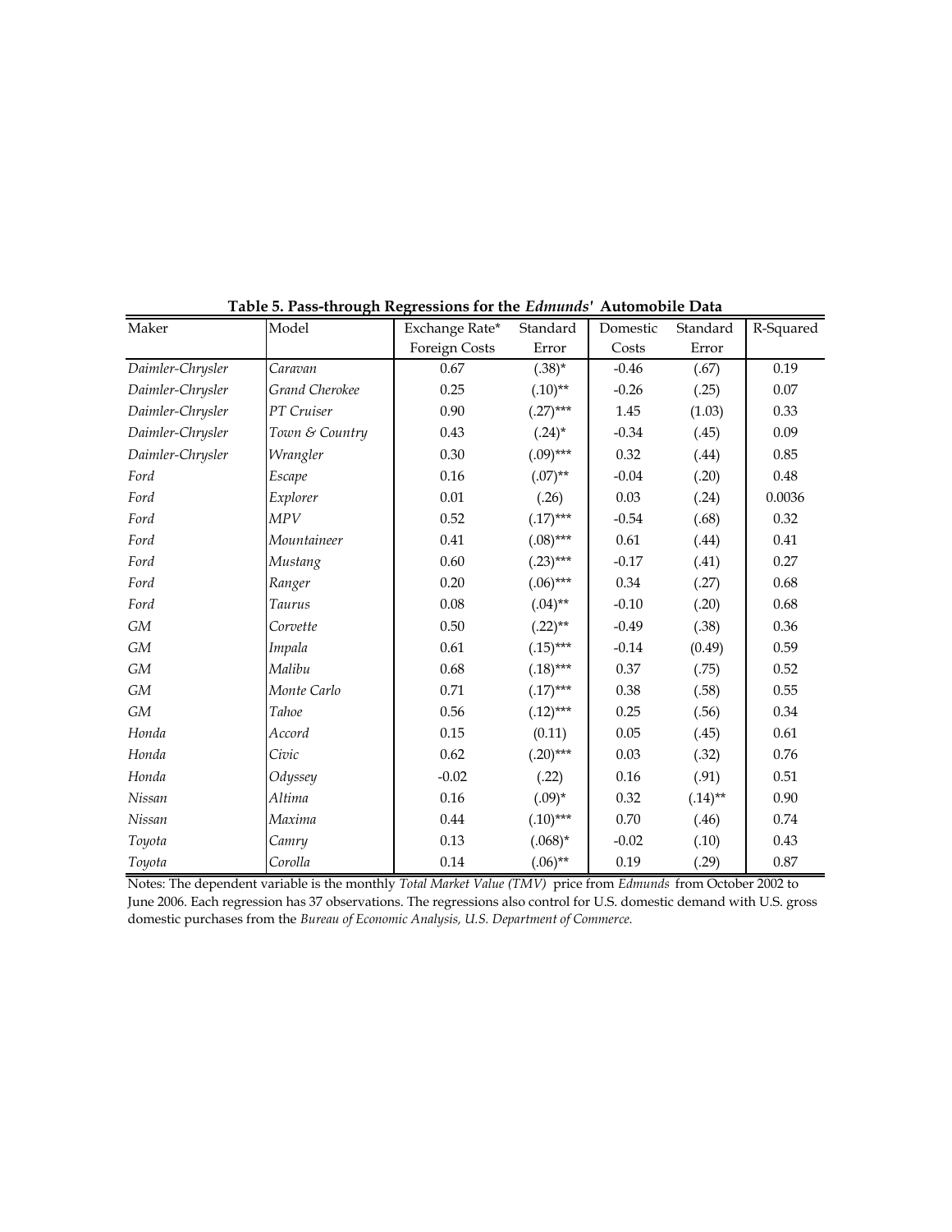**Table 5. Pass-through Regressions for the *Edmunds'* Automobile Data**

| Maker | Model | Exchange Rate* Foreign Costs | Standard Error | Domestic Costs | Standard Error | R-Squared |
|---|---|---|---|---|---|---|
| *Daimler-Chrysler* | *Caravan* | 0.67 | (.38)* | -0.46 | (.67) | 0.19 |
| *Daimler-Chrysler* | *Grand Cherokee* | 0.25 | (.10)** | -0.26 | (.25) | 0.07 |
| *Daimler-Chrysler* | *PT Cruiser* | 0.90 | (.27)*** | 1.45 | (1.03) | 0.33 |
| *Daimler-Chrysler* | *Town & Country* | 0.43 | (.24)* | -0.34 | (.45) | 0.09 |
| *Daimler-Chrysler* | *Wrangler* | 0.30 | (.09)*** | 0.32 | (.44) | 0.85 |
| *Ford* | *Escape* | 0.16 | (.07)** | -0.04 | (.20) | 0.48 |
| *Ford* | *Explorer* | 0.01 | (.26) | 0.03 | (.24) | 0.0036 |
| *Ford* | *MPV* | 0.52 | (.17)*** | -0.54 | (.68) | 0.32 |
| *Ford* | *Mountaineer* | 0.41 | (.08)*** | 0.61 | (.44) | 0.41 |
| *Ford* | *Mustang* | 0.60 | (.23)*** | -0.17 | (.41) | 0.27 |
| *Ford* | *Ranger* | 0.20 | (.06)*** | 0.34 | (.27) | 0.68 |
| *Ford* | *Taurus* | 0.08 | (.04)** | -0.10 | (.20) | 0.68 |
| *GM* | *Corvette* | 0.50 | (.22)** | -0.49 | (.38) | 0.36 |
| *GM* | *Impala* | 0.61 | (.15)*** | -0.14 | (0.49) | 0.59 |
| *GM* | *Malibu* | 0.68 | (.18)*** | 0.37 | (.75) | 0.52 |
| *GM* | *Monte Carlo* | 0.71 | (.17)*** | 0.38 | (.58) | 0.55 |
| *GM* | *Tahoe* | 0.56 | (.12)*** | 0.25 | (.56) | 0.34 |
| *Honda* | *Accord* | 0.15 | (0.11) | 0.05 | (.45) | 0.61 |
| *Honda* | *Civic* | 0.62 | (.20)*** | 0.03 | (.32) | 0.76 |
| *Honda* | *Odyssey* | -0.02 | (.22) | 0.16 | (.91) | 0.51 |
| *Nissan* | *Altima* | 0.16 | (.09)* | 0.32 | (.14)** | 0.90 |
| *Nissan* | *Maxima* | 0.44 | (.10)*** | 0.70 | (.46) | 0.74 |
| *Toyota* | *Camry* | 0.13 | (.068)* | -0.02 | (.10) | 0.43 |
| *Toyota* | *Corolla* | 0.14 | (.06)** | 0.19 | (.29) | 0.87 |

Notes: The dependent variable is the monthly *Total Market Value (TMV)* price from *Edmunds* from October 2002 to June 2006. Each regression has 37 observations. The regressions also control for U.S. domestic demand with U.S. gross domestic purchases from the *Bureau of Economic Analysis, U.S. Department of Commerce.*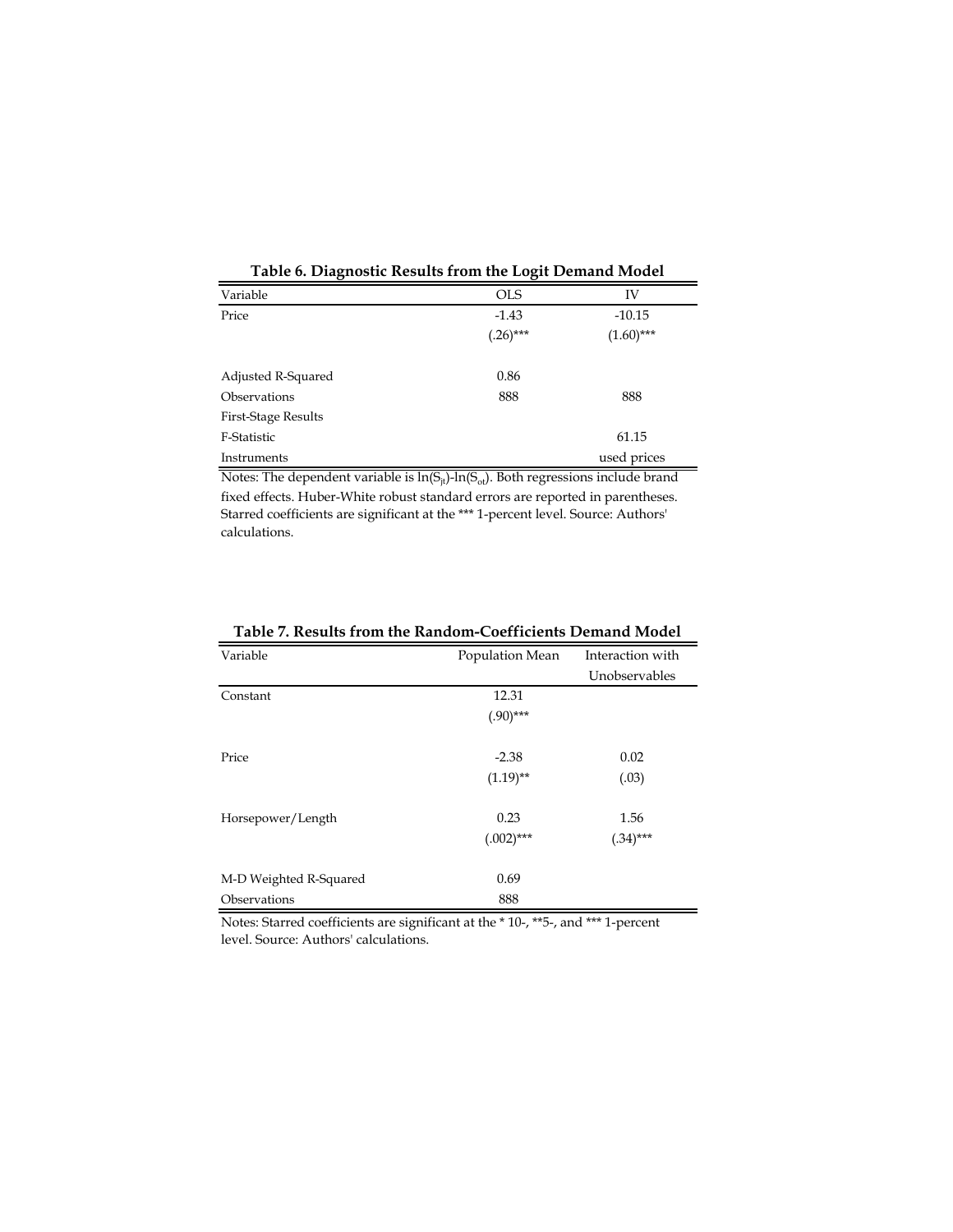**Table 6. Diagnostic Results from the Logit Demand Model**

| Variable | OLS | IV |
|---|---|---|
| Price | -1.43 | -10.15 |
| | (.26)*** | (1.60)*** |
| | | |
| Adjusted R-Squared | 0.86 | |
| Observations | 888 | 888 |
| First-Stage Results | | |
| F-Statistic | | 61.15 |
| Instruments | | used prices |

Notes: The dependent variable is $\ln(S_{jt})$-$\ln(S_{ot})$. Both regressions include brand fixed effects. Huber-White robust standard errors are reported in parentheses. Starred coefficients are significant at the *** 1-percent level. Source: Authors' calculations.

**Table 7. Results from the Random-Coefficients Demand Model**

| Variable | Population Mean | Interaction with Unobservables |
|---|---|---|
| Constant | 12.31 | |
| | (.90)*** | |
| | | |
| Price | -2.38 | 0.02 |
| | (1.19)** | (.03) |
| | | |
| Horsepower/Length | 0.23 | 1.56 |
| | (.002)*** | (.34)*** |
| | | |
| M-D Weighted R-Squared | 0.69 | |
| Observations | 888 | |

Notes: Starred coefficients are significant at the * 10-, **5-, and *** 1-percent level. Source: Authors' calculations.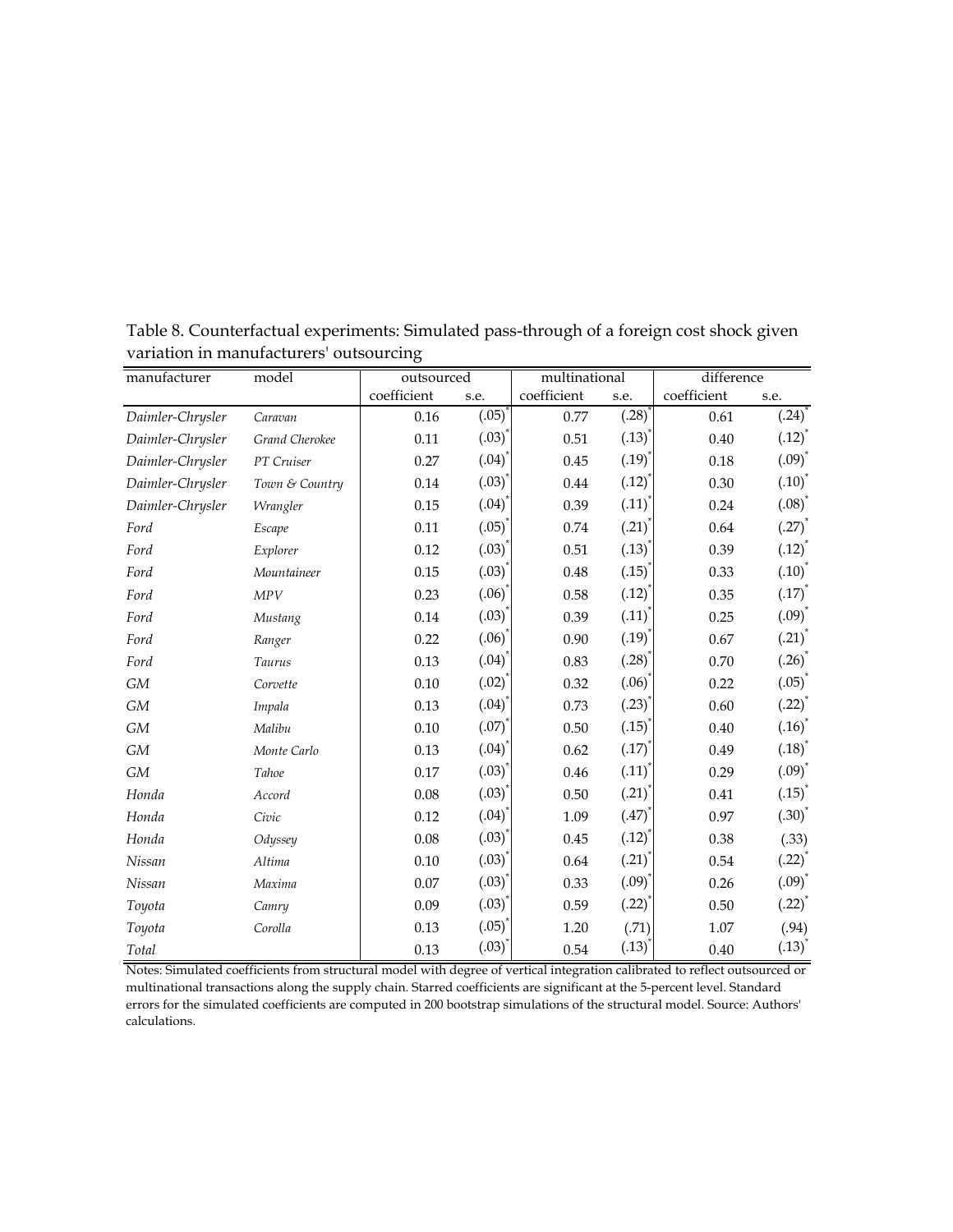Table 8. Counterfactual experiments: Simulated pass-through of a foreign cost shock given variation in manufacturers' outsourcing

| manufacturer | model | outsourced | | multinational | | difference | |
|---|---|---|---|---|---|---|---|
| | | coefficient | s.e. | coefficient | s.e. | coefficient | s.e. |
| *Daimler-Chrysler* | *Caravan* | 0.16 | (.05)* | 0.77 | (.28)* | 0.61 | (.24)* |
| *Daimler-Chrysler* | *Grand Cherokee* | 0.11 | (.03)* | 0.51 | (.13)* | 0.40 | (.12)* |
| *Daimler-Chrysler* | *PT Cruiser* | 0.27 | (.04)* | 0.45 | (.19)* | 0.18 | (.09)* |
| *Daimler-Chrysler* | *Town & Country* | 0.14 | (.03)* | 0.44 | (.12)* | 0.30 | (.10)* |
| *Daimler-Chrysler* | *Wrangler* | 0.15 | (.04)* | 0.39 | (.11)* | 0.24 | (.08)* |
| *Ford* | *Escape* | 0.11 | (.05)* | 0.74 | (.21)* | 0.64 | (.27)* |
| *Ford* | *Explorer* | 0.12 | (.03)* | 0.51 | (.13)* | 0.39 | (.12)* |
| *Ford* | *Mountaineer* | 0.15 | (.03)* | 0.48 | (.15)* | 0.33 | (.10)* |
| *Ford* | *MPV* | 0.23 | (.06)* | 0.58 | (.12)* | 0.35 | (.17)* |
| *Ford* | *Mustang* | 0.14 | (.03)* | 0.39 | (.11)* | 0.25 | (.09)* |
| *Ford* | *Ranger* | 0.22 | (.06)* | 0.90 | (.19)* | 0.67 | (.21)* |
| *Ford* | *Taurus* | 0.13 | (.04)* | 0.83 | (.28)* | 0.70 | (.26)* |
| *GM* | *Corvette* | 0.10 | (.02)* | 0.32 | (.06)* | 0.22 | (.05)* |
| *GM* | *Impala* | 0.13 | (.04)* | 0.73 | (.23)* | 0.60 | (.22)* |
| *GM* | *Malibu* | 0.10 | (.07)* | 0.50 | (.15)* | 0.40 | (.16)* |
| *GM* | *Monte Carlo* | 0.13 | (.04)* | 0.62 | (.17)* | 0.49 | (.18)* |
| *GM* | *Tahoe* | 0.17 | (.03)* | 0.46 | (.11)* | 0.29 | (.09)* |
| *Honda* | *Accord* | 0.08 | (.03)* | 0.50 | (.21)* | 0.41 | (.15)* |
| *Honda* | *Civic* | 0.12 | (.04)* | 1.09 | (.47)* | 0.97 | (.30)* |
| *Honda* | *Odyssey* | 0.08 | (.03)* | 0.45 | (.12)* | 0.38 | (.33) |
| *Nissan* | *Altima* | 0.10 | (.03)* | 0.64 | (.21)* | 0.54 | (.22)* |
| *Nissan* | *Maxima* | 0.07 | (.03)* | 0.33 | (.09)* | 0.26 | (.09)* |
| *Toyota* | *Camry* | 0.09 | (.03)* | 0.59 | (.22)* | 0.50 | (.22)* |
| *Toyota* | *Corolla* | 0.13 | (.05)* | 1.20 | (.71) | 1.07 | (.94) |
| *Total* | | 0.13 | (.03)* | 0.54 | (.13)* | 0.40 | (.13)* |

Notes: Simulated coefficients from structural model with degree of vertical integration calibrated to reflect outsourced or multinational transactions along the supply chain. Starred coefficients are significant at the 5-percent level. Standard errors for the simulated coefficients are computed in 200 bootstrap simulations of the structural model. Source: Authors' calculations.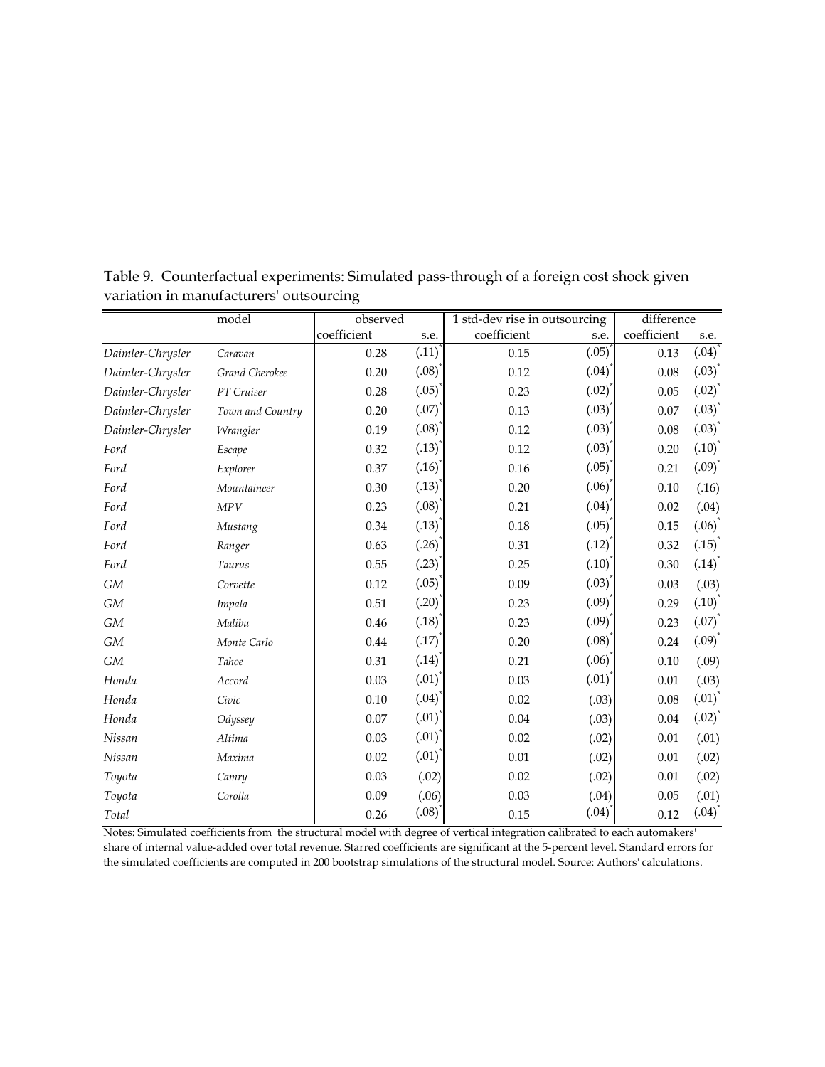Table 9. Counterfactual experiments: Simulated pass-through of a foreign cost shock given variation in manufacturers' outsourcing

| | model | observed | | 1 std-dev rise in outsourcing | | difference | |
|---|---|---|---|---|---|---|---|
| | | coefficient | s.e. | coefficient | s.e. | coefficient | s.e. |
| *Daimler-Chrysler* | *Caravan* | 0.28 | (.11)* | 0.15 | (.05)* | 0.13 | (.04)* |
| *Daimler-Chrysler* | *Grand Cherokee* | 0.20 | (.08)* | 0.12 | (.04)* | 0.08 | (.03)* |
| *Daimler-Chrysler* | *PT Cruiser* | 0.28 | (.05)* | 0.23 | (.02)* | 0.05 | (.02)* |
| *Daimler-Chrysler* | *Town and Country* | 0.20 | (.07)* | 0.13 | (.03)* | 0.07 | (.03)* |
| *Daimler-Chrysler* | *Wrangler* | 0.19 | (.08)* | 0.12 | (.03)* | 0.08 | (.03)* |
| *Ford* | *Escape* | 0.32 | (.13)* | 0.12 | (.03)* | 0.20 | (.10)* |
| *Ford* | *Explorer* | 0.37 | (.16)* | 0.16 | (.05)* | 0.21 | (.09)* |
| *Ford* | *Mountaineer* | 0.30 | (.13)* | 0.20 | (.06)* | 0.10 | (.16) |
| *Ford* | *MPV* | 0.23 | (.08)* | 0.21 | (.04)* | 0.02 | (.04) |
| *Ford* | *Mustang* | 0.34 | (.13)* | 0.18 | (.05)* | 0.15 | (.06)* |
| *Ford* | *Ranger* | 0.63 | (.26)* | 0.31 | (.12)* | 0.32 | (.15)* |
| *Ford* | *Taurus* | 0.55 | (.23)* | 0.25 | (.10)* | 0.30 | (.14)* |
| *GM* | *Corvette* | 0.12 | (.05)* | 0.09 | (.03)* | 0.03 | (.03) |
| *GM* | *Impala* | 0.51 | (.20)* | 0.23 | (.09)* | 0.29 | (.10)* |
| *GM* | *Malibu* | 0.46 | (.18)* | 0.23 | (.09)* | 0.23 | (.07)* |
| *GM* | *Monte Carlo* | 0.44 | (.17)* | 0.20 | (.08)* | 0.24 | (.09)* |
| *GM* | *Tahoe* | 0.31 | (.14)* | 0.21 | (.06)* | 0.10 | (.09) |
| *Honda* | *Accord* | 0.03 | (.01)* | 0.03 | (.01)* | 0.01 | (.03) |
| *Honda* | *Civic* | 0.10 | (.04)* | 0.02 | (.03) | 0.08 | (.01)* |
| *Honda* | *Odyssey* | 0.07 | (.01)* | 0.04 | (.03) | 0.04 | (.02)* |
| *Nissan* | *Altima* | 0.03 | (.01)* | 0.02 | (.02) | 0.01 | (.01) |
| *Nissan* | *Maxima* | 0.02 | (.01)* | 0.01 | (.02) | 0.01 | (.02) |
| *Toyota* | *Camry* | 0.03 | (.02) | 0.02 | (.02) | 0.01 | (.02) |
| *Toyota* | *Corolla* | 0.09 | (.06) | 0.03 | (.04) | 0.05 | (.01) |
| *Total* | | 0.26 | (.08)* | 0.15 | (.04)* | 0.12 | (.04)* |

Notes: Simulated coefficients from the structural model with degree of vertical integration calibrated to each automakers' share of internal value-added over total revenue. Starred coefficients are significant at the 5-percent level. Standard errors for the simulated coefficients are computed in 200 bootstrap simulations of the structural model. Source: Authors' calculations.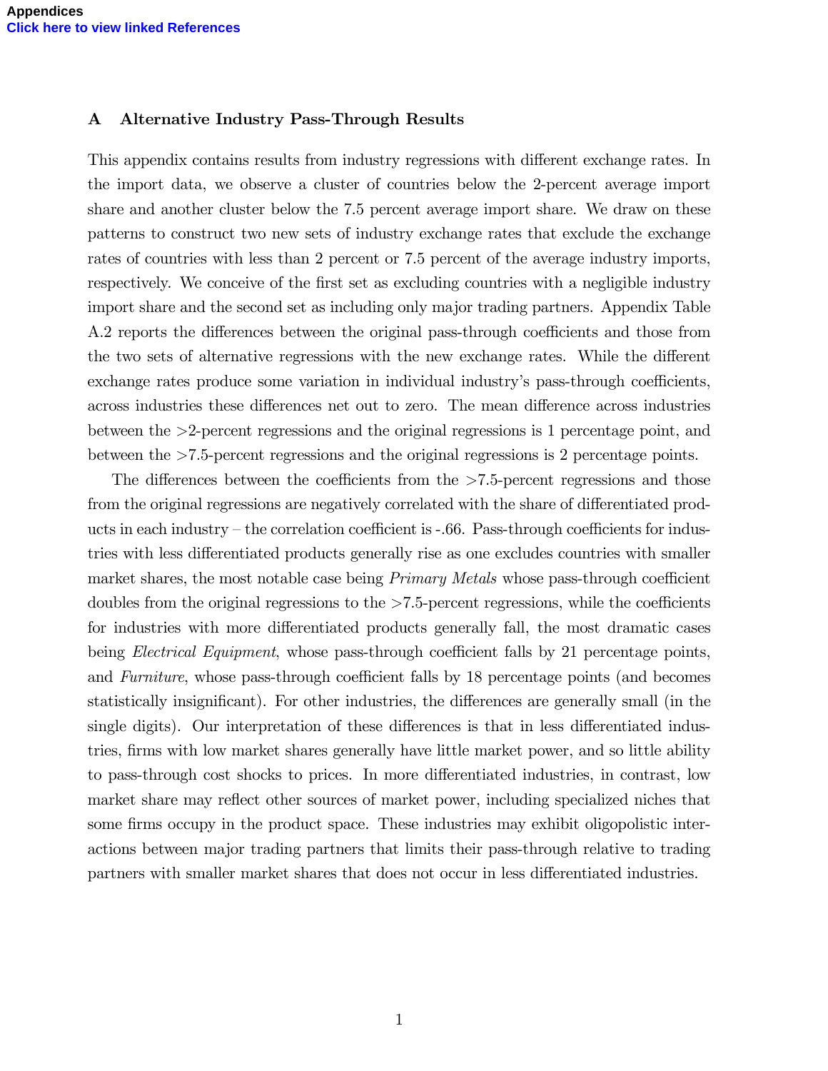# A Alternative Industry Pass-Through Results

This appendix contains results from industry regressions with different exchange rates. In the import data, we observe a cluster of countries below the 2-percent average import share and another cluster below the 7.5 percent average import share. We draw on these patterns to construct two new sets of industry exchange rates that exclude the exchange rates of countries with less than 2 percent or 7.5 percent of the average industry imports, respectively. We conceive of the first set as excluding countries with a negligible industry import share and the second set as including only major trading partners. Appendix Table A.2 reports the differences between the original pass-through coefficients and those from the two sets of alternative regressions with the new exchange rates. While the different exchange rates produce some variation in individual industry's pass-through coefficients, across industries these differences net out to zero. The mean difference across industries between the >2-percent regressions and the original regressions is 1 percentage point, and between the >7.5-percent regressions and the original regressions is 2 percentage points.

The differences between the coefficients from the >7.5-percent regressions and those from the original regressions are negatively correlated with the share of differentiated products in each industry – the correlation coefficient is -.66. Pass-through coefficients for industries with less differentiated products generally rise as one excludes countries with smaller market shares, the most notable case being *Primary Metals* whose pass-through coefficient doubles from the original regressions to the >7.5-percent regressions, while the coefficients for industries with more differentiated products generally fall, the most dramatic cases being *Electrical Equipment*, whose pass-through coefficient falls by 21 percentage points, and *Furniture*, whose pass-through coefficient falls by 18 percentage points (and becomes statistically insignificant). For other industries, the differences are generally small (in the single digits). Our interpretation of these differences is that in less differentiated industries, firms with low market shares generally have little market power, and so little ability to pass-through cost shocks to prices. In more differentiated industries, in contrast, low market share may reflect other sources of market power, including specialized niches that some firms occupy in the product space. These industries may exhibit oligopolistic interactions between major trading partners that limits their pass-through relative to trading partners with smaller market shares that does not occur in less differentiated industries.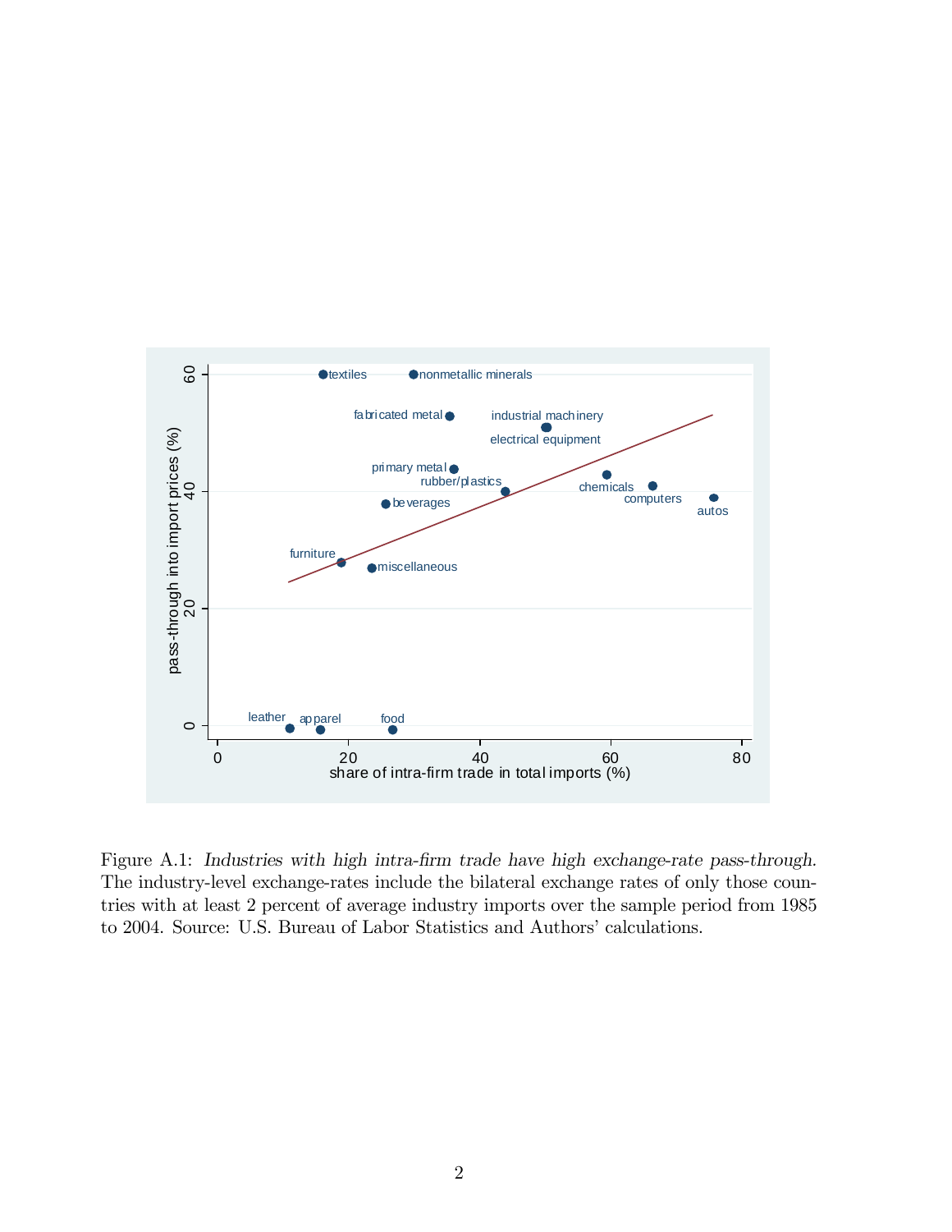Figure A.1: *Industries with high intra-firm trade have high exchange-rate pass-through.* The industry-level exchange-rates include the bilateral exchange rates of only those countries with at least 2 percent of average industry imports over the sample period from 1985 to 2004. Source: U.S. Bureau of Labor Statistics and Authors' calculations.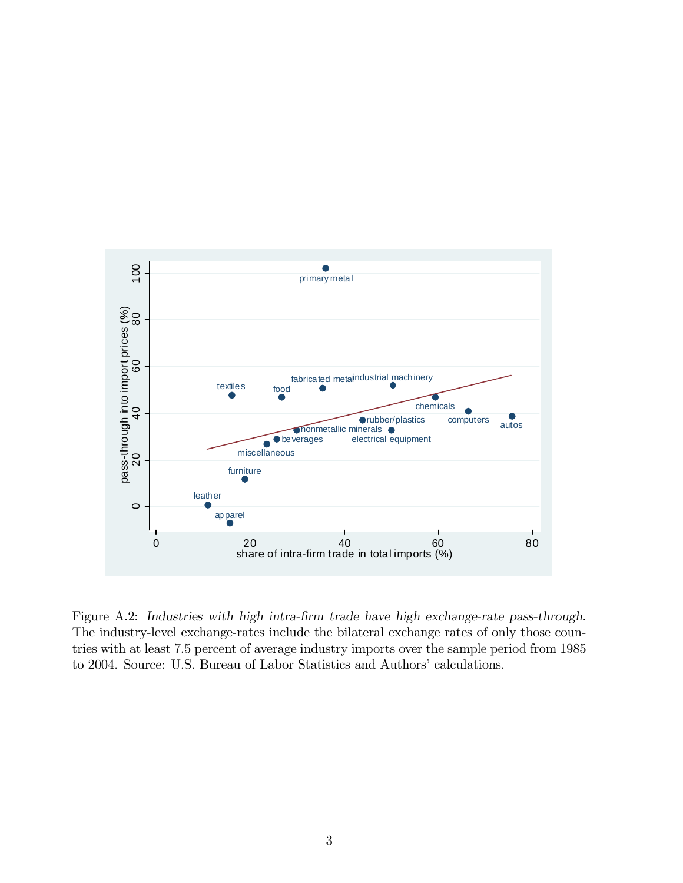Figure A.2: *Industries with high intra-firm trade have high exchange-rate pass-through.* The industry-level exchange-rates include the bilateral exchange rates of only those countries with at least 7.5 percent of average industry imports over the sample period from 1985 to 2004. Source: U.S. Bureau of Labor Statistics and Authors' calculations.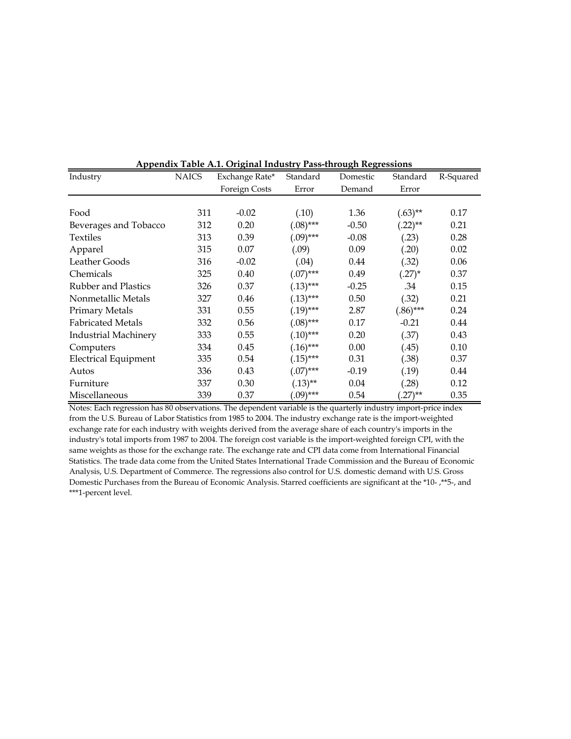**Appendix Table A.1. Original Industry Pass-through Regressions**

| Industry | NAICS | Exchange Rate* Foreign Costs | Standard Error | Domestic Demand | Standard Error | R-Squared |
|---|---|---|---|---|---|---|
| Food | 311 | -0.02 | (.10) | 1.36 | (.63)** | 0.17 |
| Beverages and Tobacco | 312 | 0.20 | (.08)*** | -0.50 | (.22)** | 0.21 |
| Textiles | 313 | 0.39 | (.09)*** | -0.08 | (.23) | 0.28 |
| Apparel | 315 | 0.07 | (.09) | 0.09 | (.20) | 0.02 |
| Leather Goods | 316 | -0.02 | (.04) | 0.44 | (.32) | 0.06 |
| Chemicals | 325 | 0.40 | (.07)*** | 0.49 | (.27)* | 0.37 |
| Rubber and Plastics | 326 | 0.37 | (.13)*** | -0.25 | .34 | 0.15 |
| Nonmetallic Metals | 327 | 0.46 | (.13)*** | 0.50 | (.32) | 0.21 |
| Primary Metals | 331 | 0.55 | (.19)*** | 2.87 | (.86)*** | 0.24 |
| Fabricated Metals | 332 | 0.56 | (.08)*** | 0.17 | -0.21 | 0.44 |
| Industrial Machinery | 333 | 0.55 | (.10)*** | 0.20 | (.37) | 0.43 |
| Computers | 334 | 0.45 | (.16)*** | 0.00 | (.45) | 0.10 |
| Electrical Equipment | 335 | 0.54 | (.15)*** | 0.31 | (.38) | 0.37 |
| Autos | 336 | 0.43 | (.07)*** | -0.19 | (.19) | 0.44 |
| Furniture | 337 | 0.30 | (.13)** | 0.04 | (.28) | 0.12 |
| Miscellaneous | 339 | 0.37 | (.09)*** | 0.54 | (.27)** | 0.35 |

Notes: Each regression has 80 observations. The dependent variable is the quarterly industry import-price index from the U.S. Bureau of Labor Statistics from 1985 to 2004. The industry exchange rate is the import-weighted exchange rate for each industry with weights derived from the average share of each country's imports in the industry's total imports from 1987 to 2004. The foreign cost variable is the import-weighted foreign CPI, with the same weights as those for the exchange rate. The exchange rate and CPI data come from International Financial Statistics. The trade data come from the United States International Trade Commission and the Bureau of Economic Analysis, U.S. Department of Commerce. The regressions also control for U.S. domestic demand with U.S. Gross Domestic Purchases from the Bureau of Economic Analysis. Starred coefficients are significant at the *10- ,**5-, and ***1-percent level.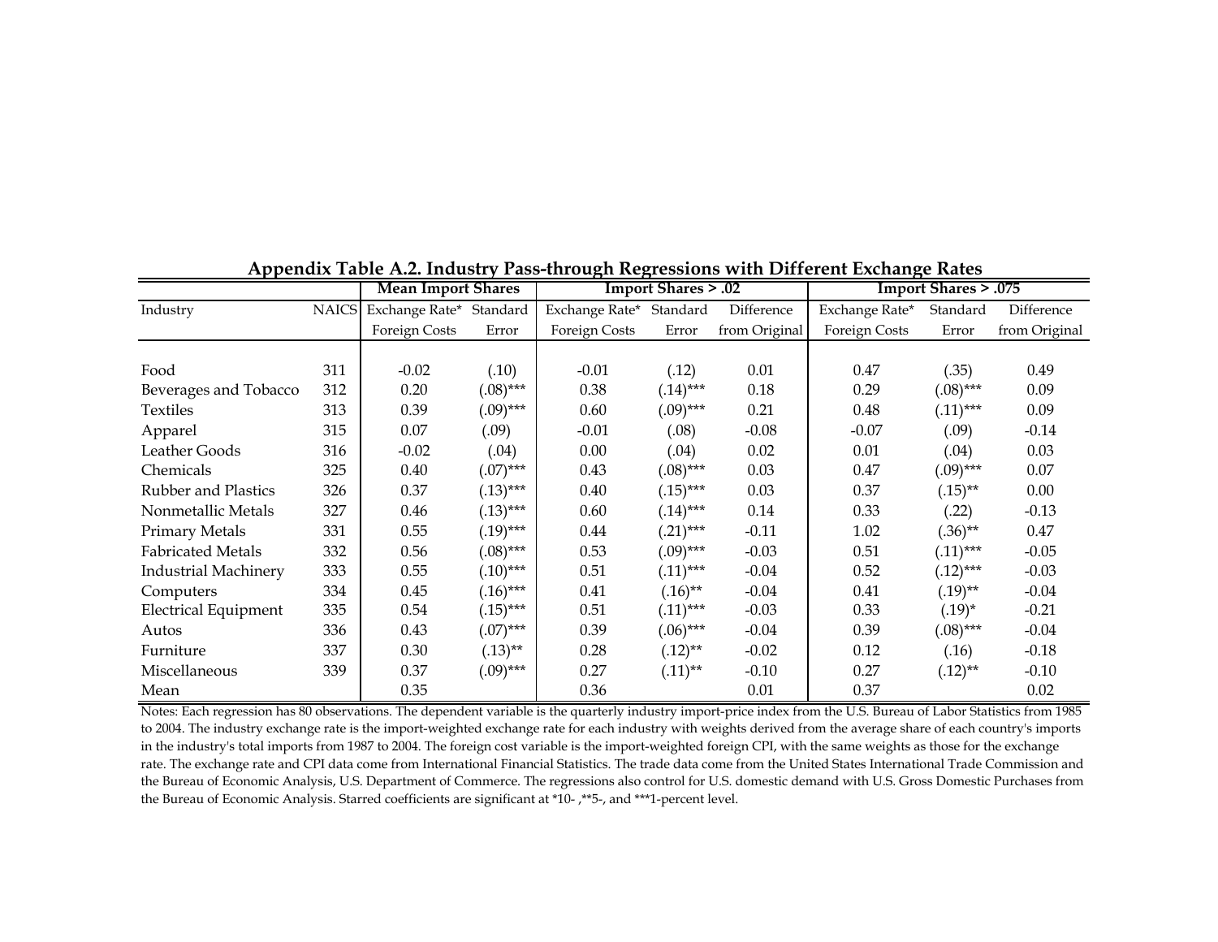## Appendix Table A.2. Industry Pass-through Regressions with Different Exchange Rates

| Industry | NAICS | Mean Import Shares | | Import Shares > .02 | | | Import Shares > .075 | | |
|---|---|---|---|---|---|---|---|---|---|
| | | Exchange Rate* Foreign Costs | Standard Error | Exchange Rate* Foreign Costs | Standard Error | Difference from Original | Exchange Rate* Foreign Costs | Standard Error | Difference from Original |
| Food | 311 | -0.02 | (.10) | -0.01 | (.12) | 0.01 | 0.47 | (.35) | 0.49 |
| Beverages and Tobacco | 312 | 0.20 | (.08)*** | 0.38 | (.14)*** | 0.18 | 0.29 | (.08)*** | 0.09 |
| Textiles | 313 | 0.39 | (.09)*** | 0.60 | (.09)*** | 0.21 | 0.48 | (.11)*** | 0.09 |
| Apparel | 315 | 0.07 | (.09) | -0.01 | (.08) | -0.08 | -0.07 | (.09) | -0.14 |
| Leather Goods | 316 | -0.02 | (.04) | 0.00 | (.04) | 0.02 | 0.01 | (.04) | 0.03 |
| Chemicals | 325 | 0.40 | (.07)*** | 0.43 | (.08)*** | 0.03 | 0.47 | (.09)*** | 0.07 |
| Rubber and Plastics | 326 | 0.37 | (.13)*** | 0.40 | (.15)*** | 0.03 | 0.37 | (.15)** | 0.00 |
| Nonmetallic Metals | 327 | 0.46 | (.13)*** | 0.60 | (.14)*** | 0.14 | 0.33 | (.22) | -0.13 |
| Primary Metals | 331 | 0.55 | (.19)*** | 0.44 | (.21)*** | -0.11 | 1.02 | (.36)** | 0.47 |
| Fabricated Metals | 332 | 0.56 | (.08)*** | 0.53 | (.09)*** | -0.03 | 0.51 | (.11)*** | -0.05 |
| Industrial Machinery | 333 | 0.55 | (.10)*** | 0.51 | (.11)*** | -0.04 | 0.52 | (.12)*** | -0.03 |
| Computers | 334 | 0.45 | (.16)*** | 0.41 | (.16)** | -0.04 | 0.41 | (.19)** | -0.04 |
| Electrical Equipment | 335 | 0.54 | (.15)*** | 0.51 | (.11)*** | -0.03 | 0.33 | (.19)* | -0.21 |
| Autos | 336 | 0.43 | (.07)*** | 0.39 | (.06)*** | -0.04 | 0.39 | (.08)*** | -0.04 |
| Furniture | 337 | 0.30 | (.13)** | 0.28 | (.12)** | -0.02 | 0.12 | (.16) | -0.18 |
| Miscellaneous | 339 | 0.37 | (.09)*** | 0.27 | (.11)** | -0.10 | 0.27 | (.12)** | -0.10 |
| Mean | | 0.35 | | 0.36 | | 0.01 | 0.37 | | 0.02 |

Notes: Each regression has 80 observations. The dependent variable is the quarterly industry import-price index from the U.S. Bureau of Labor Statistics from 1985 to 2004. The industry exchange rate is the import-weighted exchange rate for each industry with weights derived from the average share of each country's imports in the industry's total imports from 1987 to 2004. The foreign cost variable is the import-weighted foreign CPI, with the same weights as those for the exchange rate. The exchange rate and CPI data come from International Financial Statistics. The trade data come from the United States International Trade Commission and the Bureau of Economic Analysis, U.S. Department of Commerce. The regressions also control for U.S. domestic demand with U.S. Gross Domestic Purchases from the Bureau of Economic Analysis. Starred coefficients are significant at *10- ,**5-, and ***1-percent level.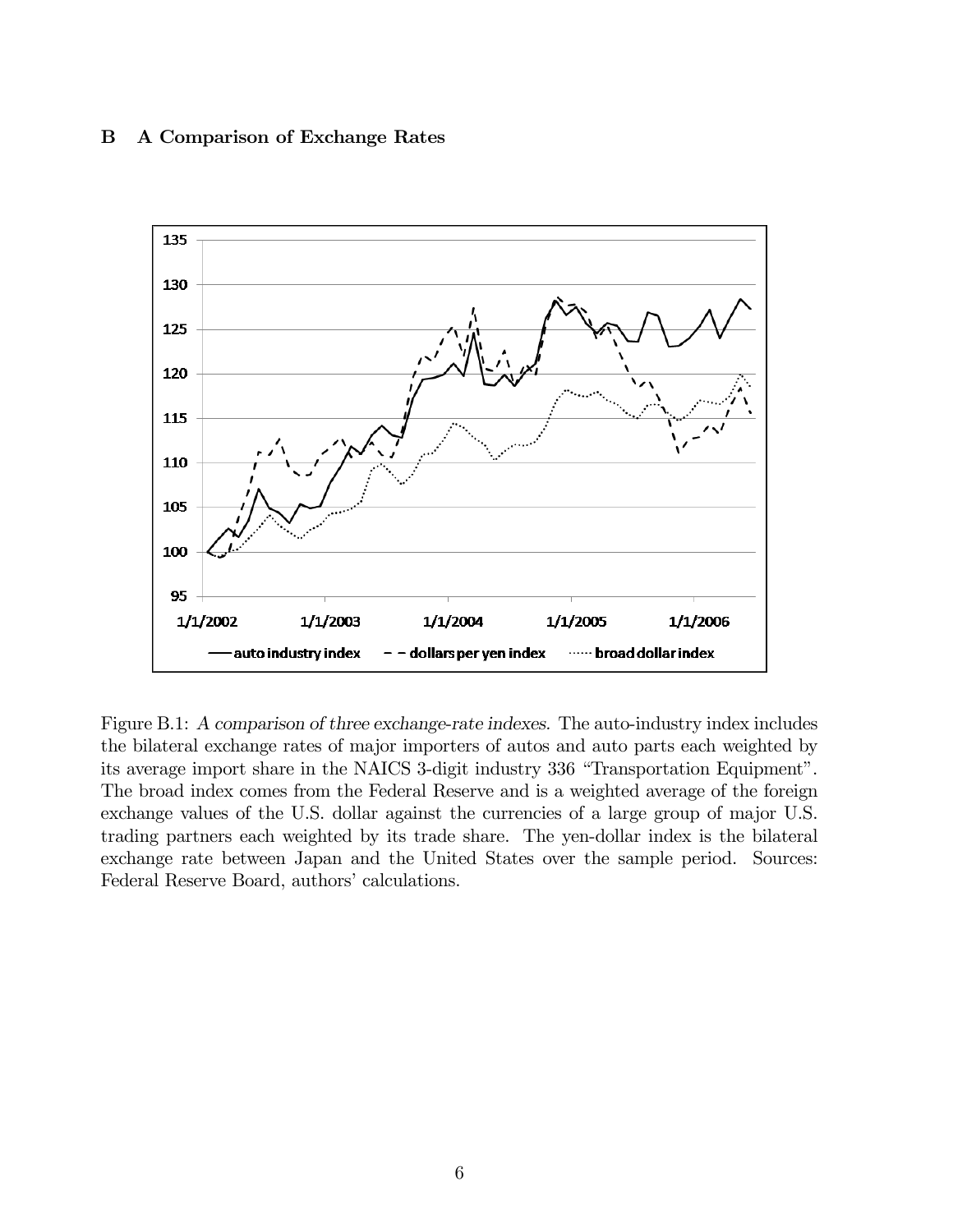## B A Comparison of Exchange Rates

Figure B.1: *A comparison of three exchange-rate indexes.* The auto-industry index includes the bilateral exchange rates of major importers of autos and auto parts each weighted by its average import share in the NAICS 3-digit industry 336 "Transportation Equipment". The broad index comes from the Federal Reserve and is a weighted average of the foreign exchange values of the U.S. dollar against the currencies of a large group of major U.S. trading partners each weighted by its trade share. The yen-dollar index is the bilateral exchange rate between Japan and the United States over the sample period. Sources: Federal Reserve Board, authors' calculations.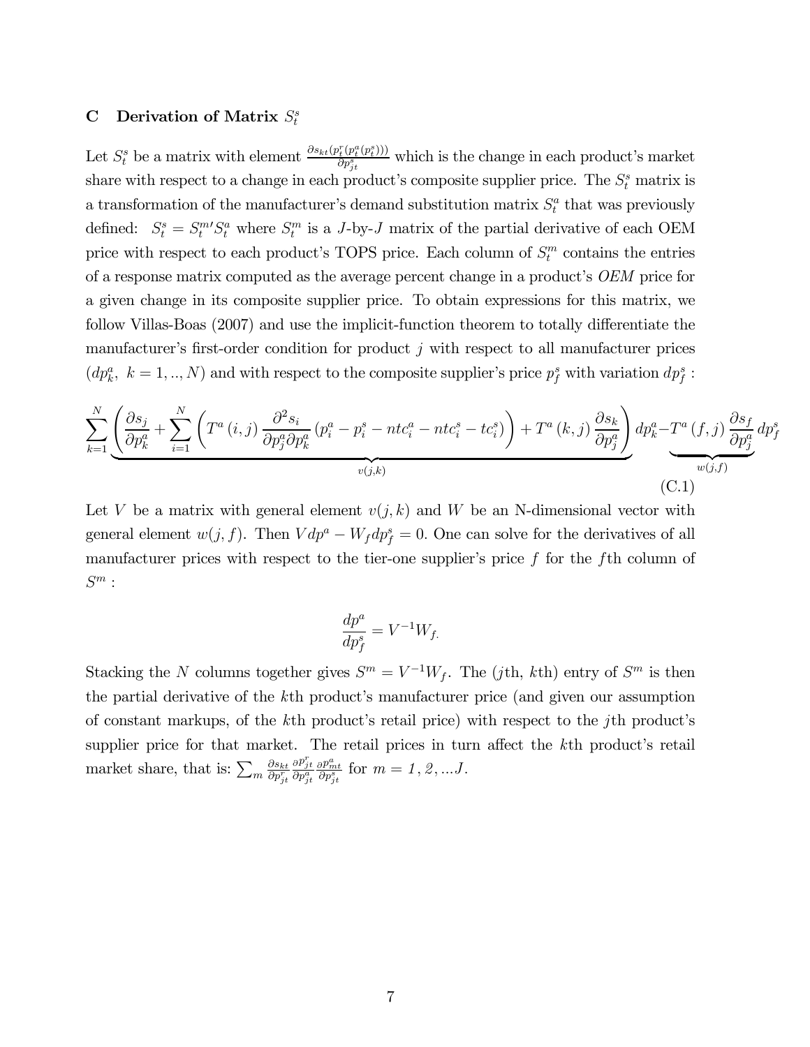## C Derivation of Matrix $S_t^s$

Let $S_t^s$ be a matrix with element $\frac{\partial s_{kt}(p_t^r(p_t^a(p_t^s)))}{\partial p_{jt}^s}$ which is the change in each product's market share with respect to a change in each product's composite supplier price. The $S_t^s$ matrix is a transformation of the manufacturer's demand substitution matrix $S_t^a$ that was previously defined: $S_t^s = S_t^{m\prime} S_t^a$ where $S_t^m$ is a $J$-by-$J$ matrix of the partial derivative of each OEM price with respect to each product's TOPS price. Each column of $S_t^m$ contains the entries of a response matrix computed as the average percent change in a product's *OEM* price for a given change in its composite supplier price. To obtain expressions for this matrix, we follow Villas-Boas (2007) and use the implicit-function theorem to totally differentiate the manufacturer's first-order condition for product $j$ with respect to all manufacturer prices ($dp_k^a$, $k = 1, .., N$) and with respect to the composite supplier's price $p_f^s$ with variation $dp_f^s$ :

$$\sum_{k=1}^{N} \underbrace{\left( \frac{\partial s_j}{\partial p_k^a} + \sum_{i=1}^{N} \left( T^a(i,j) \frac{\partial^2 s_i}{\partial p_j^a \partial p_k^a} \left(p_i^a - p_i^s - ntc_i^a - ntc_i^s - tc_i^s\right) \right) + T^a(k,j) \frac{\partial s_k}{\partial p_j^a} \right)}_{v(j,k)} dp_k^a - \underbrace{T^a(f,j) \frac{\partial s_f}{\partial p_j^a}}_{w(j,f)} dp_f^s \tag{C.1}$$

Let $V$ be a matrix with general element $v(j,k)$ and $W$ be an N-dimensional vector with general element $w(j,f)$. Then $V dp^a - W_f dp_f^s = 0$. One can solve for the derivatives of all manufacturer prices with respect to the tier-one supplier's price $f$ for the $f$th column of $S^m$ :

$$\frac{dp^a}{dp_f^s} = V^{-1} W_{f.}$$

Stacking the $N$ columns together gives $S^m = V^{-1} W_f$. The ($j$th, $k$th) entry of $S^m$ is then the partial derivative of the $k$th product's manufacturer price (and given our assumption of constant markups, of the $k$th product's retail price) with respect to the $j$th product's supplier price for that market. The retail prices in turn affect the $k$th product's retail market share, that is: $\sum_m \frac{\partial s_{kt}}{\partial p_{jt}^r} \frac{\partial p_{jt}^r}{\partial p_{jt}^a} \frac{\partial p_{mt}^a}{\partial p_{jt}^s}$ for $m = 1, 2, ...J$.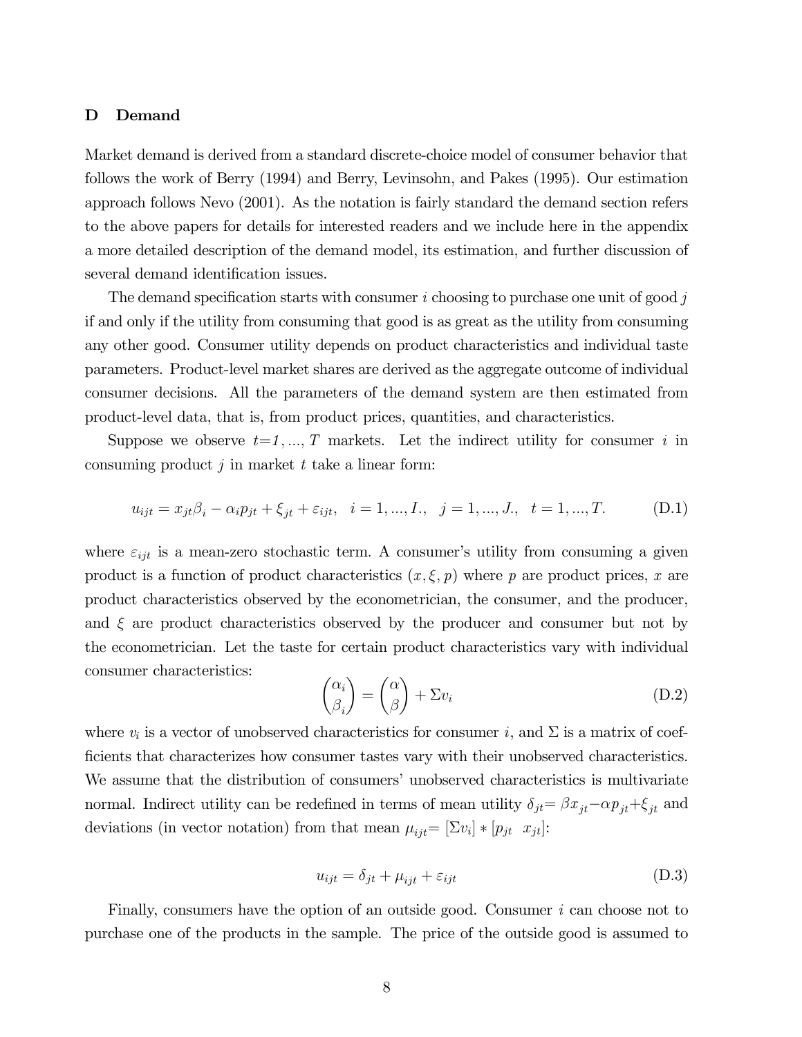## D Demand

Market demand is derived from a standard discrete-choice model of consumer behavior that follows the work of Berry (1994) and Berry, Levinsohn, and Pakes (1995). Our estimation approach follows Nevo (2001). As the notation is fairly standard the demand section refers to the above papers for details for interested readers and we include here in the appendix a more detailed description of the demand model, its estimation, and further discussion of several demand identification issues.

The demand specification starts with consumer $i$ choosing to purchase one unit of good $j$ if and only if the utility from consuming that good is as great as the utility from consuming any other good. Consumer utility depends on product characteristics and individual taste parameters. Product-level market shares are derived as the aggregate outcome of individual consumer decisions. All the parameters of the demand system are then estimated from product-level data, that is, from product prices, quantities, and characteristics.

Suppose we observe $t$=$1,...,T$ markets. Let the indirect utility for consumer $i$ in consuming product $j$ in market $t$ take a linear form:

$$u_{ijt} = x_{jt}\beta_i - \alpha_i p_{jt} + \xi_{jt} + \varepsilon_{ijt}, \quad i = 1,...,I., \quad j = 1,...,J., \quad t = 1,...,T. \tag{D.1}$$

where $\varepsilon_{ijt}$ is a mean-zero stochastic term. A consumer's utility from consuming a given product is a function of product characteristics $(x, \xi, p)$ where $p$ are product prices, $x$ are product characteristics observed by the econometrician, the consumer, and the producer, and $\xi$ are product characteristics observed by the producer and consumer but not by the econometrician. Let the taste for certain product characteristics vary with individual consumer characteristics:

$$\begin{pmatrix} \alpha_i \\ \beta_i \end{pmatrix} = \begin{pmatrix} \alpha \\ \beta \end{pmatrix} + \Sigma v_i \tag{D.2}$$

where $v_i$ is a vector of unobserved characteristics for consumer $i$, and $\Sigma$ is a matrix of coefficients that characterizes how consumer tastes vary with their unobserved characteristics. We assume that the distribution of consumers' unobserved characteristics is multivariate normal. Indirect utility can be redefined in terms of mean utility $\delta_{jt}$= $\beta x_{jt}$−$\alpha p_{jt}$+$\xi_{jt}$ and deviations (in vector notation) from that mean $\mu_{ijt}$= $[\Sigma v_i] * [p_{jt} \;\; x_{jt}]$:

$$u_{ijt} = \delta_{jt} + \mu_{ijt} + \varepsilon_{ijt} \tag{D.3}$$

Finally, consumers have the option of an outside good. Consumer $i$ can choose not to purchase one of the products in the sample. The price of the outside good is assumed to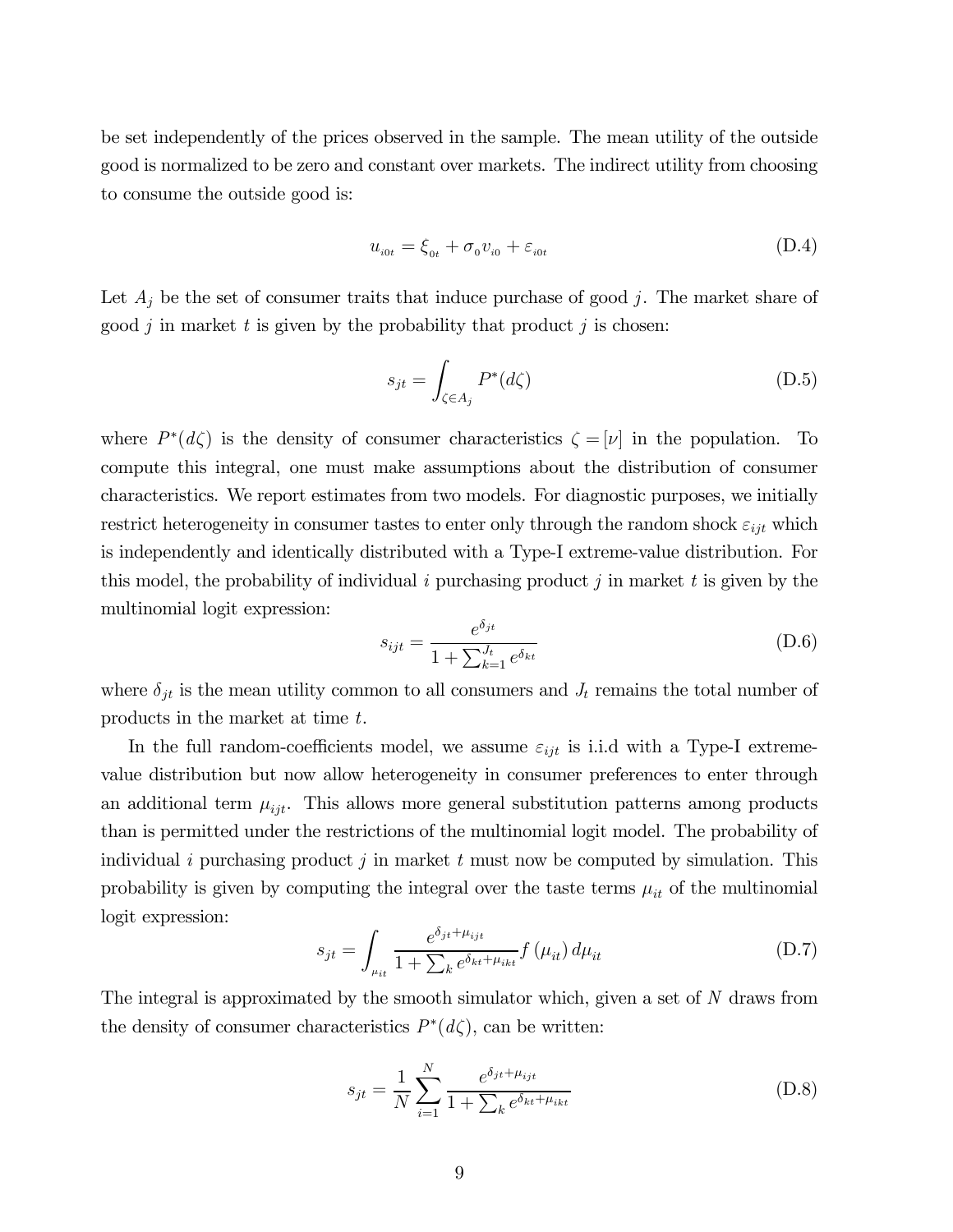be set independently of the prices observed in the sample. The mean utility of the outside good is normalized to be zero and constant over markets. The indirect utility from choosing to consume the outside good is:

$$u_{i0t} = \xi_{0t} + \sigma_0 v_{i0} + \varepsilon_{i0t} \tag{D.4}$$

Let $A_j$ be the set of consumer traits that induce purchase of good $j$. The market share of good $j$ in market $t$ is given by the probability that product $j$ is chosen:

$$s_{jt} = \int_{\zeta \in A_j} P^*(d\zeta) \tag{D.5}$$

where $P^*(d\zeta)$ is the density of consumer characteristics $\zeta = [\nu]$ in the population. To compute this integral, one must make assumptions about the distribution of consumer characteristics. We report estimates from two models. For diagnostic purposes, we initially restrict heterogeneity in consumer tastes to enter only through the random shock $\varepsilon_{ijt}$ which is independently and identically distributed with a Type-I extreme-value distribution. For this model, the probability of individual $i$ purchasing product $j$ in market $t$ is given by the multinomial logit expression:

$$s_{ijt} = \frac{e^{\delta_{jt}}}{1 + \sum_{k=1}^{J_t} e^{\delta_{kt}}} \tag{D.6}$$

where $\delta_{jt}$ is the mean utility common to all consumers and $J_t$ remains the total number of products in the market at time $t$.

In the full random-coefficients model, we assume $\varepsilon_{ijt}$ is i.i.d with a Type-I extreme-value distribution but now allow heterogeneity in consumer preferences to enter through an additional term $\mu_{ijt}$. This allows more general substitution patterns among products than is permitted under the restrictions of the multinomial logit model. The probability of individual $i$ purchasing product $j$ in market $t$ must now be computed by simulation. This probability is given by computing the integral over the taste terms $\mu_{it}$ of the multinomial logit expression:

$$s_{jt} = \int_{\mu_{it}} \frac{e^{\delta_{jt} + \mu_{ijt}}}{1 + \sum_k e^{\delta_{kt} + \mu_{ikt}}} f(\mu_{it})\, d\mu_{it} \tag{D.7}$$

The integral is approximated by the smooth simulator which, given a set of $N$ draws from the density of consumer characteristics $P^*(d\zeta)$, can be written:

$$s_{jt} = \frac{1}{N} \sum_{i=1}^{N} \frac{e^{\delta_{jt} + \mu_{ijt}}}{1 + \sum_k e^{\delta_{kt} + \mu_{ikt}}} \tag{D.8}$$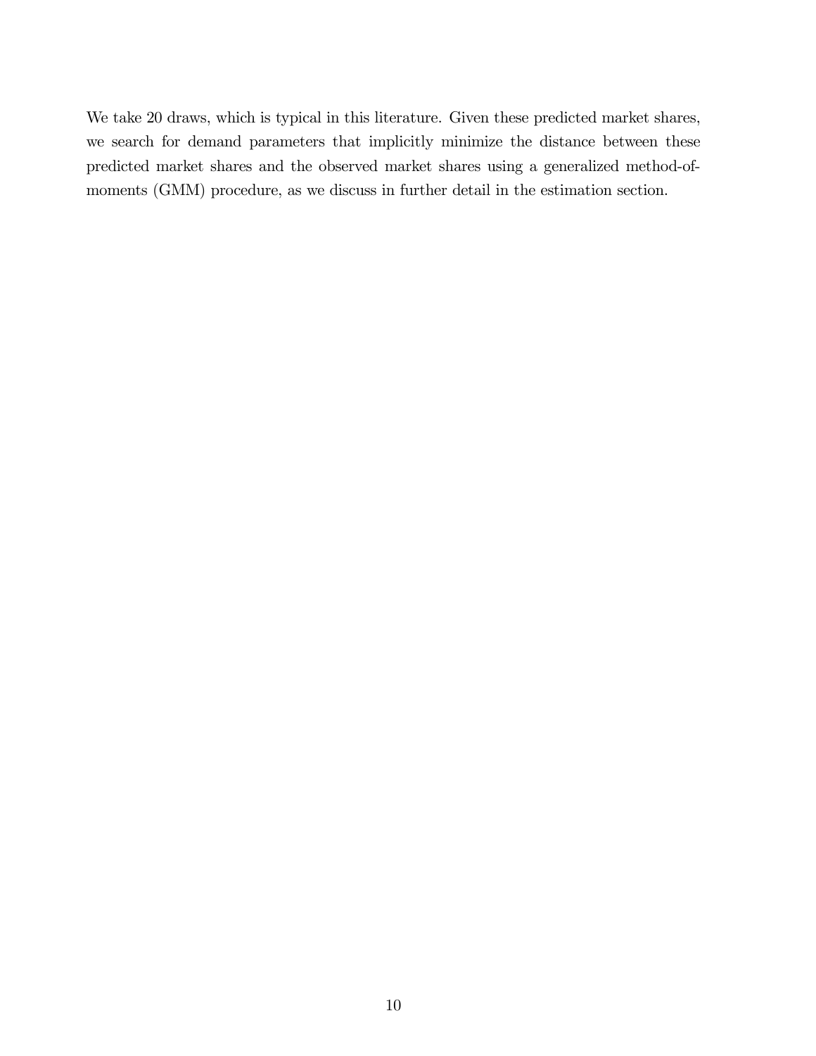We take 20 draws, which is typical in this literature. Given these predicted market shares, we search for demand parameters that implicitly minimize the distance between these predicted market shares and the observed market shares using a generalized method-of-moments (GMM) procedure, as we discuss in further detail in the estimation section.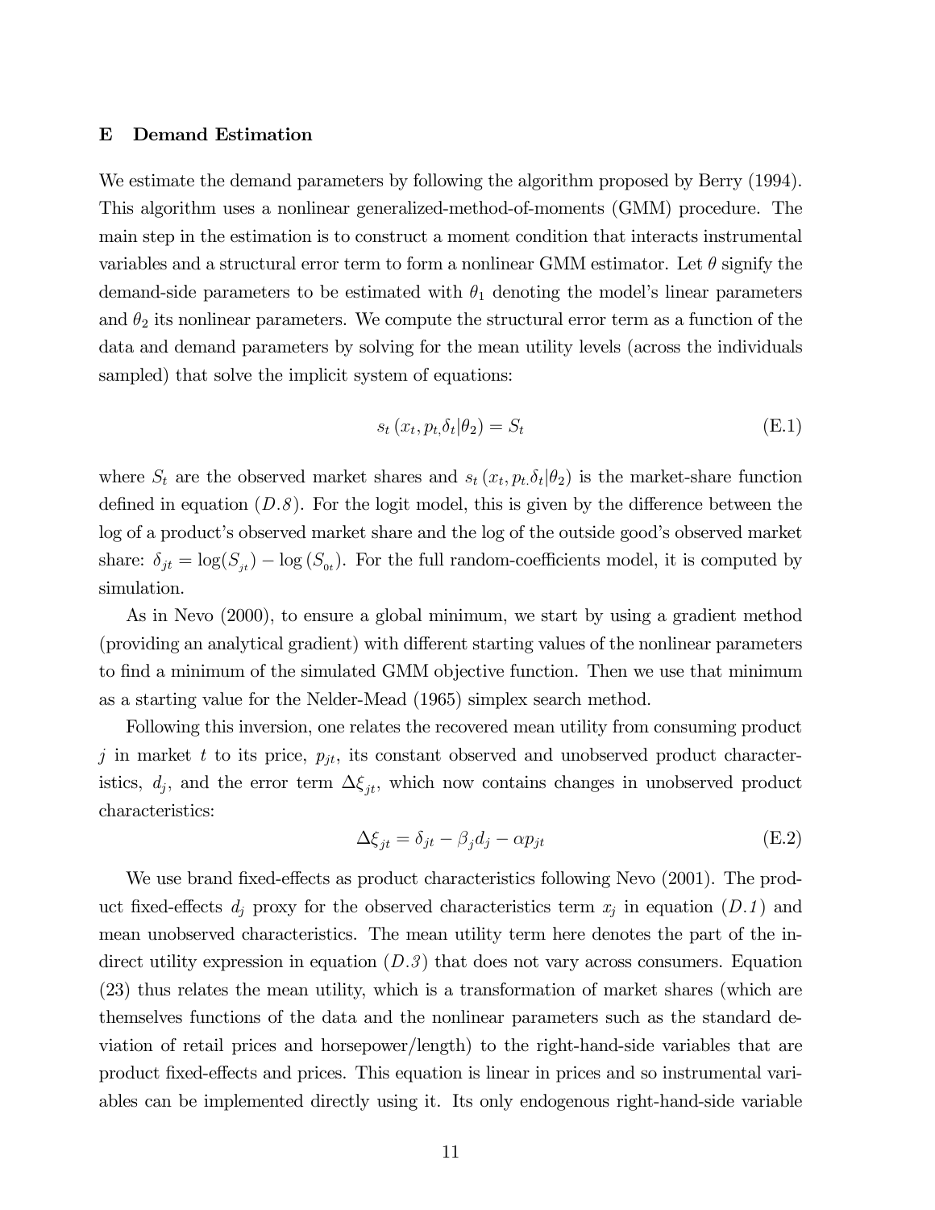## E Demand Estimation

We estimate the demand parameters by following the algorithm proposed by Berry (1994). This algorithm uses a nonlinear generalized-method-of-moments (GMM) procedure. The main step in the estimation is to construct a moment condition that interacts instrumental variables and a structural error term to form a nonlinear GMM estimator. Let $\theta$ signify the demand-side parameters to be estimated with $\theta_1$ denoting the model's linear parameters and $\theta_2$ its nonlinear parameters. We compute the structural error term as a function of the data and demand parameters by solving for the mean utility levels (across the individuals sampled) that solve the implicit system of equations:

$$s_t\left(x_t, p_{t,}\delta_t|\theta_2\right) = S_t \tag{E.1}$$

where $S_t$ are the observed market shares and $s_t\left(x_t, p_{t.}\delta_t|\theta_2\right)$ is the market-share function defined in equation $(D.8)$. For the logit model, this is given by the difference between the log of a product's observed market share and the log of the outside good's observed market share: $\delta_{jt} = \log(S_{jt}) - \log\left(S_{0t}\right)$. For the full random-coefficients model, it is computed by simulation.

As in Nevo (2000), to ensure a global minimum, we start by using a gradient method (providing an analytical gradient) with different starting values of the nonlinear parameters to find a minimum of the simulated GMM objective function. Then we use that minimum as a starting value for the Nelder-Mead (1965) simplex search method.

Following this inversion, one relates the recovered mean utility from consuming product $j$ in market $t$ to its price, $p_{jt}$, its constant observed and unobserved product characteristics, $d_j$, and the error term $\Delta\xi_{jt}$, which now contains changes in unobserved product characteristics:

$$\Delta\xi_{jt} = \delta_{jt} - \beta_j d_j - \alpha p_{jt} \tag{E.2}$$

We use brand fixed-effects as product characteristics following Nevo (2001). The product fixed-effects $d_j$ proxy for the observed characteristics term $x_j$ in equation $(D.1)$ and mean unobserved characteristics. The mean utility term here denotes the part of the indirect utility expression in equation $(D.3)$ that does not vary across consumers. Equation (23) thus relates the mean utility, which is a transformation of market shares (which are themselves functions of the data and the nonlinear parameters such as the standard deviation of retail prices and horsepower/length) to the right-hand-side variables that are product fixed-effects and prices. This equation is linear in prices and so instrumental variables can be implemented directly using it. Its only endogenous right-hand-side variable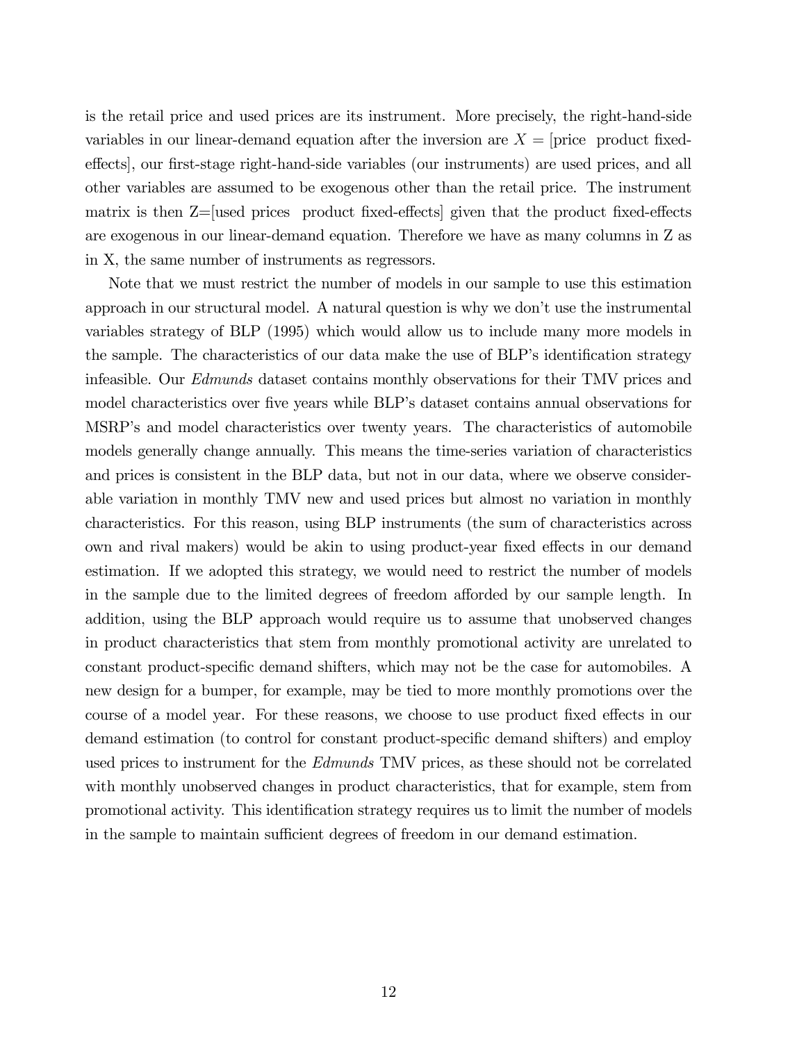is the retail price and used prices are its instrument. More precisely, the right-hand-side variables in our linear-demand equation after the inversion are $X =$ [price product fixed-effects], our first-stage right-hand-side variables (our instruments) are used prices, and all other variables are assumed to be exogenous other than the retail price. The instrument matrix is then Z=[used prices product fixed-effects] given that the product fixed-effects are exogenous in our linear-demand equation. Therefore we have as many columns in Z as in X, the same number of instruments as regressors.

Note that we must restrict the number of models in our sample to use this estimation approach in our structural model. A natural question is why we don't use the instrumental variables strategy of BLP (1995) which would allow us to include many more models in the sample. The characteristics of our data make the use of BLP's identification strategy infeasible. Our *Edmunds* dataset contains monthly observations for their TMV prices and model characteristics over five years while BLP's dataset contains annual observations for MSRP's and model characteristics over twenty years. The characteristics of automobile models generally change annually. This means the time-series variation of characteristics and prices is consistent in the BLP data, but not in our data, where we observe considerable variation in monthly TMV new and used prices but almost no variation in monthly characteristics. For this reason, using BLP instruments (the sum of characteristics across own and rival makers) would be akin to using product-year fixed effects in our demand estimation. If we adopted this strategy, we would need to restrict the number of models in the sample due to the limited degrees of freedom afforded by our sample length. In addition, using the BLP approach would require us to assume that unobserved changes in product characteristics that stem from monthly promotional activity are unrelated to constant product-specific demand shifters, which may not be the case for automobiles. A new design for a bumper, for example, may be tied to more monthly promotions over the course of a model year. For these reasons, we choose to use product fixed effects in our demand estimation (to control for constant product-specific demand shifters) and employ used prices to instrument for the *Edmunds* TMV prices, as these should not be correlated with monthly unobserved changes in product characteristics, that for example, stem from promotional activity. This identification strategy requires us to limit the number of models in the sample to maintain sufficient degrees of freedom in our demand estimation.